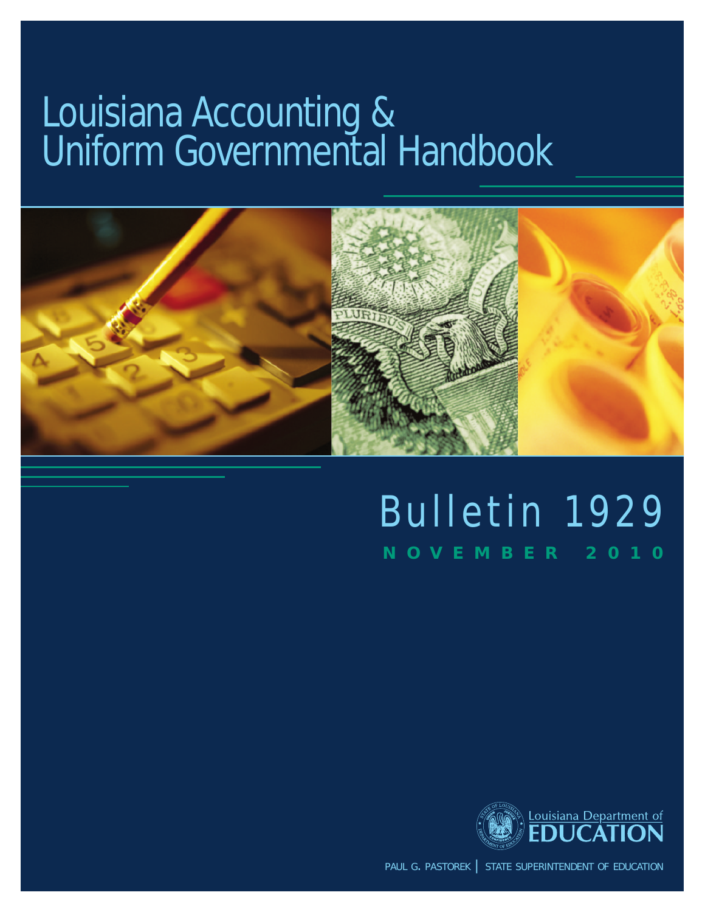# Louisiana Accounting & Uniform Governmental Handbook

# Bulletin 1929

**NOVEMBER 2010**

Louisiana Department of EDUCATION

PAUL G. PASTOREK | STATE SUPERINTENDENT OF EDUCATION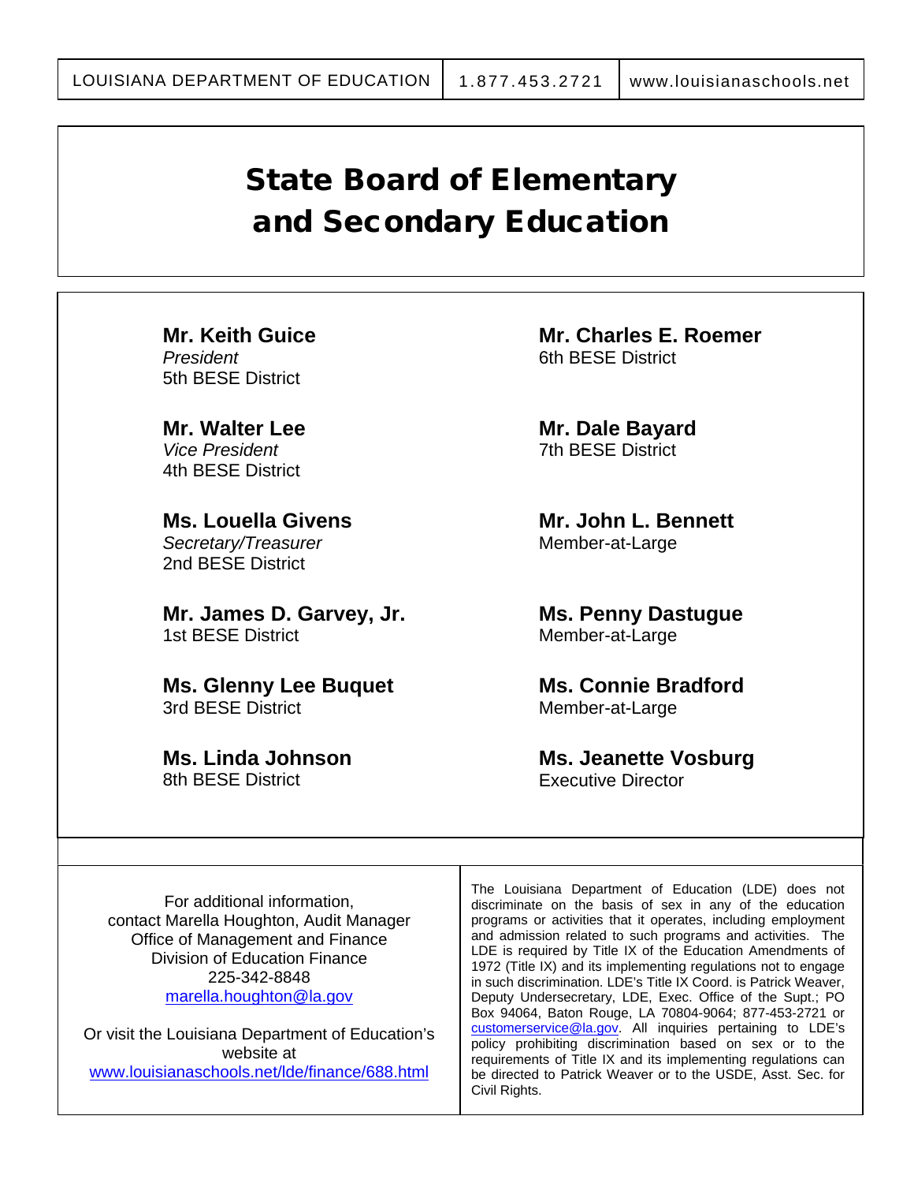LOUISIANA DEPARTMENT OF EDUCATION | 1.877.453.2721 | www.louisianaschools.net

# State Board of Elementary and Secondary Education

**Mr. Keith Guice**
*President*
5th BESE District

**Mr. Walter Lee**
*Vice President*
4th BESE District

**Ms. Louella Givens**
*Secretary/Treasurer*
2nd BESE District

**Mr. James D. Garvey, Jr.**
1st BESE District

**Ms. Glenny Lee Buquet**
3rd BESE District

**Ms. Linda Johnson**
8th BESE District

**Mr. Charles E. Roemer**
6th BESE District

**Mr. Dale Bayard**
7th BESE District

**Mr. John L. Bennett**
Member-at-Large

**Ms. Penny Dastugue**
Member-at-Large

**Ms. Connie Bradford**
Member-at-Large

**Ms. Jeanette Vosburg**
Executive Director

For additional information,
contact Marella Houghton, Audit Manager
Office of Management and Finance
Division of Education Finance
225-342-8848
marella.houghton@la.gov

Or visit the Louisiana Department of Education's website at
www.louisianaschools.net/lde/finance/688.html

The Louisiana Department of Education (LDE) does not discriminate on the basis of sex in any of the education programs or activities that it operates, including employment and admission related to such programs and activities. The LDE is required by Title IX of the Education Amendments of 1972 (Title IX) and its implementing regulations not to engage in such discrimination. LDE's Title IX Coord. is Patrick Weaver, Deputy Undersecretary, LDE, Exec. Office of the Supt.; PO Box 94064, Baton Rouge, LA 70804-9064; 877-453-2721 or customerservice@la.gov. All inquiries pertaining to LDE's policy prohibiting discrimination based on sex or to the requirements of Title IX and its implementing regulations can be directed to Patrick Weaver or to the USDE, Asst. Sec. for Civil Rights.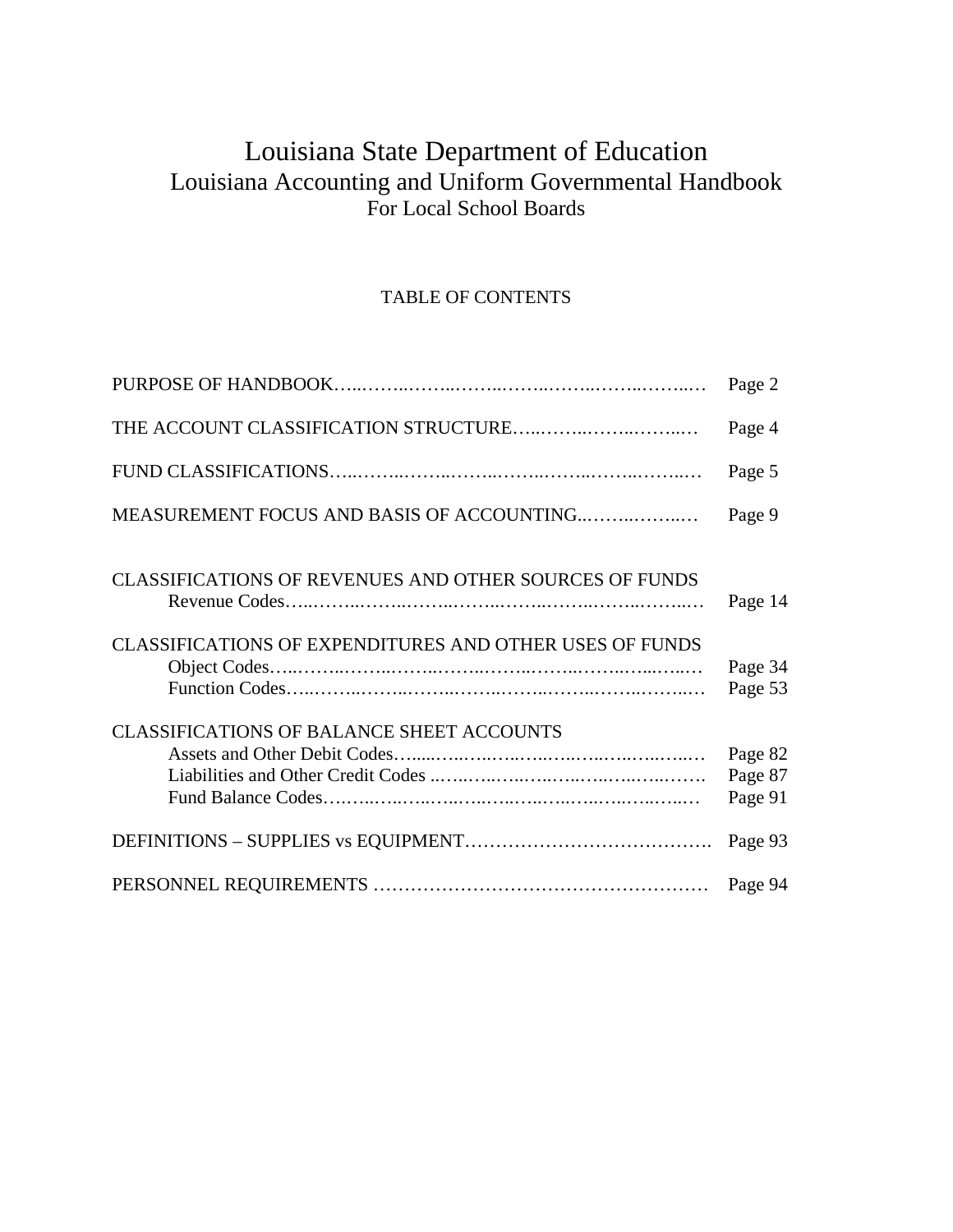# Louisiana State Department of Education

## Louisiana Accounting and Uniform Governmental Handbook

### For Local School Boards

TABLE OF CONTENTS

| | |
|---|---|
| PURPOSE OF HANDBOOK | Page 2 |
| THE ACCOUNT CLASSIFICATION STRUCTURE | Page 4 |
| FUND CLASSIFICATIONS | Page 5 |
| MEASUREMENT FOCUS AND BASIS OF ACCOUNTING | Page 9 |
| CLASSIFICATIONS OF REVENUES AND OTHER SOURCES OF FUNDS | |
| Revenue Codes | Page 14 |
| CLASSIFICATIONS OF EXPENDITURES AND OTHER USES OF FUNDS | |
| Object Codes | Page 34 |
| Function Codes | Page 53 |
| CLASSIFICATIONS OF BALANCE SHEET ACCOUNTS | |
| Assets and Other Debit Codes | Page 82 |
| Liabilities and Other Credit Codes | Page 87 |
| Fund Balance Codes | Page 91 |
| DEFINITIONS – SUPPLIES vs EQUIPMENT | Page 93 |
| PERSONNEL REQUIREMENTS | Page 94 |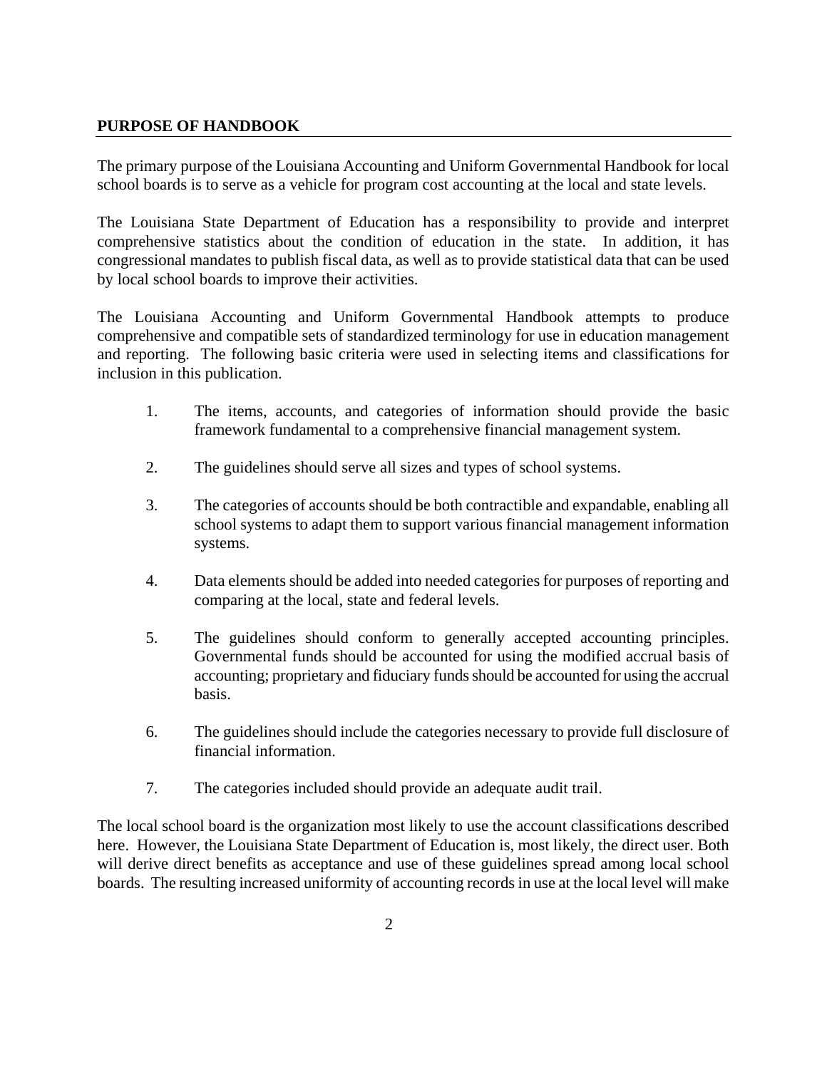## PURPOSE OF HANDBOOK

The primary purpose of the Louisiana Accounting and Uniform Governmental Handbook for local school boards is to serve as a vehicle for program cost accounting at the local and state levels.

The Louisiana State Department of Education has a responsibility to provide and interpret comprehensive statistics about the condition of education in the state. In addition, it has congressional mandates to publish fiscal data, as well as to provide statistical data that can be used by local school boards to improve their activities.

The Louisiana Accounting and Uniform Governmental Handbook attempts to produce comprehensive and compatible sets of standardized terminology for use in education management and reporting. The following basic criteria were used in selecting items and classifications for inclusion in this publication.

1. The items, accounts, and categories of information should provide the basic framework fundamental to a comprehensive financial management system.

2. The guidelines should serve all sizes and types of school systems.

3. The categories of accounts should be both contractible and expandable, enabling all school systems to adapt them to support various financial management information systems.

4. Data elements should be added into needed categories for purposes of reporting and comparing at the local, state and federal levels.

5. The guidelines should conform to generally accepted accounting principles. Governmental funds should be accounted for using the modified accrual basis of accounting; proprietary and fiduciary funds should be accounted for using the accrual basis.

6. The guidelines should include the categories necessary to provide full disclosure of financial information.

7. The categories included should provide an adequate audit trail.

The local school board is the organization most likely to use the account classifications described here. However, the Louisiana State Department of Education is, most likely, the direct user. Both will derive direct benefits as acceptance and use of these guidelines spread among local school boards. The resulting increased uniformity of accounting records in use at the local level will make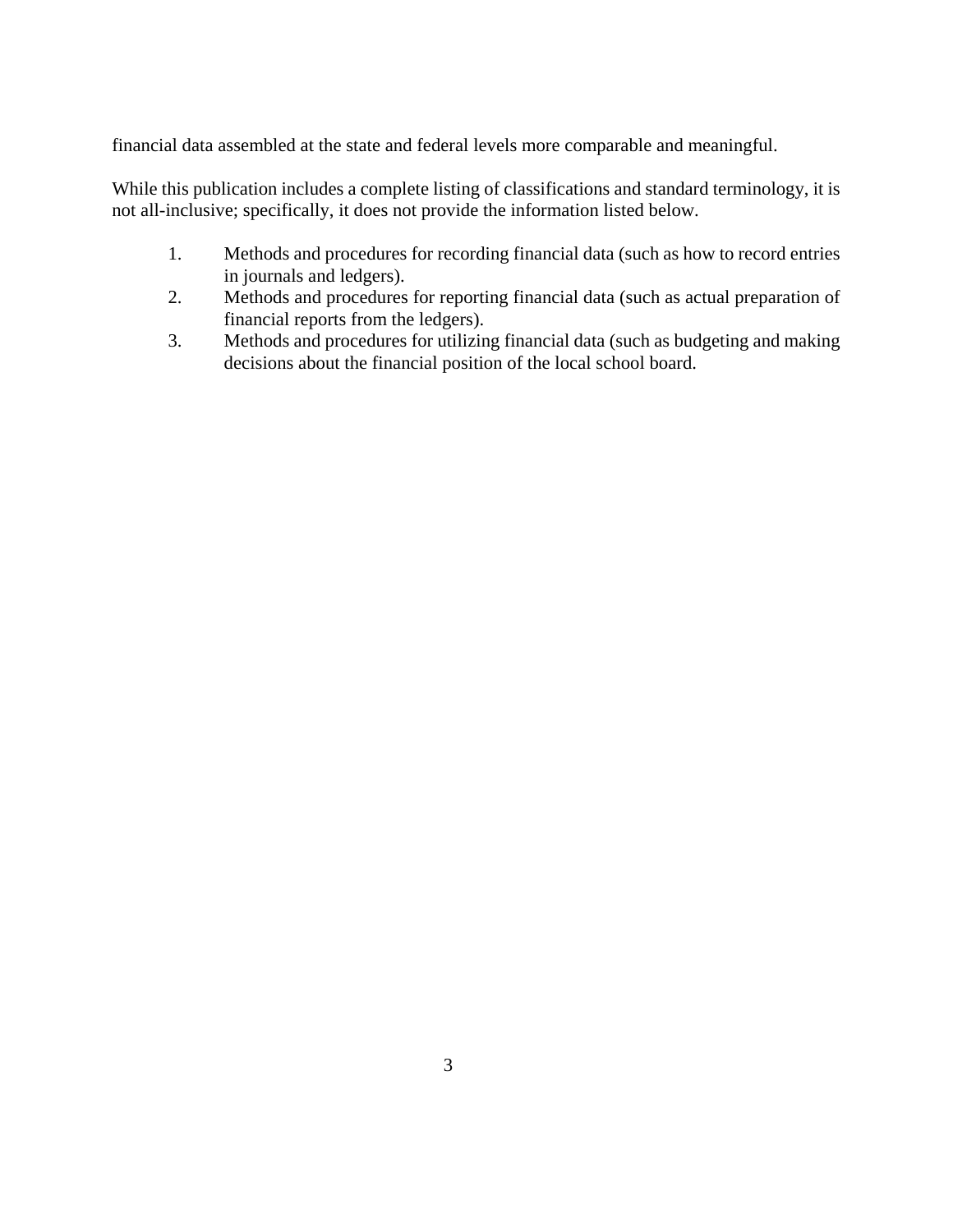financial data assembled at the state and federal levels more comparable and meaningful.

While this publication includes a complete listing of classifications and standard terminology, it is not all-inclusive; specifically, it does not provide the information listed below.

1. Methods and procedures for recording financial data (such as how to record entries in journals and ledgers).
2. Methods and procedures for reporting financial data (such as actual preparation of financial reports from the ledgers).
3. Methods and procedures for utilizing financial data (such as budgeting and making decisions about the financial position of the local school board.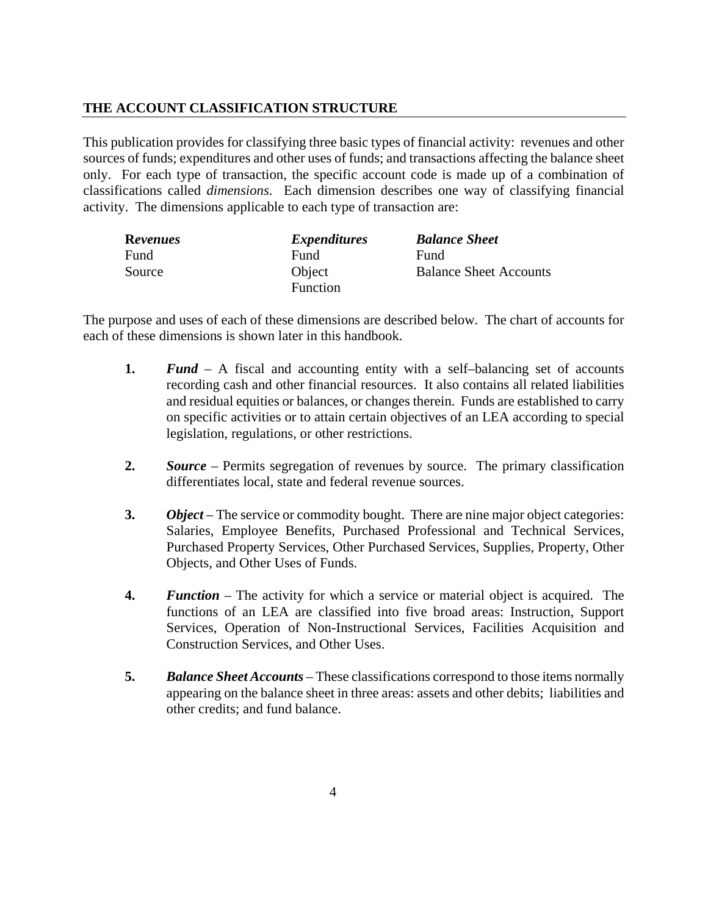## THE ACCOUNT CLASSIFICATION STRUCTURE

This publication provides for classifying three basic types of financial activity: revenues and other sources of funds; expenditures and other uses of funds; and transactions affecting the balance sheet only. For each type of transaction, the specific account code is made up of a combination of classifications called *dimensions*. Each dimension describes one way of classifying financial activity. The dimensions applicable to each type of transaction are:

| ***Revenues*** | ***Expenditures*** | ***Balance Sheet*** |
|---|---|---|
| Fund | Fund | Fund |
| Source | Object | Balance Sheet Accounts |
| | Function | |

The purpose and uses of each of these dimensions are described below. The chart of accounts for each of these dimensions is shown later in this handbook.

1. ***Fund*** – A fiscal and accounting entity with a self–balancing set of accounts recording cash and other financial resources. It also contains all related liabilities and residual equities or balances, or changes therein. Funds are established to carry on specific activities or to attain certain objectives of an LEA according to special legislation, regulations, or other restrictions.

2. ***Source*** – Permits segregation of revenues by source. The primary classification differentiates local, state and federal revenue sources.

3. ***Object*** – The service or commodity bought. There are nine major object categories: Salaries, Employee Benefits, Purchased Professional and Technical Services, Purchased Property Services, Other Purchased Services, Supplies, Property, Other Objects, and Other Uses of Funds.

4. ***Function*** – The activity for which a service or material object is acquired. The functions of an LEA are classified into five broad areas: Instruction, Support Services, Operation of Non-Instructional Services, Facilities Acquisition and Construction Services, and Other Uses.

5. ***Balance Sheet Accounts*** – These classifications correspond to those items normally appearing on the balance sheet in three areas: assets and other debits; liabilities and other credits; and fund balance.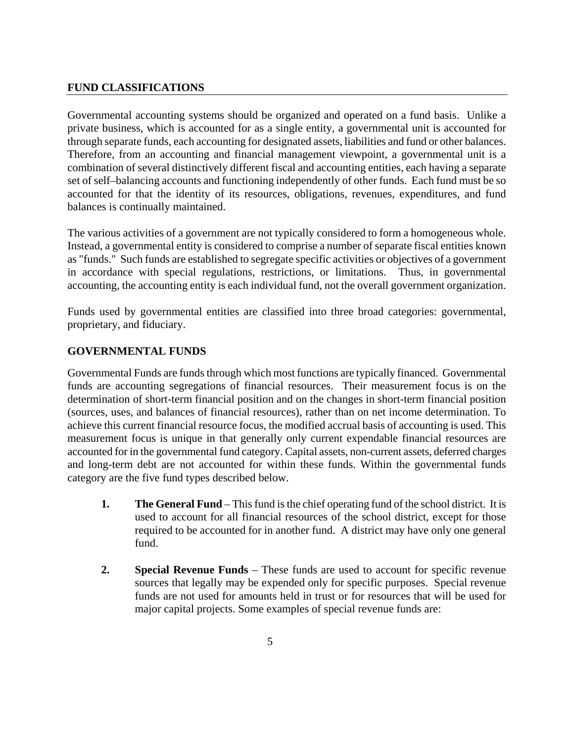## FUND CLASSIFICATIONS

Governmental accounting systems should be organized and operated on a fund basis. Unlike a private business, which is accounted for as a single entity, a governmental unit is accounted for through separate funds, each accounting for designated assets, liabilities and fund or other balances. Therefore, from an accounting and financial management viewpoint, a governmental unit is a combination of several distinctively different fiscal and accounting entities, each having a separate set of self–balancing accounts and functioning independently of other funds. Each fund must be so accounted for that the identity of its resources, obligations, revenues, expenditures, and fund balances is continually maintained.

The various activities of a government are not typically considered to form a homogeneous whole. Instead, a governmental entity is considered to comprise a number of separate fiscal entities known as "funds." Such funds are established to segregate specific activities or objectives of a government in accordance with special regulations, restrictions, or limitations. Thus, in governmental accounting, the accounting entity is each individual fund, not the overall government organization.

Funds used by governmental entities are classified into three broad categories: governmental, proprietary, and fiduciary.

### GOVERNMENTAL FUNDS

Governmental Funds are funds through which most functions are typically financed. Governmental funds are accounting segregations of financial resources. Their measurement focus is on the determination of short-term financial position and on the changes in short-term financial position (sources, uses, and balances of financial resources), rather than on net income determination. To achieve this current financial resource focus, the modified accrual basis of accounting is used. This measurement focus is unique in that generally only current expendable financial resources are accounted for in the governmental fund category. Capital assets, non-current assets, deferred charges and long-term debt are not accounted for within these funds. Within the governmental funds category are the five fund types described below.

1. **The General Fund** – This fund is the chief operating fund of the school district. It is used to account for all financial resources of the school district, except for those required to be accounted for in another fund. A district may have only one general fund.

2. **Special Revenue Funds** – These funds are used to account for specific revenue sources that legally may be expended only for specific purposes. Special revenue funds are not used for amounts held in trust or for resources that will be used for major capital projects. Some examples of special revenue funds are: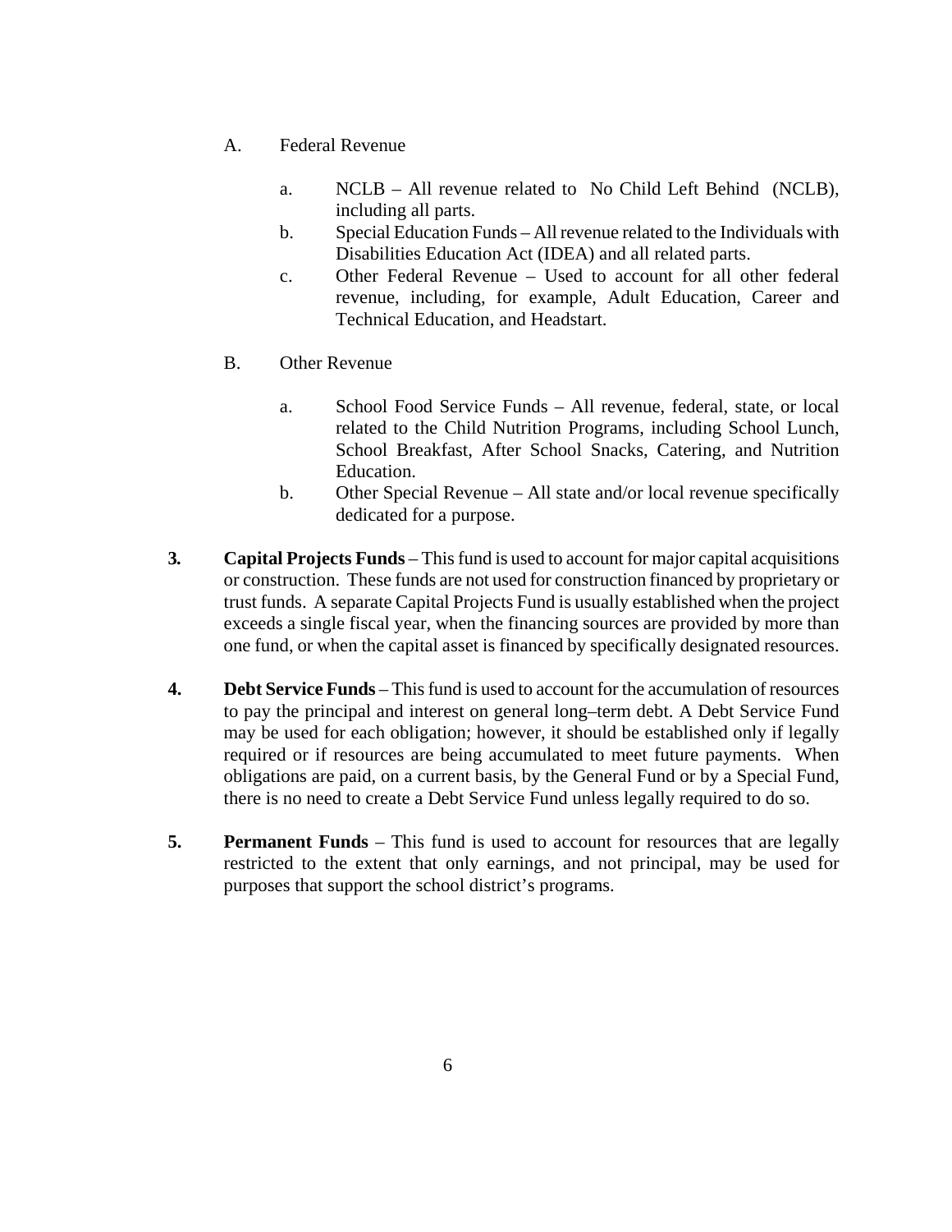A. Federal Revenue

   a. NCLB – All revenue related to No Child Left Behind (NCLB), including all parts.
   b. Special Education Funds – All revenue related to the Individuals with Disabilities Education Act (IDEA) and all related parts.
   c. Other Federal Revenue – Used to account for all other federal revenue, including, for example, Adult Education, Career and Technical Education, and Headstart.

B. Other Revenue

   a. School Food Service Funds – All revenue, federal, state, or local related to the Child Nutrition Programs, including School Lunch, School Breakfast, After School Snacks, Catering, and Nutrition Education.
   b. Other Special Revenue – All state and/or local revenue specifically dedicated for a purpose.

**3.** **Capital Projects Funds** – This fund is used to account for major capital acquisitions or construction. These funds are not used for construction financed by proprietary or trust funds. A separate Capital Projects Fund is usually established when the project exceeds a single fiscal year, when the financing sources are provided by more than one fund, or when the capital asset is financed by specifically designated resources.

**4.** **Debt Service Funds** – This fund is used to account for the accumulation of resources to pay the principal and interest on general long–term debt. A Debt Service Fund may be used for each obligation; however, it should be established only if legally required or if resources are being accumulated to meet future payments. When obligations are paid, on a current basis, by the General Fund or by a Special Fund, there is no need to create a Debt Service Fund unless legally required to do so.

**5.** **Permanent Funds** – This fund is used to account for resources that are legally restricted to the extent that only earnings, and not principal, may be used for purposes that support the school district's programs.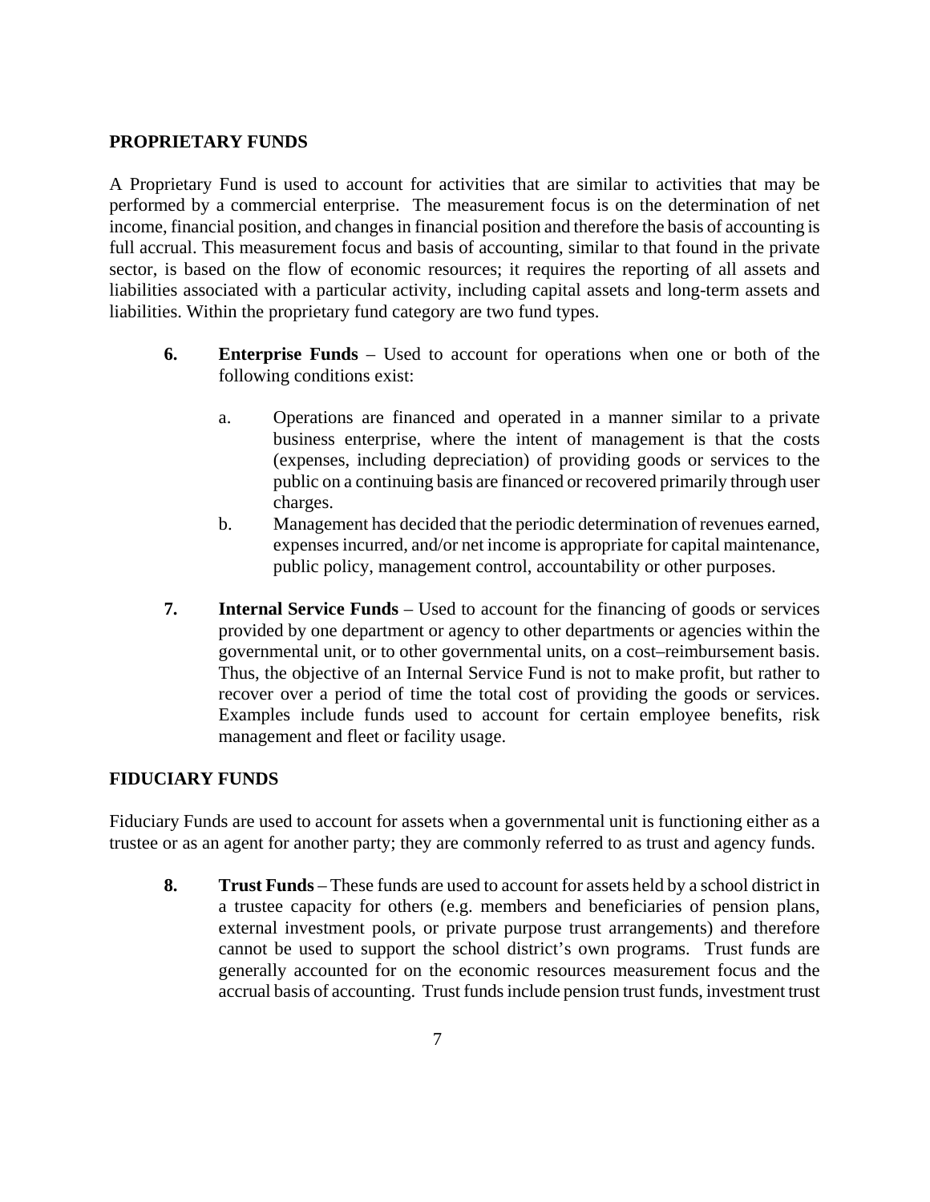## PROPRIETARY FUNDS

A Proprietary Fund is used to account for activities that are similar to activities that may be performed by a commercial enterprise. The measurement focus is on the determination of net income, financial position, and changes in financial position and therefore the basis of accounting is full accrual. This measurement focus and basis of accounting, similar to that found in the private sector, is based on the flow of economic resources; it requires the reporting of all assets and liabilities associated with a particular activity, including capital assets and long-term assets and liabilities. Within the proprietary fund category are two fund types.

6. **Enterprise Funds** – Used to account for operations when one or both of the following conditions exist:

   a. Operations are financed and operated in a manner similar to a private business enterprise, where the intent of management is that the costs (expenses, including depreciation) of providing goods or services to the public on a continuing basis are financed or recovered primarily through user charges.

   b. Management has decided that the periodic determination of revenues earned, expenses incurred, and/or net income is appropriate for capital maintenance, public policy, management control, accountability or other purposes.

7. **Internal Service Funds** – Used to account for the financing of goods or services provided by one department or agency to other departments or agencies within the governmental unit, or to other governmental units, on a cost–reimbursement basis. Thus, the objective of an Internal Service Fund is not to make profit, but rather to recover over a period of time the total cost of providing the goods or services. Examples include funds used to account for certain employee benefits, risk management and fleet or facility usage.

## FIDUCIARY FUNDS

Fiduciary Funds are used to account for assets when a governmental unit is functioning either as a trustee or as an agent for another party; they are commonly referred to as trust and agency funds.

8. **Trust Funds** – These funds are used to account for assets held by a school district in a trustee capacity for others (e.g. members and beneficiaries of pension plans, external investment pools, or private purpose trust arrangements) and therefore cannot be used to support the school district's own programs. Trust funds are generally accounted for on the economic resources measurement focus and the accrual basis of accounting. Trust funds include pension trust funds, investment trust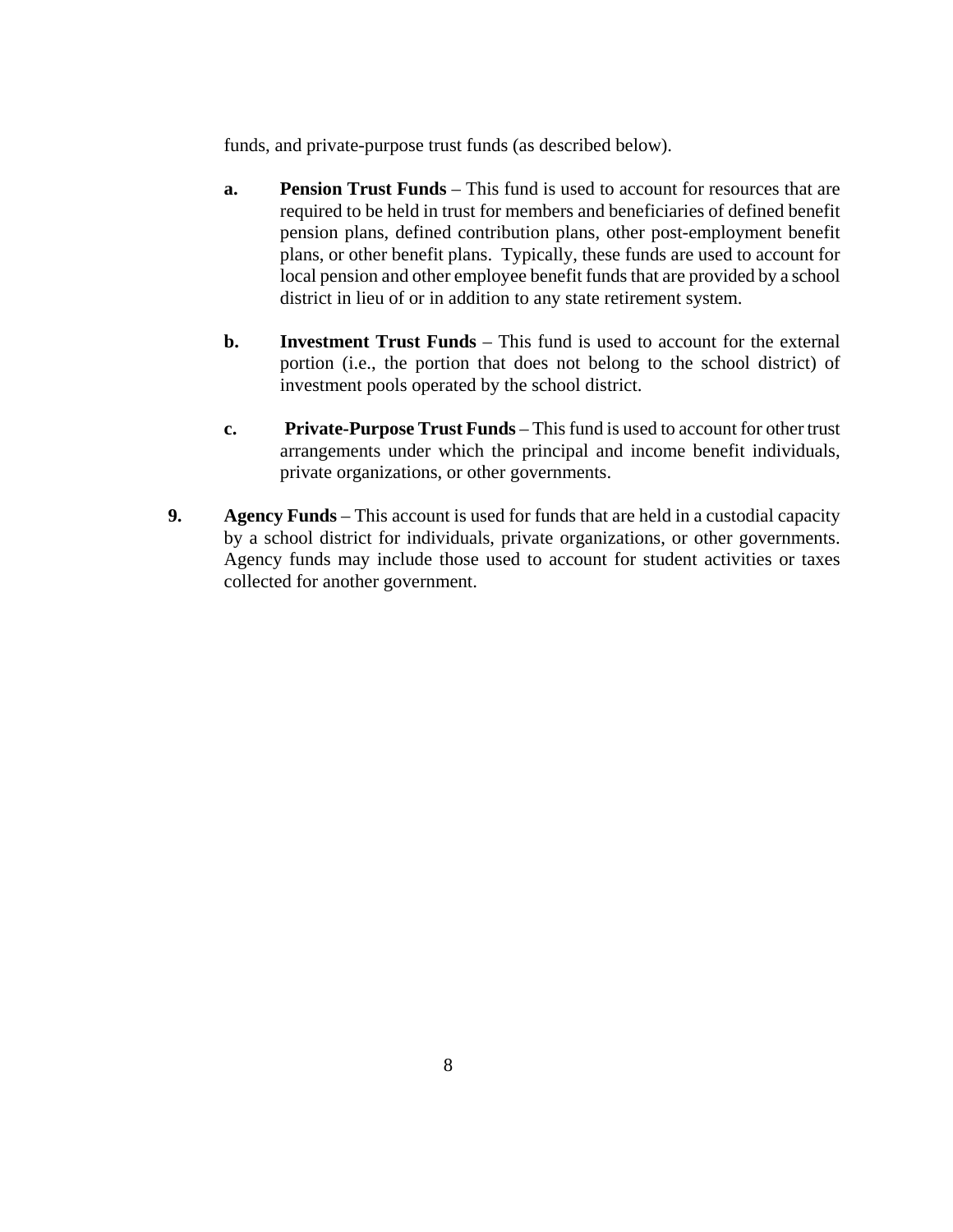funds, and private-purpose trust funds (as described below).

   a. **Pension Trust Funds** – This fund is used to account for resources that are required to be held in trust for members and beneficiaries of defined benefit pension plans, defined contribution plans, other post-employment benefit plans, or other benefit plans. Typically, these funds are used to account for local pension and other employee benefit funds that are provided by a school district in lieu of or in addition to any state retirement system.

   b. **Investment Trust Funds** – This fund is used to account for the external portion (i.e., the portion that does not belong to the school district) of investment pools operated by the school district.

   c. **Private-Purpose Trust Funds** – This fund is used to account for other trust arrangements under which the principal and income benefit individuals, private organizations, or other governments.

9. **Agency Funds** – This account is used for funds that are held in a custodial capacity by a school district for individuals, private organizations, or other governments. Agency funds may include those used to account for student activities or taxes collected for another government.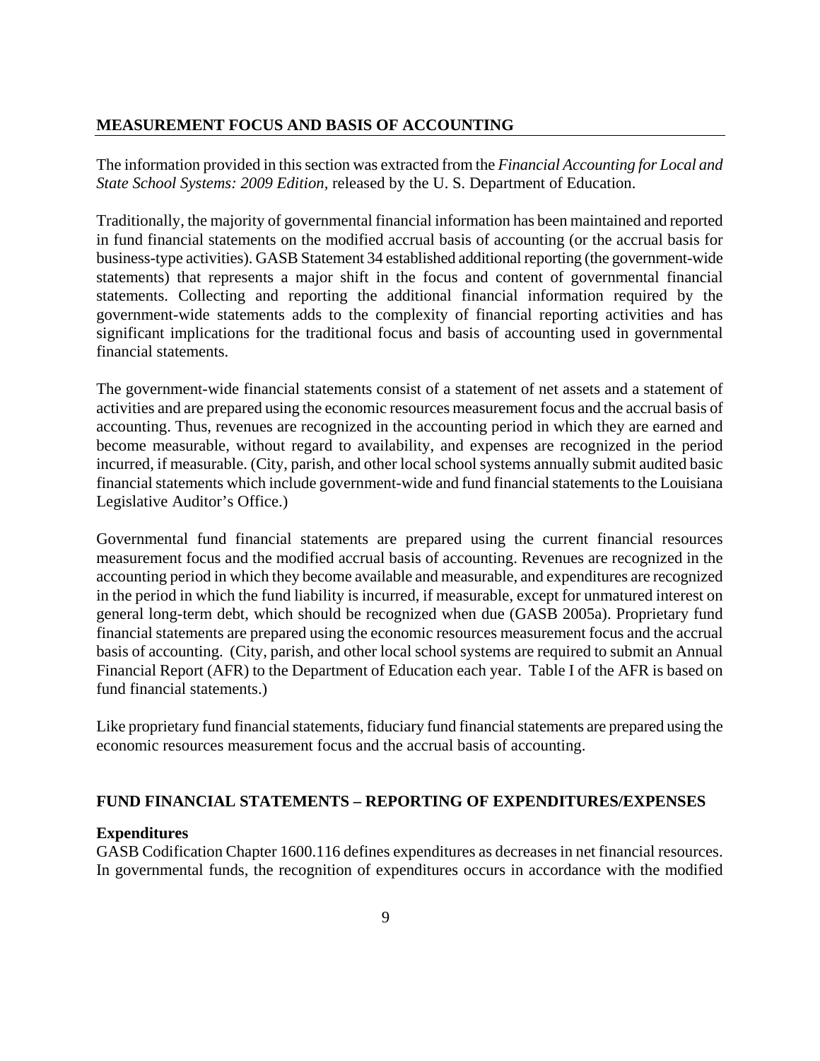## MEASUREMENT FOCUS AND BASIS OF ACCOUNTING

The information provided in this section was extracted from the *Financial Accounting for Local and State School Systems: 2009 Edition,* released by the U. S. Department of Education.

Traditionally, the majority of governmental financial information has been maintained and reported in fund financial statements on the modified accrual basis of accounting (or the accrual basis for business-type activities). GASB Statement 34 established additional reporting (the government-wide statements) that represents a major shift in the focus and content of governmental financial statements. Collecting and reporting the additional financial information required by the government-wide statements adds to the complexity of financial reporting activities and has significant implications for the traditional focus and basis of accounting used in governmental financial statements.

The government-wide financial statements consist of a statement of net assets and a statement of activities and are prepared using the economic resources measurement focus and the accrual basis of accounting. Thus, revenues are recognized in the accounting period in which they are earned and become measurable, without regard to availability, and expenses are recognized in the period incurred, if measurable. (City, parish, and other local school systems annually submit audited basic financial statements which include government-wide and fund financial statements to the Louisiana Legislative Auditor's Office.)

Governmental fund financial statements are prepared using the current financial resources measurement focus and the modified accrual basis of accounting. Revenues are recognized in the accounting period in which they become available and measurable, and expenditures are recognized in the period in which the fund liability is incurred, if measurable, except for unmatured interest on general long-term debt, which should be recognized when due (GASB 2005a). Proprietary fund financial statements are prepared using the economic resources measurement focus and the accrual basis of accounting. (City, parish, and other local school systems are required to submit an Annual Financial Report (AFR) to the Department of Education each year. Table I of the AFR is based on fund financial statements.)

Like proprietary fund financial statements, fiduciary fund financial statements are prepared using the economic resources measurement focus and the accrual basis of accounting.

## FUND FINANCIAL STATEMENTS – REPORTING OF EXPENDITURES/EXPENSES

### Expenditures

GASB Codification Chapter 1600.116 defines expenditures as decreases in net financial resources. In governmental funds, the recognition of expenditures occurs in accordance with the modified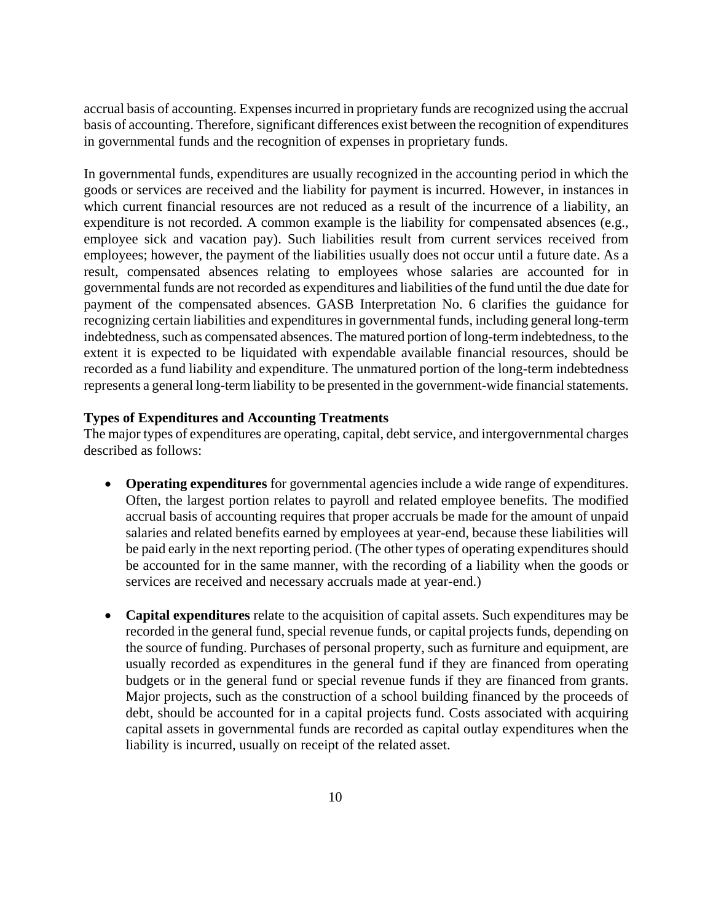accrual basis of accounting. Expenses incurred in proprietary funds are recognized using the accrual basis of accounting. Therefore, significant differences exist between the recognition of expenditures in governmental funds and the recognition of expenses in proprietary funds.

In governmental funds, expenditures are usually recognized in the accounting period in which the goods or services are received and the liability for payment is incurred. However, in instances in which current financial resources are not reduced as a result of the incurrence of a liability, an expenditure is not recorded. A common example is the liability for compensated absences (e.g., employee sick and vacation pay). Such liabilities result from current services received from employees; however, the payment of the liabilities usually does not occur until a future date. As a result, compensated absences relating to employees whose salaries are accounted for in governmental funds are not recorded as expenditures and liabilities of the fund until the due date for payment of the compensated absences. GASB Interpretation No. 6 clarifies the guidance for recognizing certain liabilities and expenditures in governmental funds, including general long-term indebtedness, such as compensated absences. The matured portion of long-term indebtedness, to the extent it is expected to be liquidated with expendable available financial resources, should be recorded as a fund liability and expenditure. The unmatured portion of the long-term indebtedness represents a general long-term liability to be presented in the government-wide financial statements.

**Types of Expenditures and Accounting Treatments**

The major types of expenditures are operating, capital, debt service, and intergovernmental charges described as follows:

- **Operating expenditures** for governmental agencies include a wide range of expenditures. Often, the largest portion relates to payroll and related employee benefits. The modified accrual basis of accounting requires that proper accruals be made for the amount of unpaid salaries and related benefits earned by employees at year-end, because these liabilities will be paid early in the next reporting period. (The other types of operating expenditures should be accounted for in the same manner, with the recording of a liability when the goods or services are received and necessary accruals made at year-end.)

- **Capital expenditures** relate to the acquisition of capital assets. Such expenditures may be recorded in the general fund, special revenue funds, or capital projects funds, depending on the source of funding. Purchases of personal property, such as furniture and equipment, are usually recorded as expenditures in the general fund if they are financed from operating budgets or in the general fund or special revenue funds if they are financed from grants. Major projects, such as the construction of a school building financed by the proceeds of debt, should be accounted for in a capital projects fund. Costs associated with acquiring capital assets in governmental funds are recorded as capital outlay expenditures when the liability is incurred, usually on receipt of the related asset.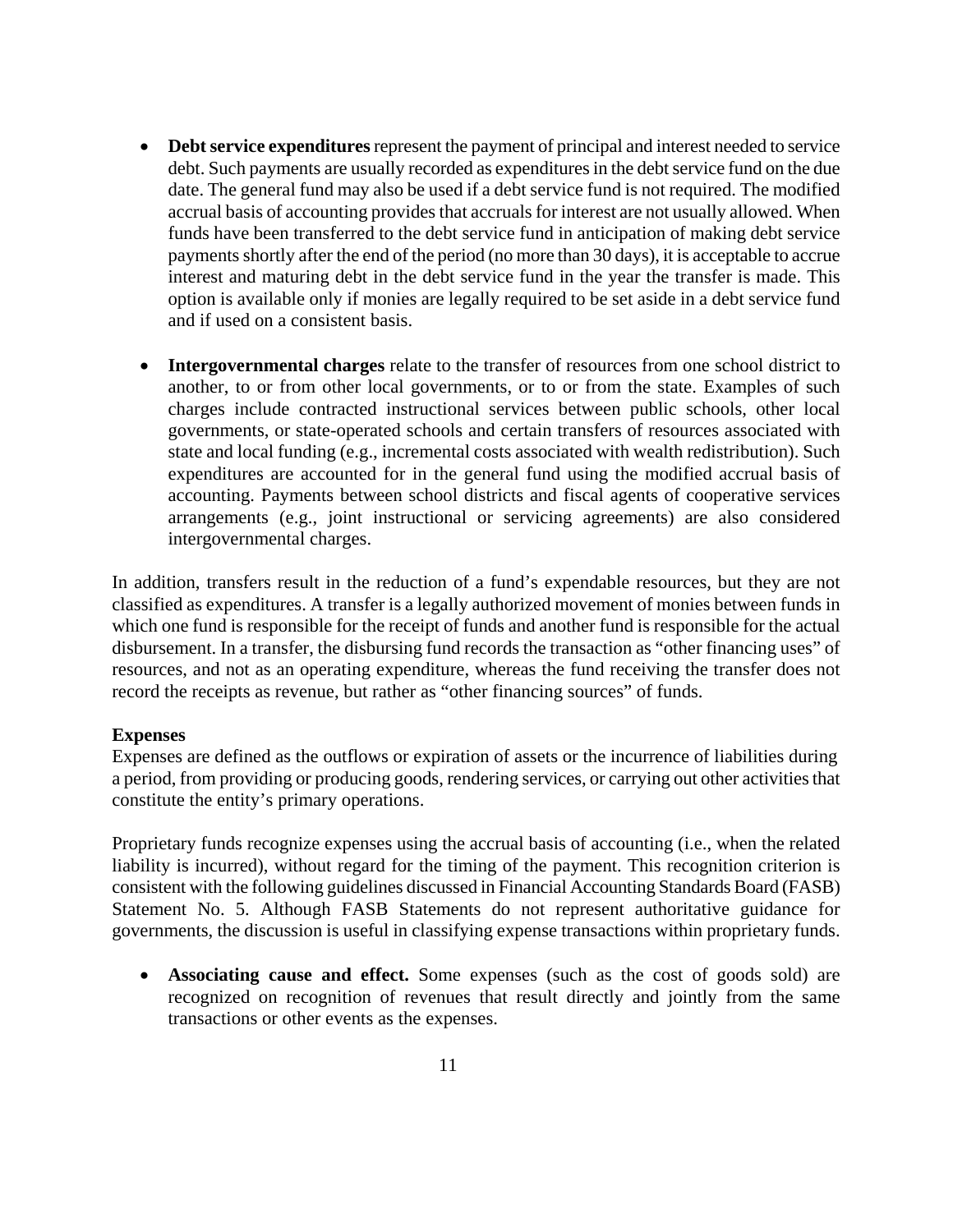- **Debt service expenditures** represent the payment of principal and interest needed to service debt. Such payments are usually recorded as expenditures in the debt service fund on the due date. The general fund may also be used if a debt service fund is not required. The modified accrual basis of accounting provides that accruals for interest are not usually allowed. When funds have been transferred to the debt service fund in anticipation of making debt service payments shortly after the end of the period (no more than 30 days), it is acceptable to accrue interest and maturing debt in the debt service fund in the year the transfer is made. This option is available only if monies are legally required to be set aside in a debt service fund and if used on a consistent basis.

- **Intergovernmental charges** relate to the transfer of resources from one school district to another, to or from other local governments, or to or from the state. Examples of such charges include contracted instructional services between public schools, other local governments, or state-operated schools and certain transfers of resources associated with state and local funding (e.g., incremental costs associated with wealth redistribution). Such expenditures are accounted for in the general fund using the modified accrual basis of accounting. Payments between school districts and fiscal agents of cooperative services arrangements (e.g., joint instructional or servicing agreements) are also considered intergovernmental charges.

In addition, transfers result in the reduction of a fund's expendable resources, but they are not classified as expenditures. A transfer is a legally authorized movement of monies between funds in which one fund is responsible for the receipt of funds and another fund is responsible for the actual disbursement. In a transfer, the disbursing fund records the transaction as "other financing uses" of resources, and not as an operating expenditure, whereas the fund receiving the transfer does not record the receipts as revenue, but rather as "other financing sources" of funds.

**Expenses**

Expenses are defined as the outflows or expiration of assets or the incurrence of liabilities during a period, from providing or producing goods, rendering services, or carrying out other activities that constitute the entity's primary operations.

Proprietary funds recognize expenses using the accrual basis of accounting (i.e., when the related liability is incurred), without regard for the timing of the payment. This recognition criterion is consistent with the following guidelines discussed in Financial Accounting Standards Board (FASB) Statement No. 5. Although FASB Statements do not represent authoritative guidance for governments, the discussion is useful in classifying expense transactions within proprietary funds.

- **Associating cause and effect.** Some expenses (such as the cost of goods sold) are recognized on recognition of revenues that result directly and jointly from the same transactions or other events as the expenses.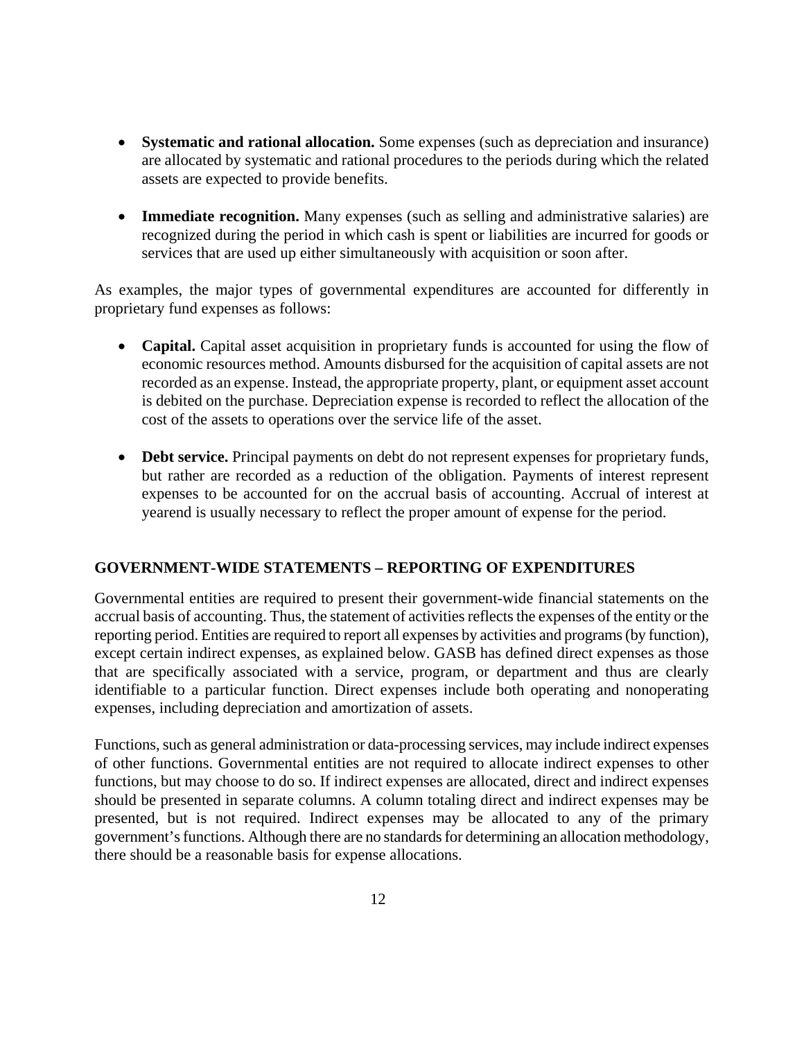- **Systematic and rational allocation.** Some expenses (such as depreciation and insurance) are allocated by systematic and rational procedures to the periods during which the related assets are expected to provide benefits.

- **Immediate recognition.** Many expenses (such as selling and administrative salaries) are recognized during the period in which cash is spent or liabilities are incurred for goods or services that are used up either simultaneously with acquisition or soon after.

As examples, the major types of governmental expenditures are accounted for differently in proprietary fund expenses as follows:

- **Capital.** Capital asset acquisition in proprietary funds is accounted for using the flow of economic resources method. Amounts disbursed for the acquisition of capital assets are not recorded as an expense. Instead, the appropriate property, plant, or equipment asset account is debited on the purchase. Depreciation expense is recorded to reflect the allocation of the cost of the assets to operations over the service life of the asset.

- **Debt service.** Principal payments on debt do not represent expenses for proprietary funds, but rather are recorded as a reduction of the obligation. Payments of interest represent expenses to be accounted for on the accrual basis of accounting. Accrual of interest at yearend is usually necessary to reflect the proper amount of expense for the period.

## GOVERNMENT-WIDE STATEMENTS – REPORTING OF EXPENDITURES

Governmental entities are required to present their government-wide financial statements on the accrual basis of accounting. Thus, the statement of activities reflects the expenses of the entity or the reporting period. Entities are required to report all expenses by activities and programs (by function), except certain indirect expenses, as explained below. GASB has defined direct expenses as those that are specifically associated with a service, program, or department and thus are clearly identifiable to a particular function. Direct expenses include both operating and nonoperating expenses, including depreciation and amortization of assets.

Functions, such as general administration or data-processing services, may include indirect expenses of other functions. Governmental entities are not required to allocate indirect expenses to other functions, but may choose to do so. If indirect expenses are allocated, direct and indirect expenses should be presented in separate columns. A column totaling direct and indirect expenses may be presented, but is not required. Indirect expenses may be allocated to any of the primary government's functions. Although there are no standards for determining an allocation methodology, there should be a reasonable basis for expense allocations.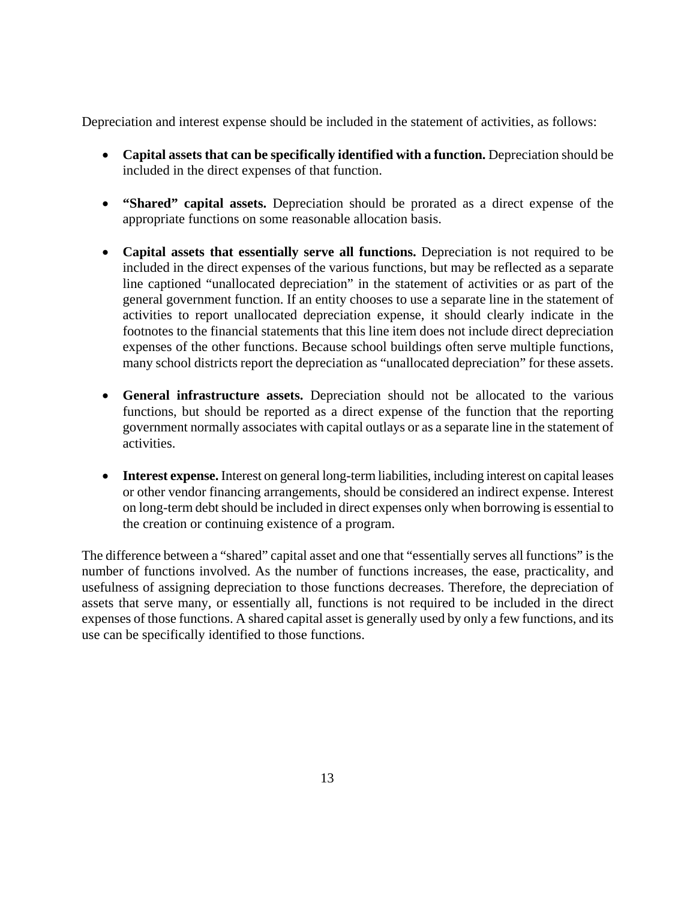Depreciation and interest expense should be included in the statement of activities, as follows:

- **Capital assets that can be specifically identified with a function.** Depreciation should be included in the direct expenses of that function.

- **"Shared" capital assets.** Depreciation should be prorated as a direct expense of the appropriate functions on some reasonable allocation basis.

- **Capital assets that essentially serve all functions.** Depreciation is not required to be included in the direct expenses of the various functions, but may be reflected as a separate line captioned "unallocated depreciation" in the statement of activities or as part of the general government function. If an entity chooses to use a separate line in the statement of activities to report unallocated depreciation expense, it should clearly indicate in the footnotes to the financial statements that this line item does not include direct depreciation expenses of the other functions. Because school buildings often serve multiple functions, many school districts report the depreciation as "unallocated depreciation" for these assets.

- **General infrastructure assets.** Depreciation should not be allocated to the various functions, but should be reported as a direct expense of the function that the reporting government normally associates with capital outlays or as a separate line in the statement of activities.

- **Interest expense.** Interest on general long-term liabilities, including interest on capital leases or other vendor financing arrangements, should be considered an indirect expense. Interest on long-term debt should be included in direct expenses only when borrowing is essential to the creation or continuing existence of a program.

The difference between a "shared" capital asset and one that "essentially serves all functions" is the number of functions involved. As the number of functions increases, the ease, practicality, and usefulness of assigning depreciation to those functions decreases. Therefore, the depreciation of assets that serve many, or essentially all, functions is not required to be included in the direct expenses of those functions. A shared capital asset is generally used by only a few functions, and its use can be specifically identified to those functions.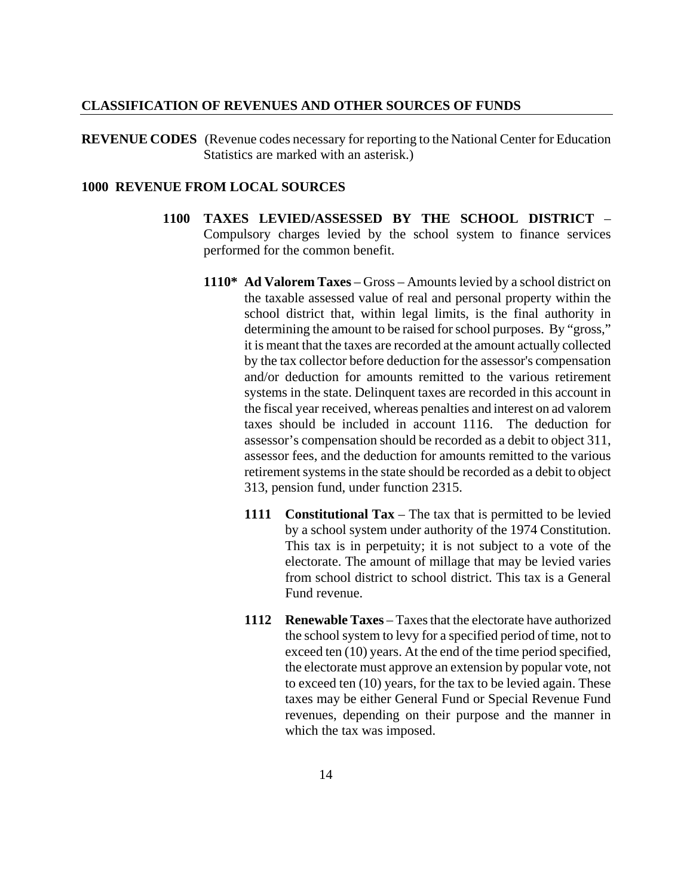## CLASSIFICATION OF REVENUES AND OTHER SOURCES OF FUNDS

**REVENUE CODES** (Revenue codes necessary for reporting to the National Center for Education Statistics are marked with an asterisk.)

### 1000 REVENUE FROM LOCAL SOURCES

**1100 TAXES LEVIED/ASSESSED BY THE SCHOOL DISTRICT** – Compulsory charges levied by the school system to finance services performed for the common benefit.

**1110* Ad Valorem Taxes** – Gross – Amounts levied by a school district on the taxable assessed value of real and personal property within the school district that, within legal limits, is the final authority in determining the amount to be raised for school purposes. By "gross," it is meant that the taxes are recorded at the amount actually collected by the tax collector before deduction for the assessor's compensation and/or deduction for amounts remitted to the various retirement systems in the state. Delinquent taxes are recorded in this account in the fiscal year received, whereas penalties and interest on ad valorem taxes should be included in account 1116. The deduction for assessor's compensation should be recorded as a debit to object 311, assessor fees, and the deduction for amounts remitted to the various retirement systems in the state should be recorded as a debit to object 313, pension fund, under function 2315.

**1111 Constitutional Tax** – The tax that is permitted to be levied by a school system under authority of the 1974 Constitution. This tax is in perpetuity; it is not subject to a vote of the electorate. The amount of millage that may be levied varies from school district to school district. This tax is a General Fund revenue.

**1112 Renewable Taxes** – Taxes that the electorate have authorized the school system to levy for a specified period of time, not to exceed ten (10) years. At the end of the time period specified, the electorate must approve an extension by popular vote, not to exceed ten (10) years, for the tax to be levied again. These taxes may be either General Fund or Special Revenue Fund revenues, depending on their purpose and the manner in which the tax was imposed.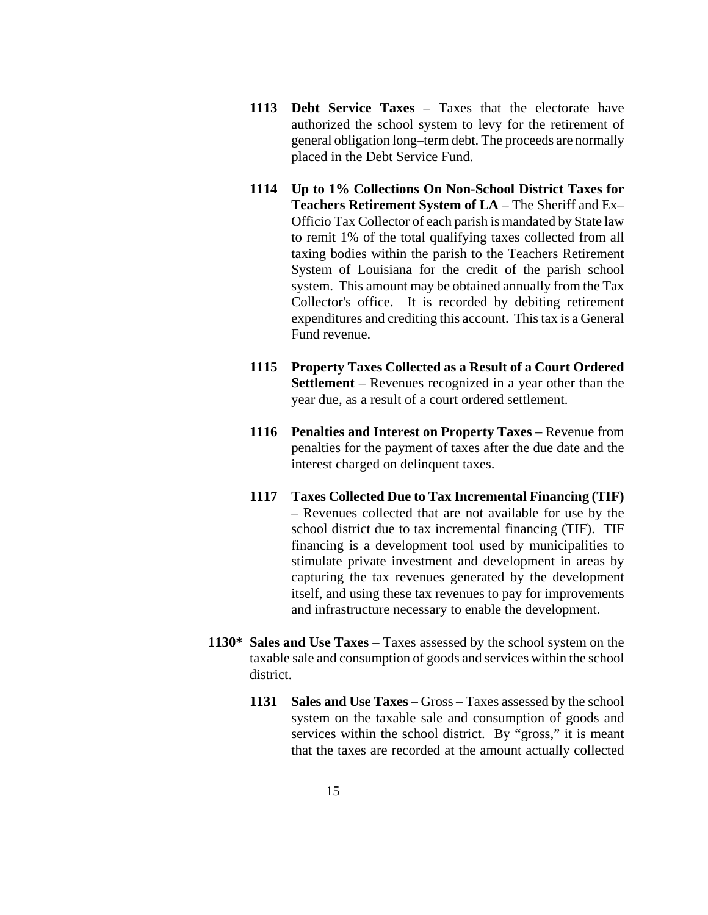**1113 Debt Service Taxes** – Taxes that the electorate have authorized the school system to levy for the retirement of general obligation long–term debt. The proceeds are normally placed in the Debt Service Fund.

**1114 Up to 1% Collections On Non-School District Taxes for Teachers Retirement System of LA** – The Sheriff and Ex–Officio Tax Collector of each parish is mandated by State law to remit 1% of the total qualifying taxes collected from all taxing bodies within the parish to the Teachers Retirement System of Louisiana for the credit of the parish school system. This amount may be obtained annually from the Tax Collector's office. It is recorded by debiting retirement expenditures and crediting this account. This tax is a General Fund revenue.

**1115 Property Taxes Collected as a Result of a Court Ordered Settlement** – Revenues recognized in a year other than the year due, as a result of a court ordered settlement.

**1116 Penalties and Interest on Property Taxes** – Revenue from penalties for the payment of taxes after the due date and the interest charged on delinquent taxes.

**1117 Taxes Collected Due to Tax Incremental Financing (TIF)** – Revenues collected that are not available for use by the school district due to tax incremental financing (TIF). TIF financing is a development tool used by municipalities to stimulate private investment and development in areas by capturing the tax revenues generated by the development itself, and using these tax revenues to pay for improvements and infrastructure necessary to enable the development.

**1130* Sales and Use Taxes** – Taxes assessed by the school system on the taxable sale and consumption of goods and services within the school district.

**1131 Sales and Use Taxes** – Gross – Taxes assessed by the school system on the taxable sale and consumption of goods and services within the school district. By "gross," it is meant that the taxes are recorded at the amount actually collected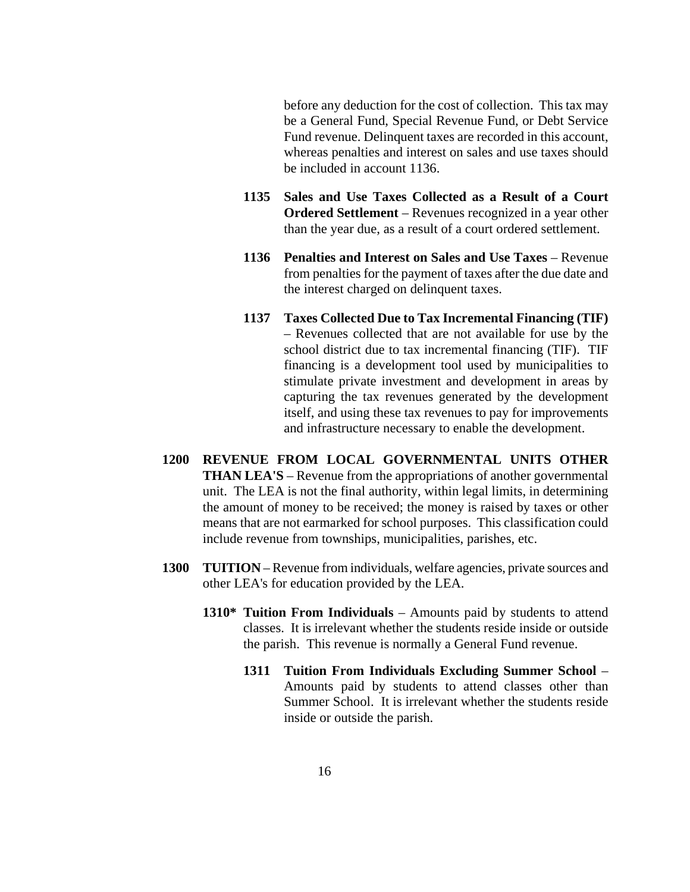before any deduction for the cost of collection. This tax may be a General Fund, Special Revenue Fund, or Debt Service Fund revenue. Delinquent taxes are recorded in this account, whereas penalties and interest on sales and use taxes should be included in account 1136.

**1135 Sales and Use Taxes Collected as a Result of a Court Ordered Settlement** – Revenues recognized in a year other than the year due, as a result of a court ordered settlement.

**1136 Penalties and Interest on Sales and Use Taxes** – Revenue from penalties for the payment of taxes after the due date and the interest charged on delinquent taxes.

**1137 Taxes Collected Due to Tax Incremental Financing (TIF)** – Revenues collected that are not available for use by the school district due to tax incremental financing (TIF). TIF financing is a development tool used by municipalities to stimulate private investment and development in areas by capturing the tax revenues generated by the development itself, and using these tax revenues to pay for improvements and infrastructure necessary to enable the development.

**1200 REVENUE FROM LOCAL GOVERNMENTAL UNITS OTHER THAN LEA'S** – Revenue from the appropriations of another governmental unit. The LEA is not the final authority, within legal limits, in determining the amount of money to be received; the money is raised by taxes or other means that are not earmarked for school purposes. This classification could include revenue from townships, municipalities, parishes, etc.

**1300 TUITION** – Revenue from individuals, welfare agencies, private sources and other LEA's for education provided by the LEA.

**1310* Tuition From Individuals** – Amounts paid by students to attend classes. It is irrelevant whether the students reside inside or outside the parish. This revenue is normally a General Fund revenue.

**1311 Tuition From Individuals Excluding Summer School** – Amounts paid by students to attend classes other than Summer School. It is irrelevant whether the students reside inside or outside the parish.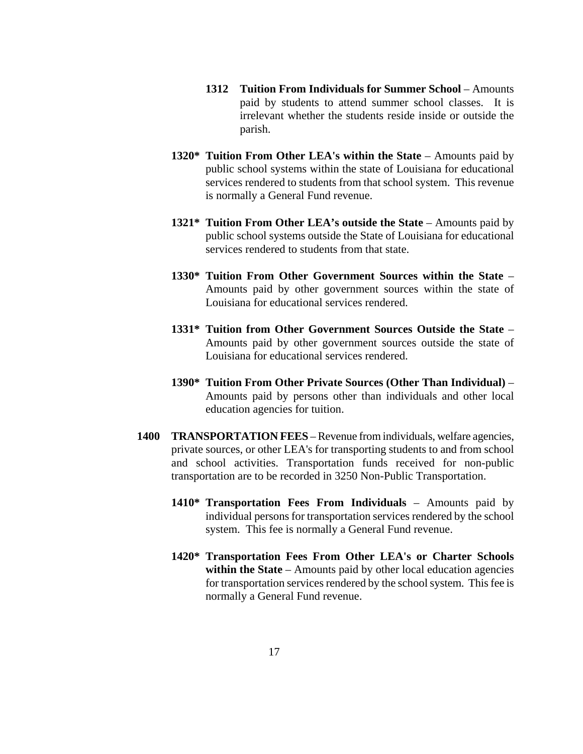**1312 Tuition From Individuals for Summer School** – Amounts paid by students to attend summer school classes. It is irrelevant whether the students reside inside or outside the parish.

**1320* Tuition From Other LEA's within the State** – Amounts paid by public school systems within the state of Louisiana for educational services rendered to students from that school system. This revenue is normally a General Fund revenue.

**1321* Tuition From Other LEA's outside the State** – Amounts paid by public school systems outside the State of Louisiana for educational services rendered to students from that state.

**1330* Tuition From Other Government Sources within the State** – Amounts paid by other government sources within the state of Louisiana for educational services rendered.

**1331* Tuition from Other Government Sources Outside the State** – Amounts paid by other government sources outside the state of Louisiana for educational services rendered.

**1390* Tuition From Other Private Sources (Other Than Individual)** – Amounts paid by persons other than individuals and other local education agencies for tuition.

**1400 TRANSPORTATION FEES** – Revenue from individuals, welfare agencies, private sources, or other LEA's for transporting students to and from school and school activities. Transportation funds received for non-public transportation are to be recorded in 3250 Non-Public Transportation.

**1410* Transportation Fees From Individuals** – Amounts paid by individual persons for transportation services rendered by the school system. This fee is normally a General Fund revenue.

**1420* Transportation Fees From Other LEA's or Charter Schools within the State** – Amounts paid by other local education agencies for transportation services rendered by the school system. This fee is normally a General Fund revenue.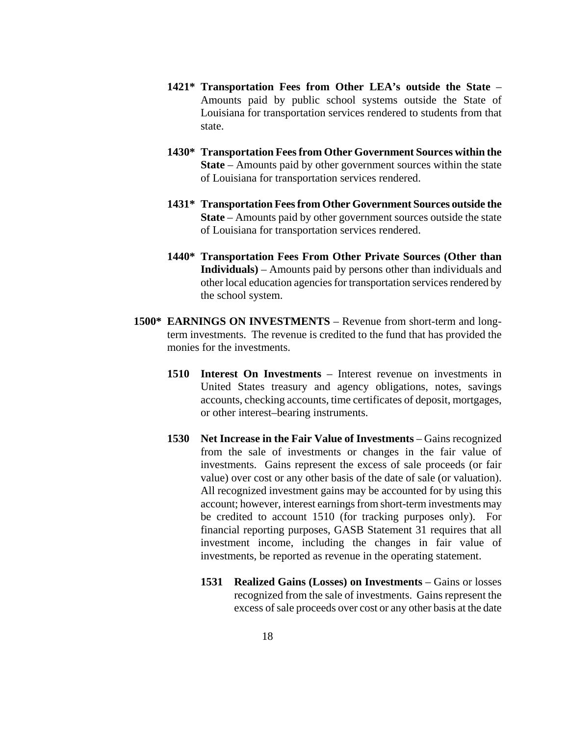**1421\* Transportation Fees from Other LEA's outside the State** – Amounts paid by public school systems outside the State of Louisiana for transportation services rendered to students from that state.

**1430\* Transportation Fees from Other Government Sources within the State** – Amounts paid by other government sources within the state of Louisiana for transportation services rendered.

**1431\* Transportation Fees from Other Government Sources outside the State** – Amounts paid by other government sources outside the state of Louisiana for transportation services rendered.

**1440\* Transportation Fees From Other Private Sources (Other than Individuals)** – Amounts paid by persons other than individuals and other local education agencies for transportation services rendered by the school system.

**1500\* EARNINGS ON INVESTMENTS** – Revenue from short-term and long-term investments. The revenue is credited to the fund that has provided the monies for the investments.

**1510 Interest On Investments** – Interest revenue on investments in United States treasury and agency obligations, notes, savings accounts, checking accounts, time certificates of deposit, mortgages, or other interest–bearing instruments.

**1530 Net Increase in the Fair Value of Investments** – Gains recognized from the sale of investments or changes in the fair value of investments. Gains represent the excess of sale proceeds (or fair value) over cost or any other basis of the date of sale (or valuation). All recognized investment gains may be accounted for by using this account; however, interest earnings from short-term investments may be credited to account 1510 (for tracking purposes only). For financial reporting purposes, GASB Statement 31 requires that all investment income, including the changes in fair value of investments, be reported as revenue in the operating statement.

**1531 Realized Gains (Losses) on Investments** – Gains or losses recognized from the sale of investments. Gains represent the excess of sale proceeds over cost or any other basis at the date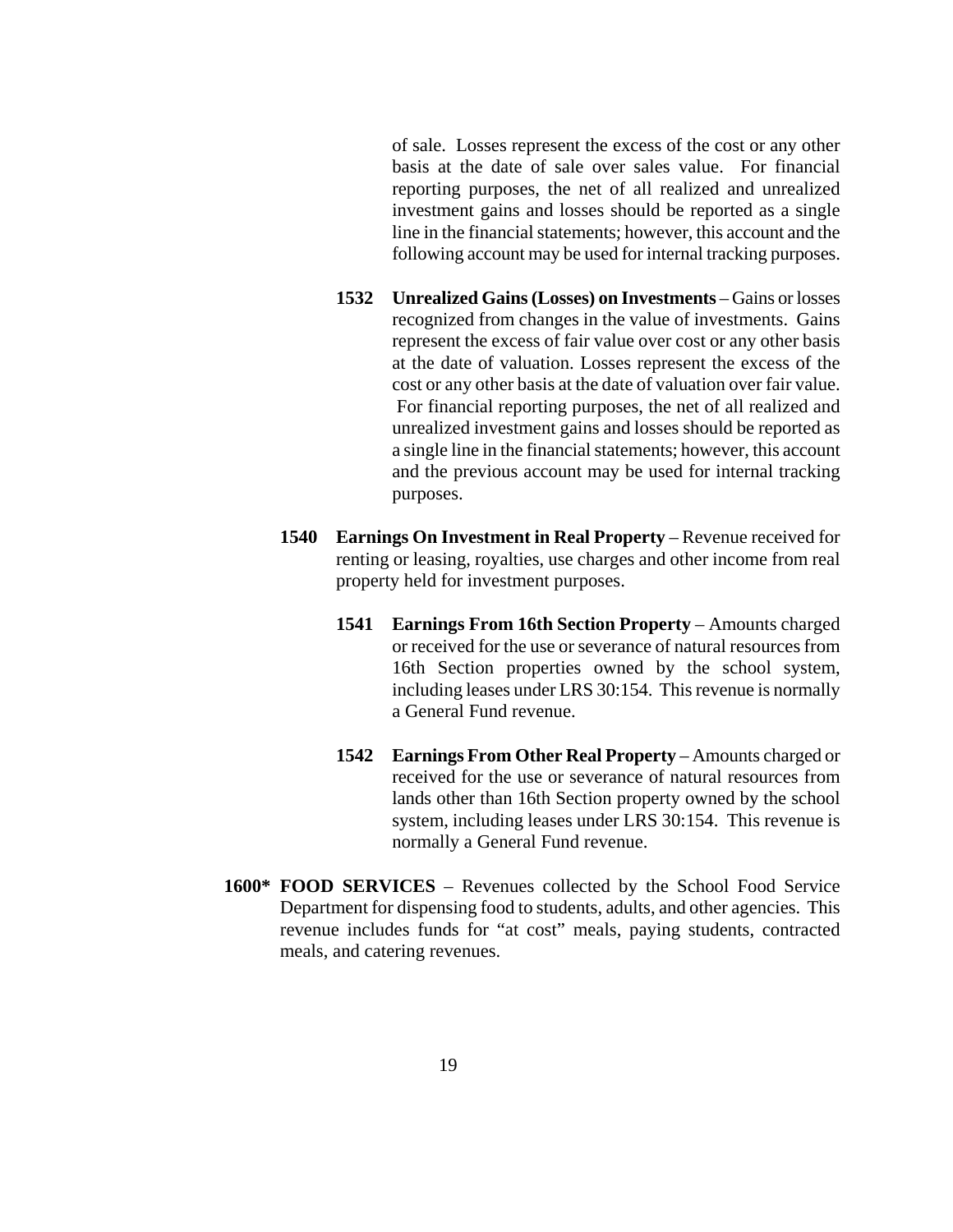of sale. Losses represent the excess of the cost or any other basis at the date of sale over sales value. For financial reporting purposes, the net of all realized and unrealized investment gains and losses should be reported as a single line in the financial statements; however, this account and the following account may be used for internal tracking purposes.

**1532 Unrealized Gains (Losses) on Investments** – Gains or losses recognized from changes in the value of investments. Gains represent the excess of fair value over cost or any other basis at the date of valuation. Losses represent the excess of the cost or any other basis at the date of valuation over fair value. For financial reporting purposes, the net of all realized and unrealized investment gains and losses should be reported as a single line in the financial statements; however, this account and the previous account may be used for internal tracking purposes.

**1540 Earnings On Investment in Real Property** – Revenue received for renting or leasing, royalties, use charges and other income from real property held for investment purposes.

**1541 Earnings From 16th Section Property** – Amounts charged or received for the use or severance of natural resources from 16th Section properties owned by the school system, including leases under LRS 30:154. This revenue is normally a General Fund revenue.

**1542 Earnings From Other Real Property** – Amounts charged or received for the use or severance of natural resources from lands other than 16th Section property owned by the school system, including leases under LRS 30:154. This revenue is normally a General Fund revenue.

**1600* FOOD SERVICES** – Revenues collected by the School Food Service Department for dispensing food to students, adults, and other agencies. This revenue includes funds for "at cost" meals, paying students, contracted meals, and catering revenues.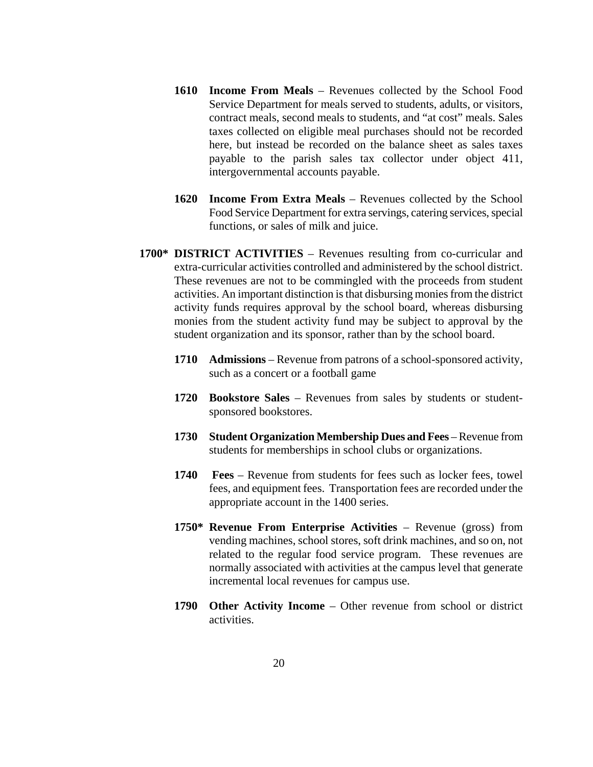**1610 Income From Meals** – Revenues collected by the School Food Service Department for meals served to students, adults, or visitors, contract meals, second meals to students, and "at cost" meals. Sales taxes collected on eligible meal purchases should not be recorded here, but instead be recorded on the balance sheet as sales taxes payable to the parish sales tax collector under object 411, intergovernmental accounts payable.

**1620 Income From Extra Meals** – Revenues collected by the School Food Service Department for extra servings, catering services, special functions, or sales of milk and juice.

**1700* DISTRICT ACTIVITIES** – Revenues resulting from co-curricular and extra-curricular activities controlled and administered by the school district. These revenues are not to be commingled with the proceeds from student activities. An important distinction is that disbursing monies from the district activity funds requires approval by the school board, whereas disbursing monies from the student activity fund may be subject to approval by the student organization and its sponsor, rather than by the school board.

**1710 Admissions** – Revenue from patrons of a school-sponsored activity, such as a concert or a football game

**1720 Bookstore Sales** – Revenues from sales by students or student-sponsored bookstores.

**1730 Student Organization Membership Dues and Fees** – Revenue from students for memberships in school clubs or organizations.

**1740 Fees** – Revenue from students for fees such as locker fees, towel fees, and equipment fees. Transportation fees are recorded under the appropriate account in the 1400 series.

**1750* Revenue From Enterprise Activities** – Revenue (gross) from vending machines, school stores, soft drink machines, and so on, not related to the regular food service program. These revenues are normally associated with activities at the campus level that generate incremental local revenues for campus use.

**1790 Other Activity Income** – Other revenue from school or district activities.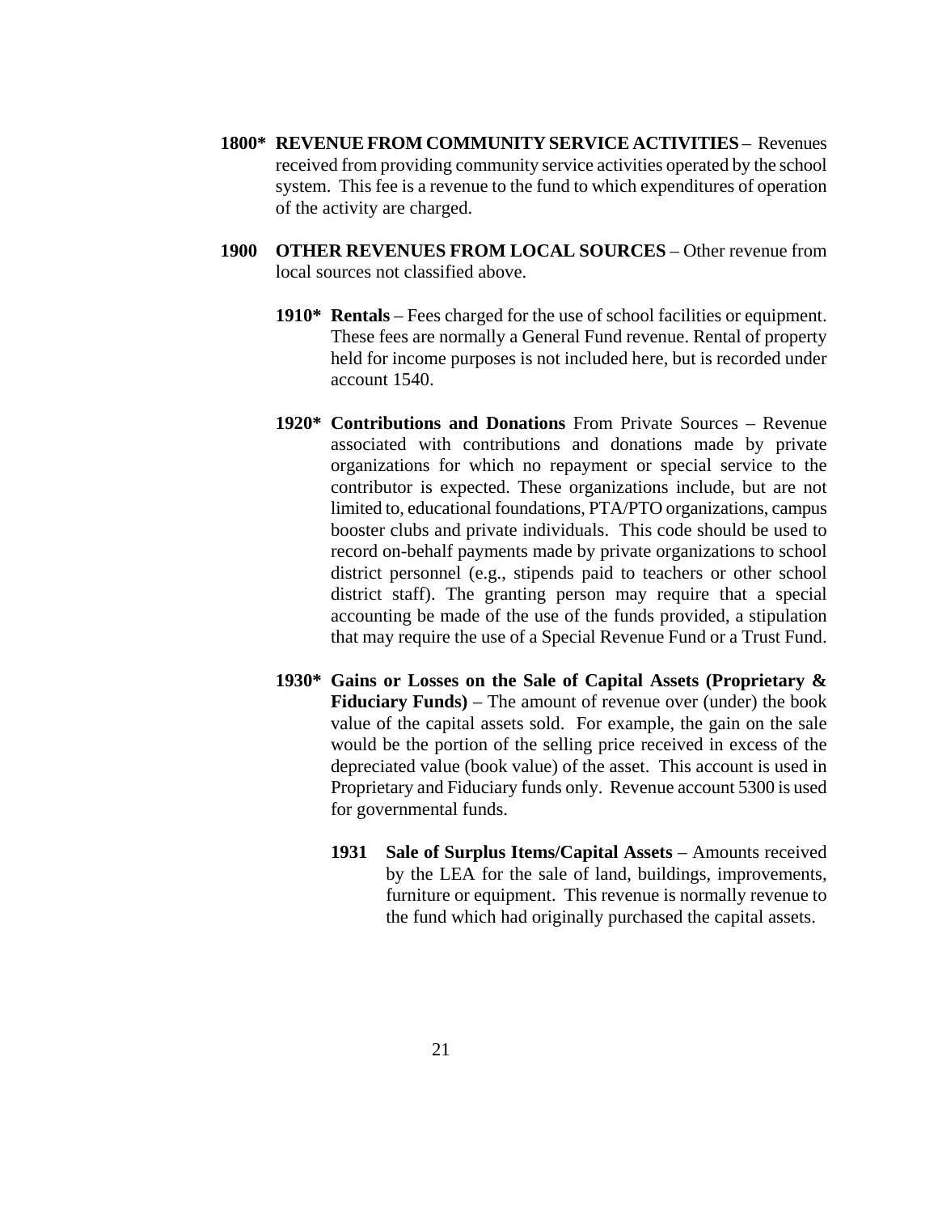**1800\* REVENUE FROM COMMUNITY SERVICE ACTIVITIES** – Revenues received from providing community service activities operated by the school system. This fee is a revenue to the fund to which expenditures of operation of the activity are charged.

**1900 OTHER REVENUES FROM LOCAL SOURCES** – Other revenue from local sources not classified above.

**1910\* Rentals** – Fees charged for the use of school facilities or equipment. These fees are normally a General Fund revenue. Rental of property held for income purposes is not included here, but is recorded under account 1540.

**1920\* Contributions and Donations** From Private Sources – Revenue associated with contributions and donations made by private organizations for which no repayment or special service to the contributor is expected. These organizations include, but are not limited to, educational foundations, PTA/PTO organizations, campus booster clubs and private individuals. This code should be used to record on-behalf payments made by private organizations to school district personnel (e.g., stipends paid to teachers or other school district staff). The granting person may require that a special accounting be made of the use of the funds provided, a stipulation that may require the use of a Special Revenue Fund or a Trust Fund.

**1930\* Gains or Losses on the Sale of Capital Assets (Proprietary & Fiduciary Funds)** – The amount of revenue over (under) the book value of the capital assets sold. For example, the gain on the sale would be the portion of the selling price received in excess of the depreciated value (book value) of the asset. This account is used in Proprietary and Fiduciary funds only. Revenue account 5300 is used for governmental funds.

**1931 Sale of Surplus Items/Capital Assets** – Amounts received by the LEA for the sale of land, buildings, improvements, furniture or equipment. This revenue is normally revenue to the fund which had originally purchased the capital assets.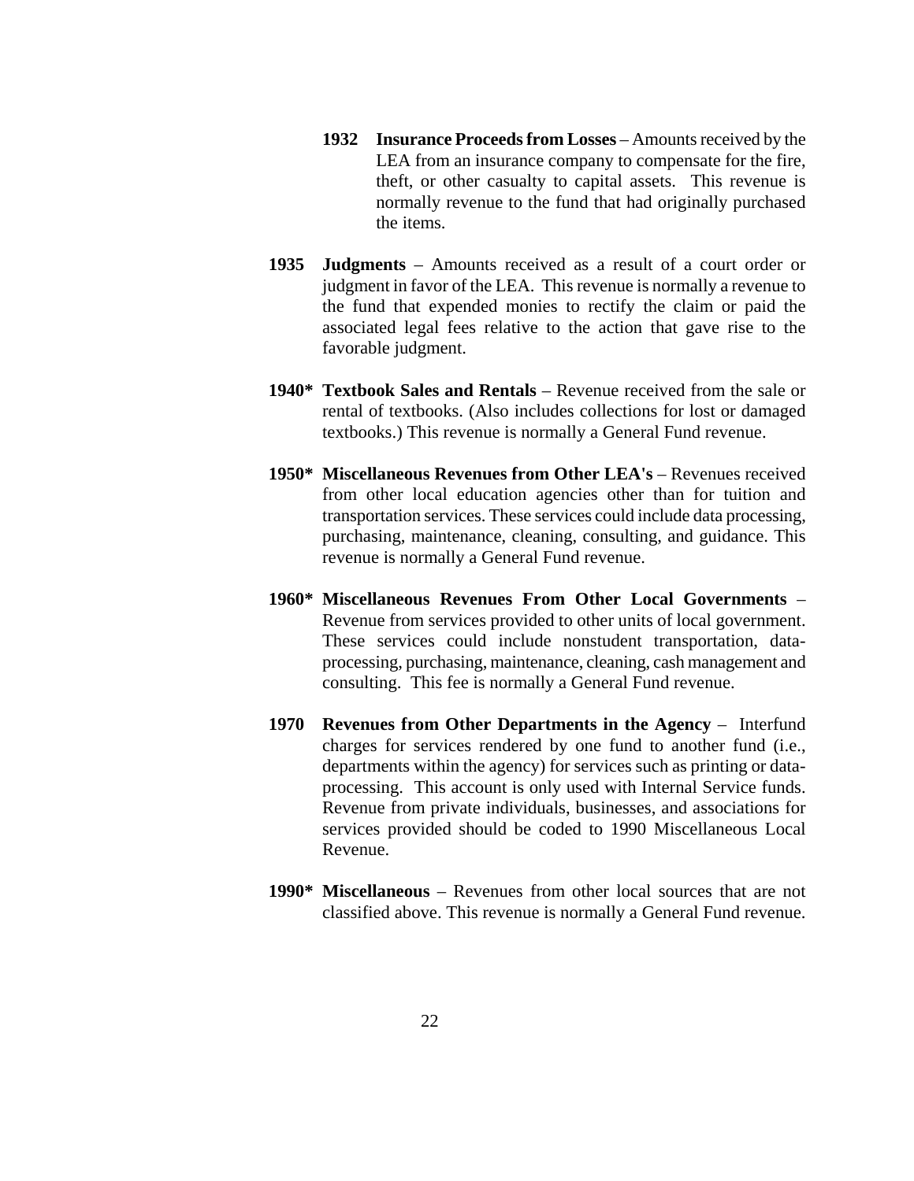**1932 Insurance Proceeds from Losses** – Amounts received by the LEA from an insurance company to compensate for the fire, theft, or other casualty to capital assets. This revenue is normally revenue to the fund that had originally purchased the items.

**1935 Judgments** – Amounts received as a result of a court order or judgment in favor of the LEA. This revenue is normally a revenue to the fund that expended monies to rectify the claim or paid the associated legal fees relative to the action that gave rise to the favorable judgment.

**1940* Textbook Sales and Rentals** – Revenue received from the sale or rental of textbooks. (Also includes collections for lost or damaged textbooks.) This revenue is normally a General Fund revenue.

**1950* Miscellaneous Revenues from Other LEA's** – Revenues received from other local education agencies other than for tuition and transportation services. These services could include data processing, purchasing, maintenance, cleaning, consulting, and guidance. This revenue is normally a General Fund revenue.

**1960* Miscellaneous Revenues From Other Local Governments** – Revenue from services provided to other units of local government. These services could include nonstudent transportation, data-processing, purchasing, maintenance, cleaning, cash management and consulting. This fee is normally a General Fund revenue.

**1970 Revenues from Other Departments in the Agency** – Interfund charges for services rendered by one fund to another fund (i.e., departments within the agency) for services such as printing or data-processing. This account is only used with Internal Service funds. Revenue from private individuals, businesses, and associations for services provided should be coded to 1990 Miscellaneous Local Revenue.

**1990* Miscellaneous** – Revenues from other local sources that are not classified above. This revenue is normally a General Fund revenue.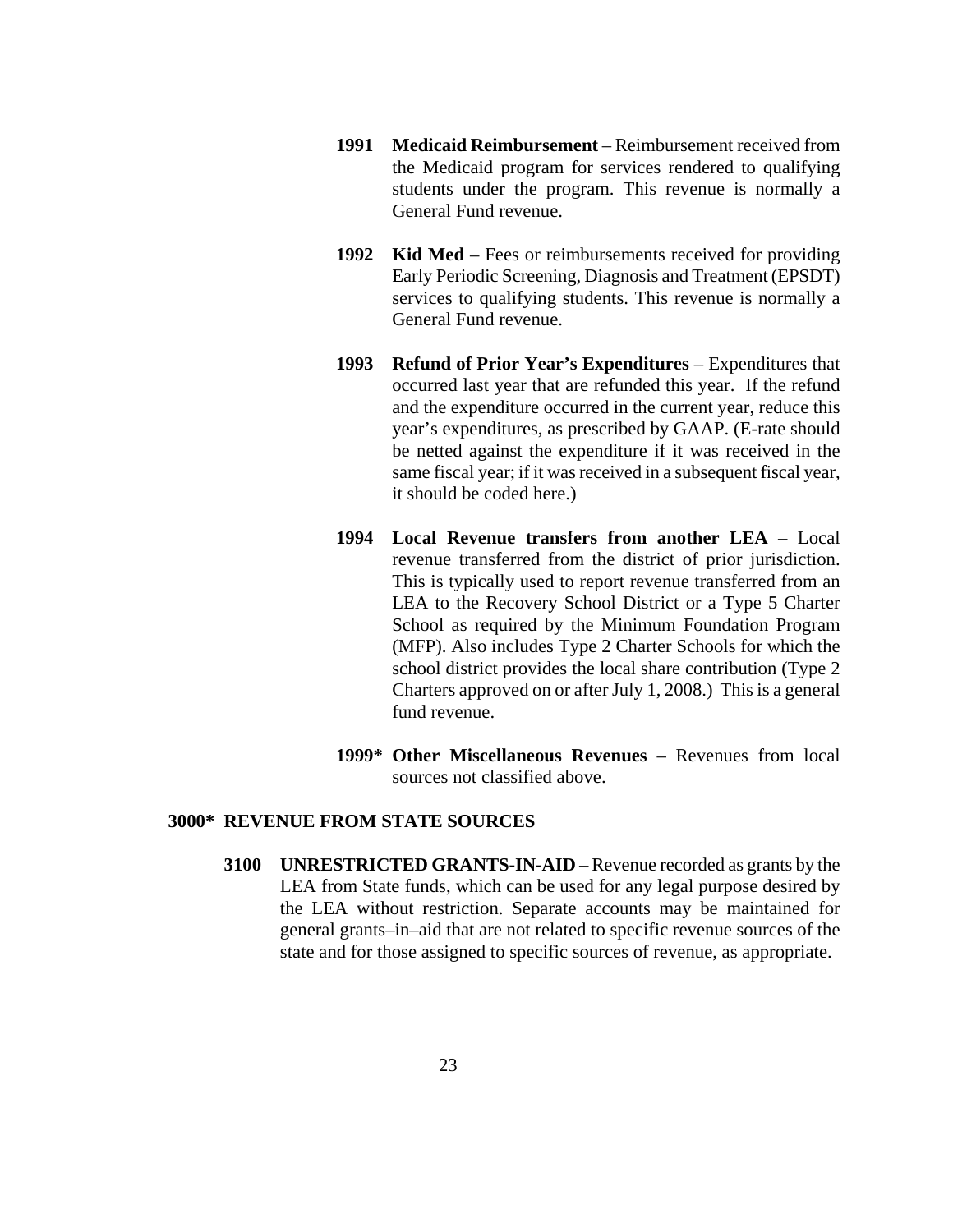**1991 Medicaid Reimbursement** – Reimbursement received from the Medicaid program for services rendered to qualifying students under the program. This revenue is normally a General Fund revenue.

**1992 Kid Med** – Fees or reimbursements received for providing Early Periodic Screening, Diagnosis and Treatment (EPSDT) services to qualifying students. This revenue is normally a General Fund revenue.

**1993 Refund of Prior Year's Expenditures** – Expenditures that occurred last year that are refunded this year. If the refund and the expenditure occurred in the current year, reduce this year's expenditures, as prescribed by GAAP. (E-rate should be netted against the expenditure if it was received in the same fiscal year; if it was received in a subsequent fiscal year, it should be coded here.)

**1994 Local Revenue transfers from another LEA** – Local revenue transferred from the district of prior jurisdiction. This is typically used to report revenue transferred from an LEA to the Recovery School District or a Type 5 Charter School as required by the Minimum Foundation Program (MFP). Also includes Type 2 Charter Schools for which the school district provides the local share contribution (Type 2 Charters approved on or after July 1, 2008.) This is a general fund revenue.

**1999* Other Miscellaneous Revenues** – Revenues from local sources not classified above.

**3000* REVENUE FROM STATE SOURCES**

**3100 UNRESTRICTED GRANTS-IN-AID** – Revenue recorded as grants by the LEA from State funds, which can be used for any legal purpose desired by the LEA without restriction. Separate accounts may be maintained for general grants–in–aid that are not related to specific revenue sources of the state and for those assigned to specific sources of revenue, as appropriate.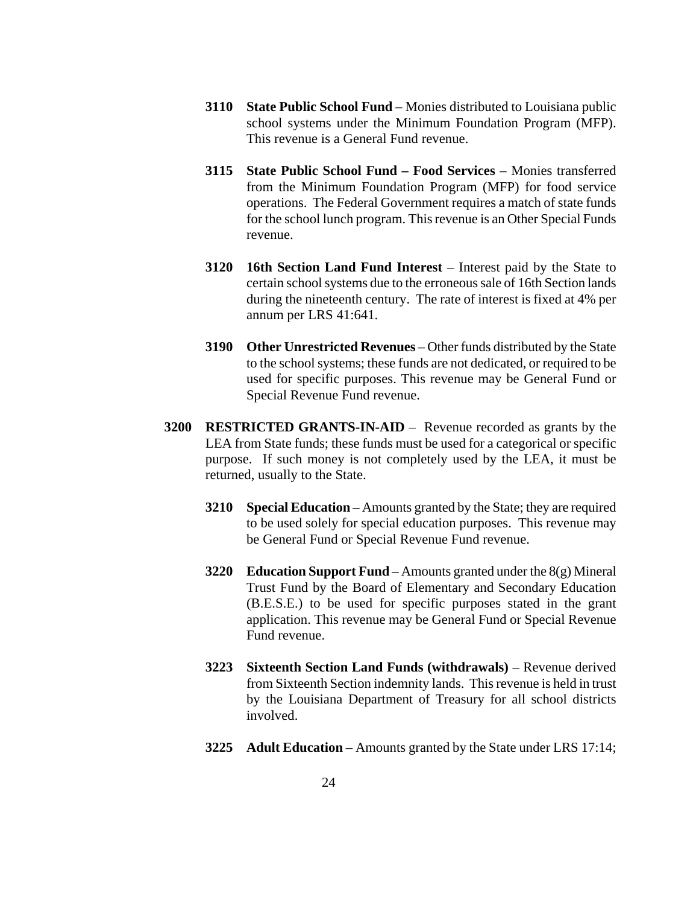**3110 State Public School Fund** – Monies distributed to Louisiana public school systems under the Minimum Foundation Program (MFP). This revenue is a General Fund revenue.

**3115 State Public School Fund – Food Services** – Monies transferred from the Minimum Foundation Program (MFP) for food service operations. The Federal Government requires a match of state funds for the school lunch program. This revenue is an Other Special Funds revenue.

**3120 16th Section Land Fund Interest** – Interest paid by the State to certain school systems due to the erroneous sale of 16th Section lands during the nineteenth century. The rate of interest is fixed at 4% per annum per LRS 41:641.

**3190 Other Unrestricted Revenues** – Other funds distributed by the State to the school systems; these funds are not dedicated, or required to be used for specific purposes. This revenue may be General Fund or Special Revenue Fund revenue.

**3200 RESTRICTED GRANTS-IN-AID** – Revenue recorded as grants by the LEA from State funds; these funds must be used for a categorical or specific purpose. If such money is not completely used by the LEA, it must be returned, usually to the State.

**3210 Special Education** – Amounts granted by the State; they are required to be used solely for special education purposes. This revenue may be General Fund or Special Revenue Fund revenue.

**3220 Education Support Fund** – Amounts granted under the 8(g) Mineral Trust Fund by the Board of Elementary and Secondary Education (B.E.S.E.) to be used for specific purposes stated in the grant application. This revenue may be General Fund or Special Revenue Fund revenue.

**3223 Sixteenth Section Land Funds (withdrawals)** – Revenue derived from Sixteenth Section indemnity lands. This revenue is held in trust by the Louisiana Department of Treasury for all school districts involved.

**3225 Adult Education** – Amounts granted by the State under LRS 17:14;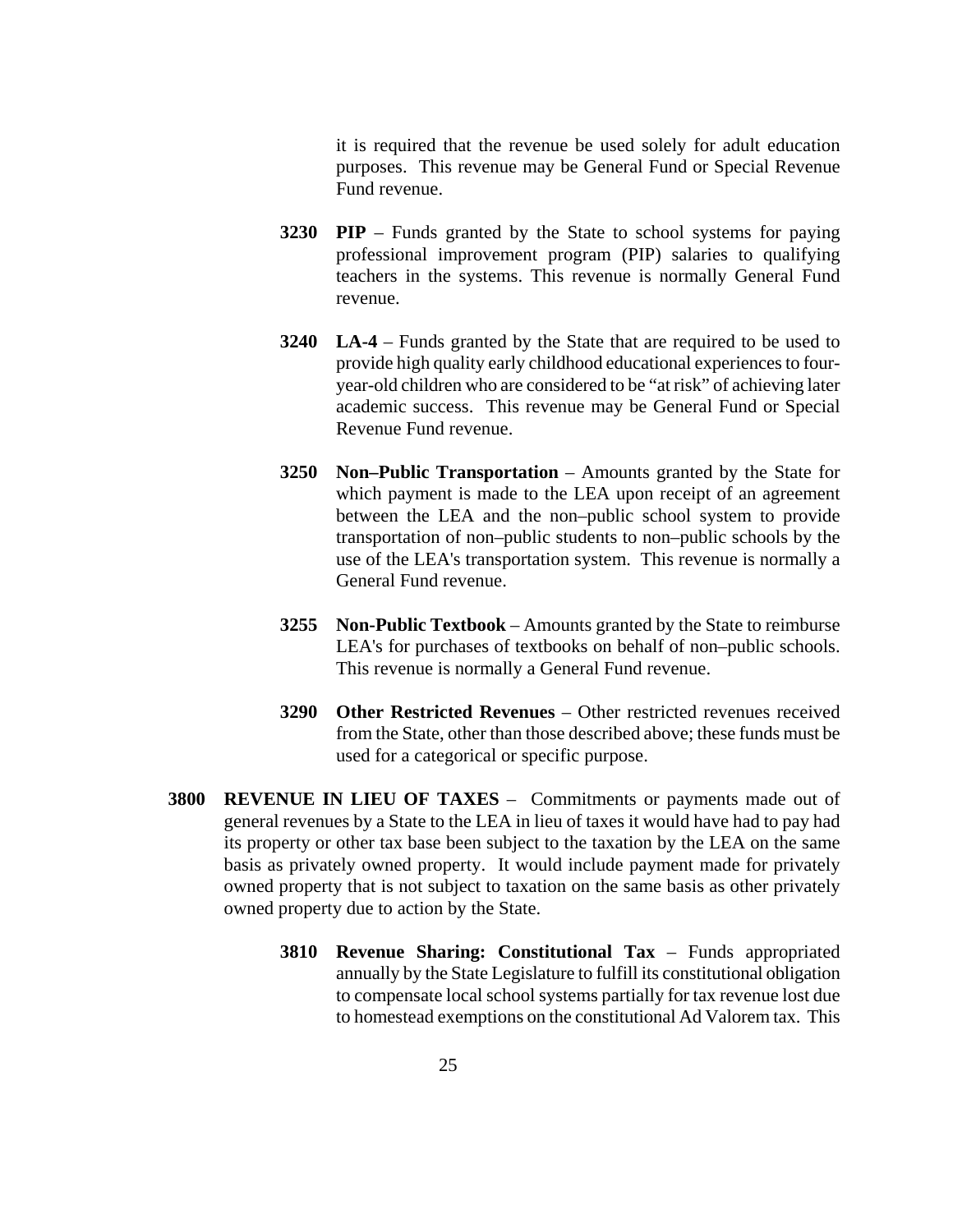it is required that the revenue be used solely for adult education purposes. This revenue may be General Fund or Special Revenue Fund revenue.

**3230 PIP** – Funds granted by the State to school systems for paying professional improvement program (PIP) salaries to qualifying teachers in the systems. This revenue is normally General Fund revenue.

**3240 LA-4** – Funds granted by the State that are required to be used to provide high quality early childhood educational experiences to four-year-old children who are considered to be "at risk" of achieving later academic success. This revenue may be General Fund or Special Revenue Fund revenue.

**3250 Non–Public Transportation** – Amounts granted by the State for which payment is made to the LEA upon receipt of an agreement between the LEA and the non–public school system to provide transportation of non–public students to non–public schools by the use of the LEA's transportation system. This revenue is normally a General Fund revenue.

**3255 Non-Public Textbook** – Amounts granted by the State to reimburse LEA's for purchases of textbooks on behalf of non–public schools. This revenue is normally a General Fund revenue.

**3290 Other Restricted Revenues** – Other restricted revenues received from the State, other than those described above; these funds must be used for a categorical or specific purpose.

**3800 REVENUE IN LIEU OF TAXES** – Commitments or payments made out of general revenues by a State to the LEA in lieu of taxes it would have had to pay had its property or other tax base been subject to the taxation by the LEA on the same basis as privately owned property. It would include payment made for privately owned property that is not subject to taxation on the same basis as other privately owned property due to action by the State.

**3810 Revenue Sharing: Constitutional Tax** – Funds appropriated annually by the State Legislature to fulfill its constitutional obligation to compensate local school systems partially for tax revenue lost due to homestead exemptions on the constitutional Ad Valorem tax. This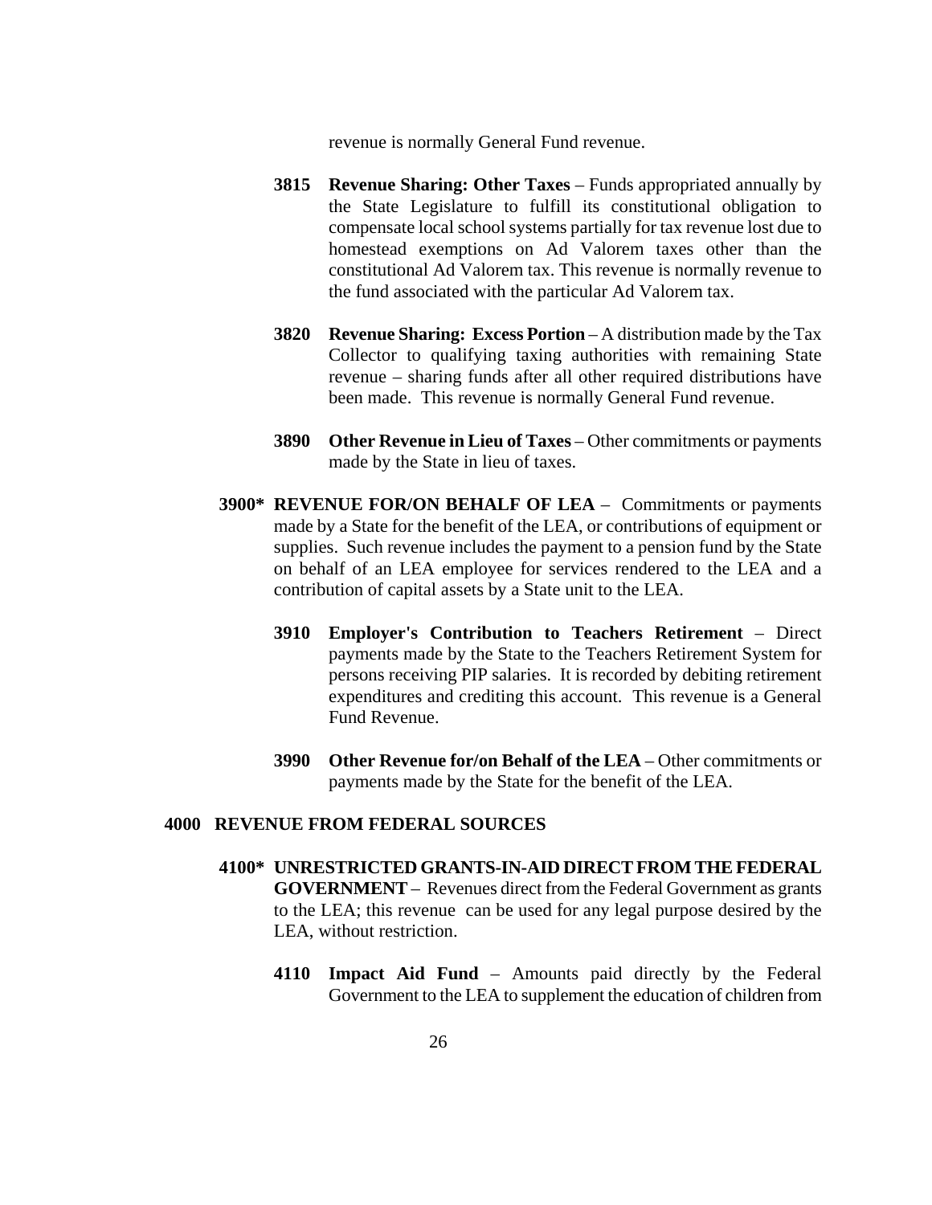revenue is normally General Fund revenue.

**3815 Revenue Sharing: Other Taxes** – Funds appropriated annually by the State Legislature to fulfill its constitutional obligation to compensate local school systems partially for tax revenue lost due to homestead exemptions on Ad Valorem taxes other than the constitutional Ad Valorem tax. This revenue is normally revenue to the fund associated with the particular Ad Valorem tax.

**3820 Revenue Sharing: Excess Portion** – A distribution made by the Tax Collector to qualifying taxing authorities with remaining State revenue – sharing funds after all other required distributions have been made. This revenue is normally General Fund revenue.

**3890 Other Revenue in Lieu of Taxes** – Other commitments or payments made by the State in lieu of taxes.

**3900* REVENUE FOR/ON BEHALF OF LEA** – Commitments or payments made by a State for the benefit of the LEA, or contributions of equipment or supplies. Such revenue includes the payment to a pension fund by the State on behalf of an LEA employee for services rendered to the LEA and a contribution of capital assets by a State unit to the LEA.

**3910 Employer's Contribution to Teachers Retirement** – Direct payments made by the State to the Teachers Retirement System for persons receiving PIP salaries. It is recorded by debiting retirement expenditures and crediting this account. This revenue is a General Fund Revenue.

**3990 Other Revenue for/on Behalf of the LEA** – Other commitments or payments made by the State for the benefit of the LEA.

## 4000 REVENUE FROM FEDERAL SOURCES

**4100* UNRESTRICTED GRANTS-IN-AID DIRECT FROM THE FEDERAL GOVERNMENT** – Revenues direct from the Federal Government as grants to the LEA; this revenue can be used for any legal purpose desired by the LEA, without restriction.

**4110 Impact Aid Fund** – Amounts paid directly by the Federal Government to the LEA to supplement the education of children from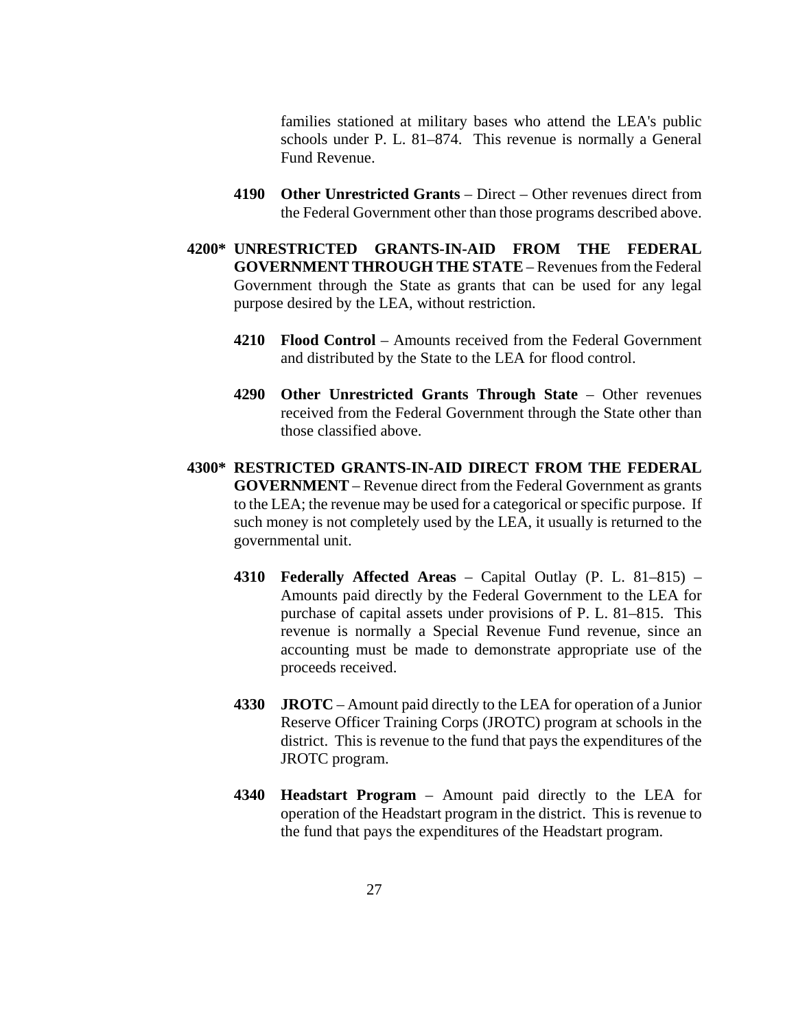families stationed at military bases who attend the LEA's public schools under P. L. 81–874. This revenue is normally a General Fund Revenue.

**4190 Other Unrestricted Grants** – Direct – Other revenues direct from the Federal Government other than those programs described above.

**4200* UNRESTRICTED GRANTS-IN-AID FROM THE FEDERAL GOVERNMENT THROUGH THE STATE** – Revenues from the Federal Government through the State as grants that can be used for any legal purpose desired by the LEA, without restriction.

**4210 Flood Control** – Amounts received from the Federal Government and distributed by the State to the LEA for flood control.

**4290 Other Unrestricted Grants Through State** – Other revenues received from the Federal Government through the State other than those classified above.

**4300* RESTRICTED GRANTS-IN-AID DIRECT FROM THE FEDERAL GOVERNMENT** – Revenue direct from the Federal Government as grants to the LEA; the revenue may be used for a categorical or specific purpose. If such money is not completely used by the LEA, it usually is returned to the governmental unit.

**4310 Federally Affected Areas** – Capital Outlay (P. L. 81–815) – Amounts paid directly by the Federal Government to the LEA for purchase of capital assets under provisions of P. L. 81–815. This revenue is normally a Special Revenue Fund revenue, since an accounting must be made to demonstrate appropriate use of the proceeds received.

**4330 JROTC** – Amount paid directly to the LEA for operation of a Junior Reserve Officer Training Corps (JROTC) program at schools in the district. This is revenue to the fund that pays the expenditures of the JROTC program.

**4340 Headstart Program** – Amount paid directly to the LEA for operation of the Headstart program in the district. This is revenue to the fund that pays the expenditures of the Headstart program.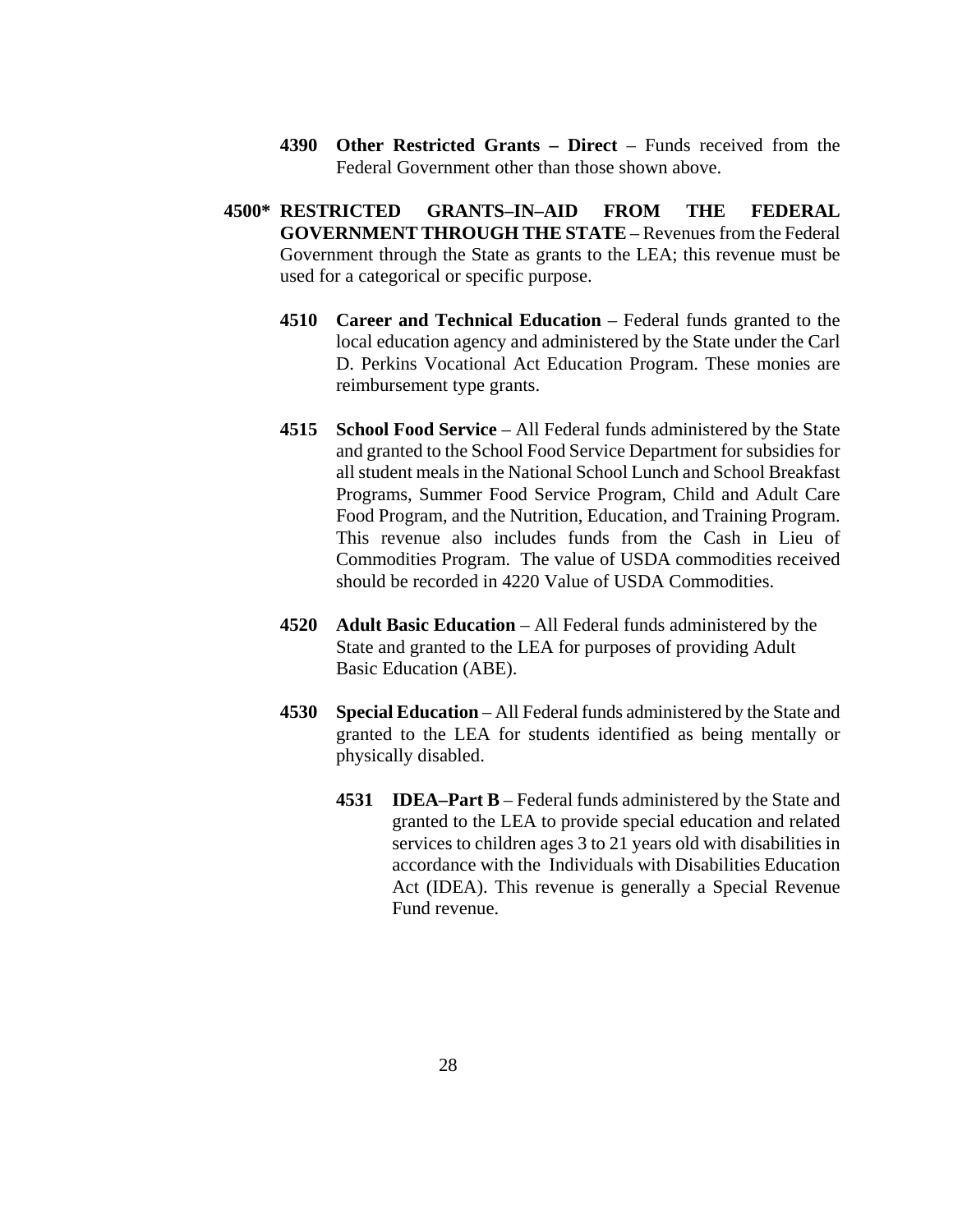**4390 Other Restricted Grants – Direct** – Funds received from the Federal Government other than those shown above.

**4500* RESTRICTED GRANTS–IN–AID FROM THE FEDERAL GOVERNMENT THROUGH THE STATE** – Revenues from the Federal Government through the State as grants to the LEA; this revenue must be used for a categorical or specific purpose.

**4510 Career and Technical Education** – Federal funds granted to the local education agency and administered by the State under the Carl D. Perkins Vocational Act Education Program. These monies are reimbursement type grants.

**4515 School Food Service** – All Federal funds administered by the State and granted to the School Food Service Department for subsidies for all student meals in the National School Lunch and School Breakfast Programs, Summer Food Service Program, Child and Adult Care Food Program, and the Nutrition, Education, and Training Program. This revenue also includes funds from the Cash in Lieu of Commodities Program. The value of USDA commodities received should be recorded in 4220 Value of USDA Commodities.

**4520 Adult Basic Education** – All Federal funds administered by the State and granted to the LEA for purposes of providing Adult Basic Education (ABE).

**4530 Special Education** – All Federal funds administered by the State and granted to the LEA for students identified as being mentally or physically disabled.

**4531 IDEA–Part B** – Federal funds administered by the State and granted to the LEA to provide special education and related services to children ages 3 to 21 years old with disabilities in accordance with the Individuals with Disabilities Education Act (IDEA). This revenue is generally a Special Revenue Fund revenue.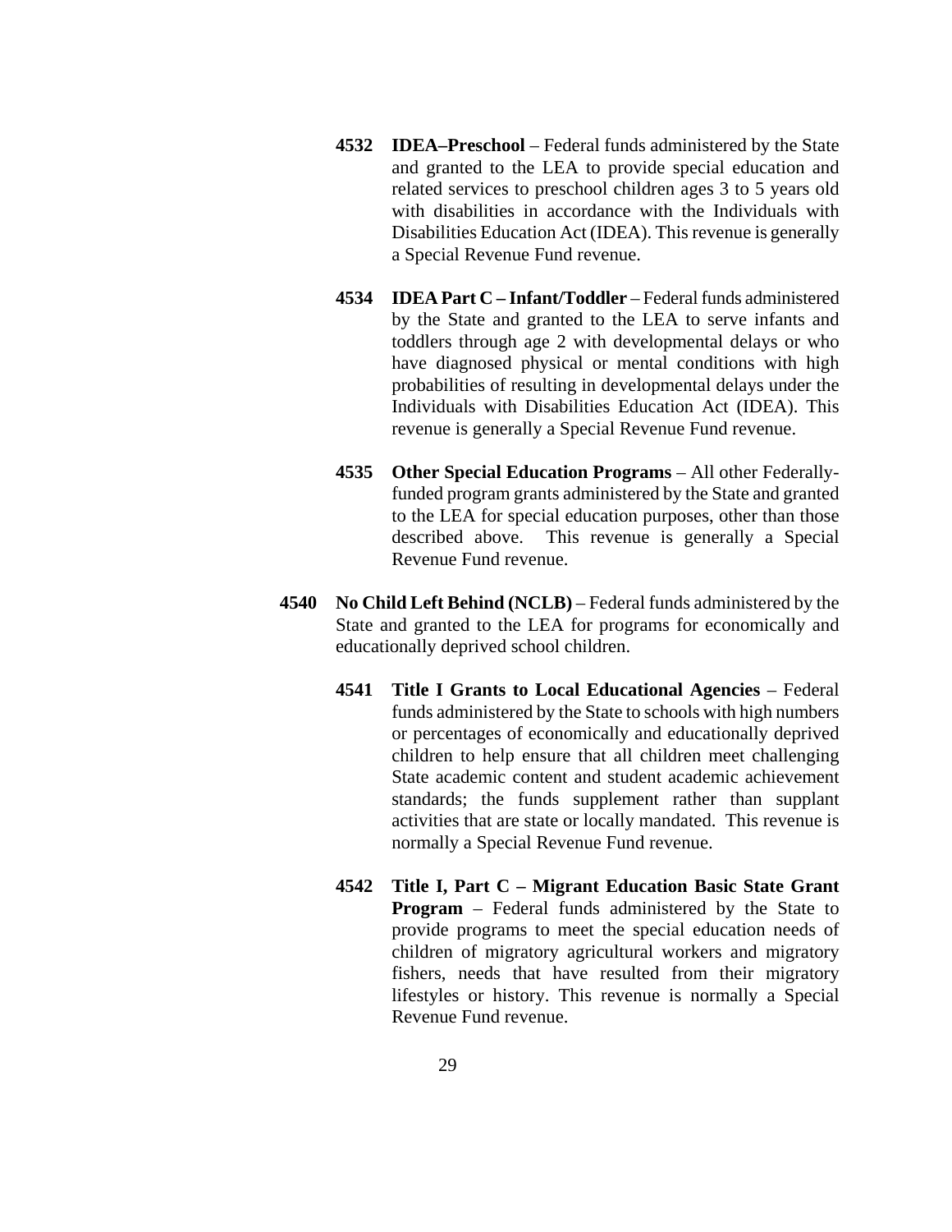**4532 IDEA–Preschool** – Federal funds administered by the State and granted to the LEA to provide special education and related services to preschool children ages 3 to 5 years old with disabilities in accordance with the Individuals with Disabilities Education Act (IDEA). This revenue is generally a Special Revenue Fund revenue.

**4534 IDEA Part C – Infant/Toddler** – Federal funds administered by the State and granted to the LEA to serve infants and toddlers through age 2 with developmental delays or who have diagnosed physical or mental conditions with high probabilities of resulting in developmental delays under the Individuals with Disabilities Education Act (IDEA). This revenue is generally a Special Revenue Fund revenue.

**4535 Other Special Education Programs** – All other Federally-funded program grants administered by the State and granted to the LEA for special education purposes, other than those described above. This revenue is generally a Special Revenue Fund revenue.

**4540 No Child Left Behind (NCLB)** – Federal funds administered by the State and granted to the LEA for programs for economically and educationally deprived school children.

**4541 Title I Grants to Local Educational Agencies** – Federal funds administered by the State to schools with high numbers or percentages of economically and educationally deprived children to help ensure that all children meet challenging State academic content and student academic achievement standards; the funds supplement rather than supplant activities that are state or locally mandated. This revenue is normally a Special Revenue Fund revenue.

**4542 Title I, Part C – Migrant Education Basic State Grant Program** – Federal funds administered by the State to provide programs to meet the special education needs of children of migratory agricultural workers and migratory fishers, needs that have resulted from their migratory lifestyles or history. This revenue is normally a Special Revenue Fund revenue.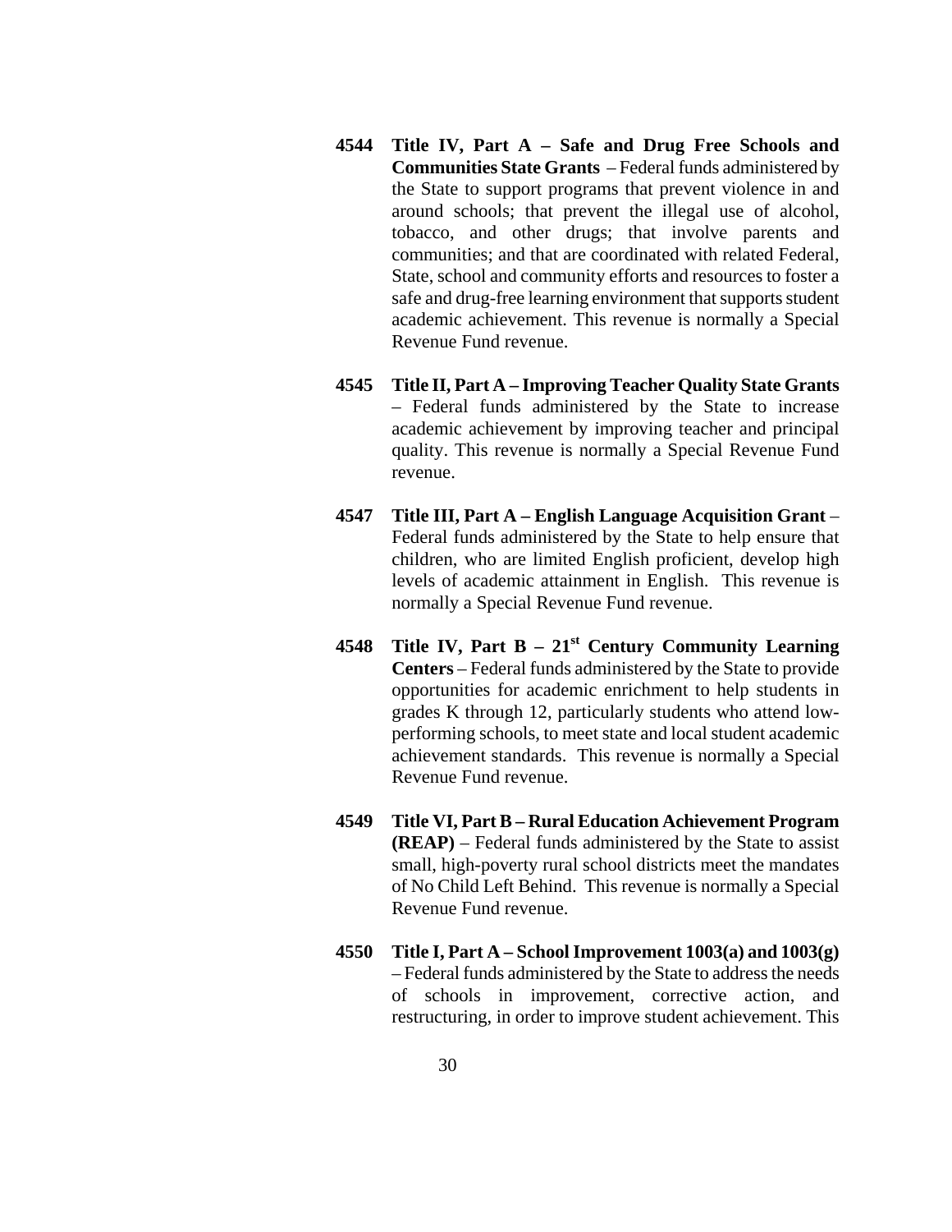**4544 Title IV, Part A – Safe and Drug Free Schools and Communities State Grants** – Federal funds administered by the State to support programs that prevent violence in and around schools; that prevent the illegal use of alcohol, tobacco, and other drugs; that involve parents and communities; and that are coordinated with related Federal, State, school and community efforts and resources to foster a safe and drug-free learning environment that supports student academic achievement. This revenue is normally a Special Revenue Fund revenue.

**4545 Title II, Part A – Improving Teacher Quality State Grants** – Federal funds administered by the State to increase academic achievement by improving teacher and principal quality. This revenue is normally a Special Revenue Fund revenue.

**4547 Title III, Part A – English Language Acquisition Grant** – Federal funds administered by the State to help ensure that children, who are limited English proficient, develop high levels of academic attainment in English. This revenue is normally a Special Revenue Fund revenue.

**4548 Title IV, Part B – 21st Century Community Learning Centers** – Federal funds administered by the State to provide opportunities for academic enrichment to help students in grades K through 12, particularly students who attend low-performing schools, to meet state and local student academic achievement standards. This revenue is normally a Special Revenue Fund revenue.

**4549 Title VI, Part B – Rural Education Achievement Program (REAP)** – Federal funds administered by the State to assist small, high-poverty rural school districts meet the mandates of No Child Left Behind. This revenue is normally a Special Revenue Fund revenue.

**4550 Title I, Part A – School Improvement 1003(a) and 1003(g)** – Federal funds administered by the State to address the needs of schools in improvement, corrective action, and restructuring, in order to improve student achievement. This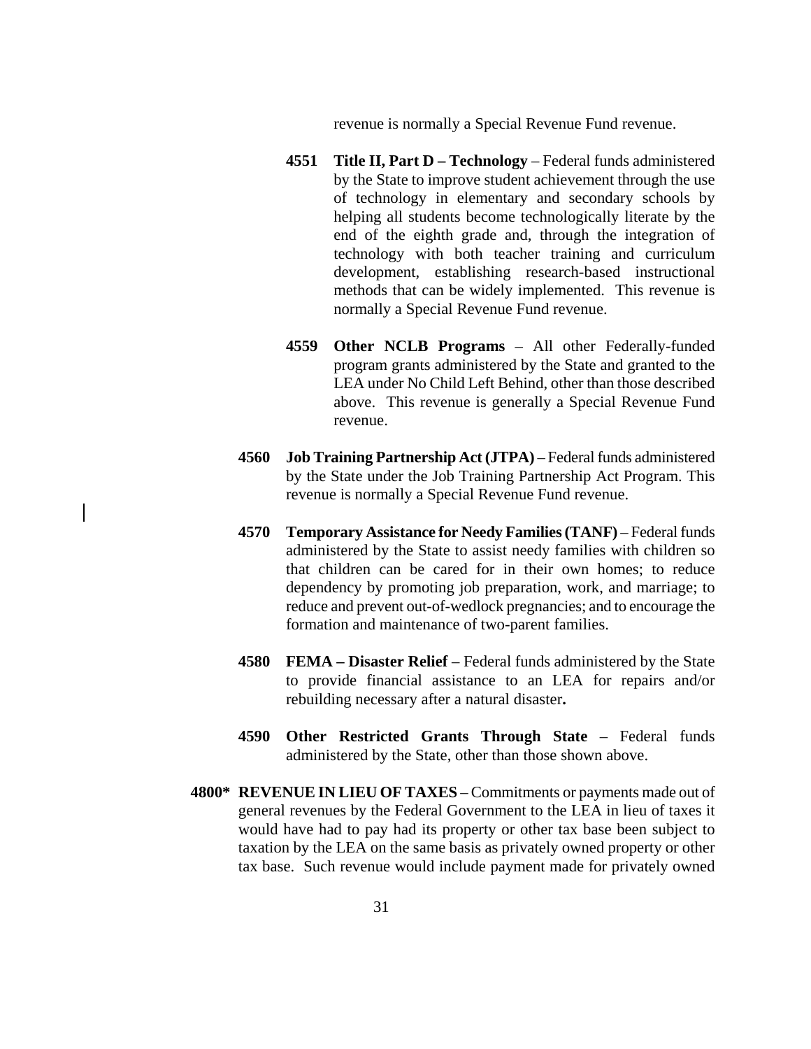revenue is normally a Special Revenue Fund revenue.

**4551 Title II, Part D – Technology** – Federal funds administered by the State to improve student achievement through the use of technology in elementary and secondary schools by helping all students become technologically literate by the end of the eighth grade and, through the integration of technology with both teacher training and curriculum development, establishing research-based instructional methods that can be widely implemented. This revenue is normally a Special Revenue Fund revenue.

**4559 Other NCLB Programs** – All other Federally-funded program grants administered by the State and granted to the LEA under No Child Left Behind, other than those described above. This revenue is generally a Special Revenue Fund revenue.

**4560 Job Training Partnership Act (JTPA)** – Federal funds administered by the State under the Job Training Partnership Act Program. This revenue is normally a Special Revenue Fund revenue.

**4570 Temporary Assistance for Needy Families (TANF)** – Federal funds administered by the State to assist needy families with children so that children can be cared for in their own homes; to reduce dependency by promoting job preparation, work, and marriage; to reduce and prevent out-of-wedlock pregnancies; and to encourage the formation and maintenance of two-parent families.

**4580 FEMA – Disaster Relief** – Federal funds administered by the State to provide financial assistance to an LEA for repairs and/or rebuilding necessary after a natural disaster**.**

**4590 Other Restricted Grants Through State** – Federal funds administered by the State, other than those shown above.

**4800* REVENUE IN LIEU OF TAXES** – Commitments or payments made out of general revenues by the Federal Government to the LEA in lieu of taxes it would have had to pay had its property or other tax base been subject to taxation by the LEA on the same basis as privately owned property or other tax base. Such revenue would include payment made for privately owned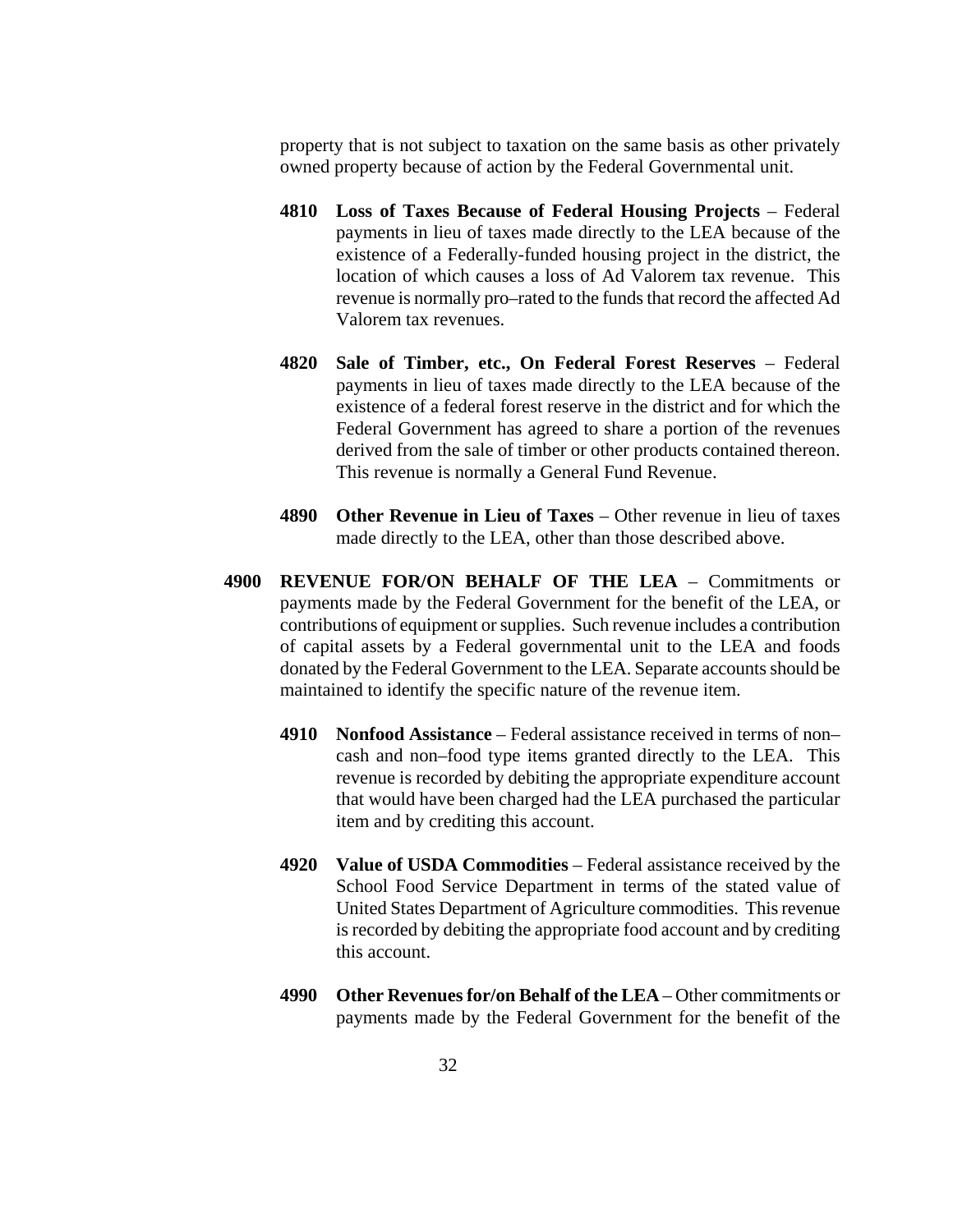property that is not subject to taxation on the same basis as other privately owned property because of action by the Federal Governmental unit.

**4810 Loss of Taxes Because of Federal Housing Projects** – Federal payments in lieu of taxes made directly to the LEA because of the existence of a Federally-funded housing project in the district, the location of which causes a loss of Ad Valorem tax revenue. This revenue is normally pro–rated to the funds that record the affected Ad Valorem tax revenues.

**4820 Sale of Timber, etc., On Federal Forest Reserves** – Federal payments in lieu of taxes made directly to the LEA because of the existence of a federal forest reserve in the district and for which the Federal Government has agreed to share a portion of the revenues derived from the sale of timber or other products contained thereon. This revenue is normally a General Fund Revenue.

**4890 Other Revenue in Lieu of Taxes** – Other revenue in lieu of taxes made directly to the LEA, other than those described above.

**4900 REVENUE FOR/ON BEHALF OF THE LEA** – Commitments or payments made by the Federal Government for the benefit of the LEA, or contributions of equipment or supplies. Such revenue includes a contribution of capital assets by a Federal governmental unit to the LEA and foods donated by the Federal Government to the LEA. Separate accounts should be maintained to identify the specific nature of the revenue item.

**4910 Nonfood Assistance** – Federal assistance received in terms of non–cash and non–food type items granted directly to the LEA. This revenue is recorded by debiting the appropriate expenditure account that would have been charged had the LEA purchased the particular item and by crediting this account.

**4920 Value of USDA Commodities** – Federal assistance received by the School Food Service Department in terms of the stated value of United States Department of Agriculture commodities. This revenue is recorded by debiting the appropriate food account and by crediting this account.

**4990 Other Revenues for/on Behalf of the LEA** – Other commitments or payments made by the Federal Government for the benefit of the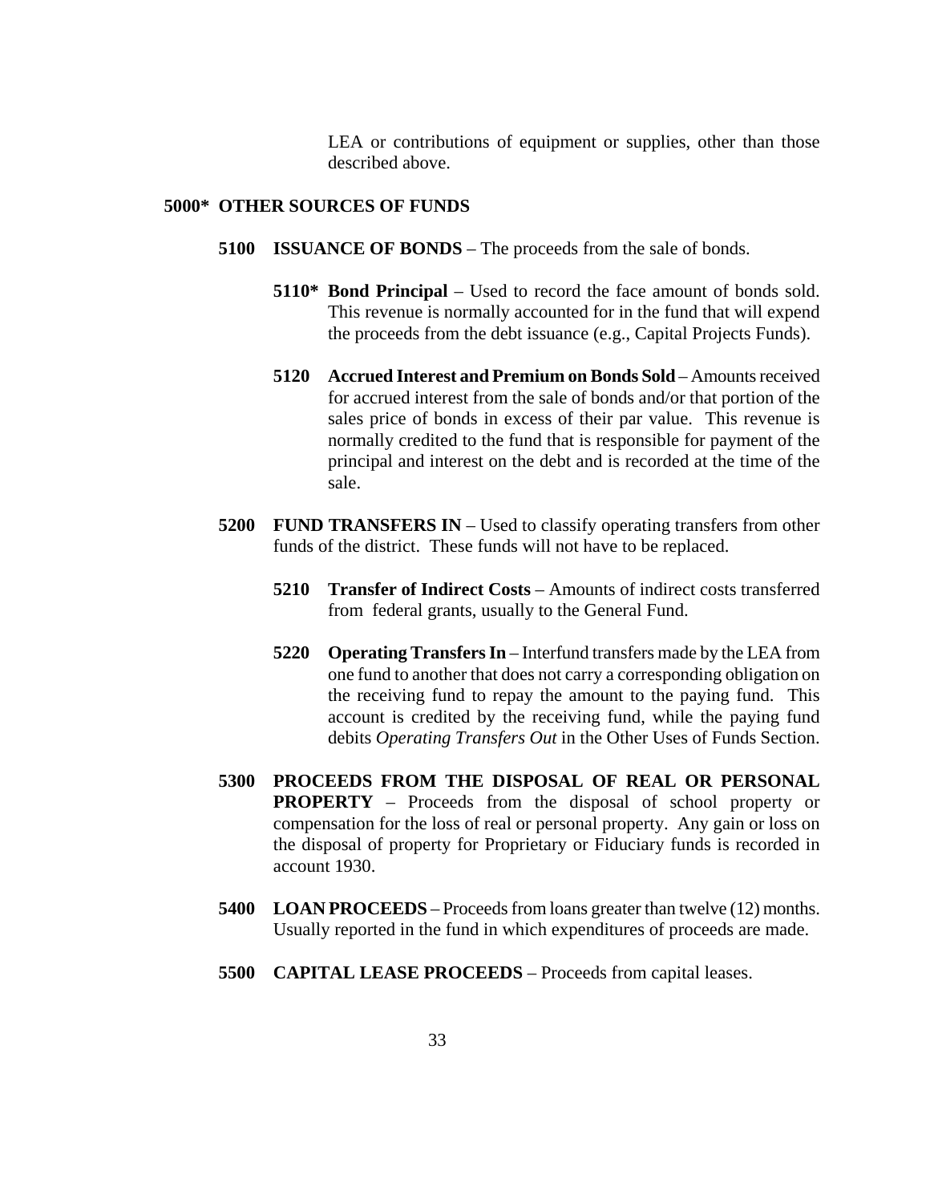LEA or contributions of equipment or supplies, other than those described above.

### 5000* OTHER SOURCES OF FUNDS

**5100 ISSUANCE OF BONDS** – The proceeds from the sale of bonds.

**5110* Bond Principal** – Used to record the face amount of bonds sold. This revenue is normally accounted for in the fund that will expend the proceeds from the debt issuance (e.g., Capital Projects Funds).

**5120 Accrued Interest and Premium on Bonds Sold** – Amounts received for accrued interest from the sale of bonds and/or that portion of the sales price of bonds in excess of their par value. This revenue is normally credited to the fund that is responsible for payment of the principal and interest on the debt and is recorded at the time of the sale.

**5200 FUND TRANSFERS IN** – Used to classify operating transfers from other funds of the district. These funds will not have to be replaced.

**5210 Transfer of Indirect Costs** – Amounts of indirect costs transferred from federal grants, usually to the General Fund.

**5220 Operating Transfers In** – Interfund transfers made by the LEA from one fund to another that does not carry a corresponding obligation on the receiving fund to repay the amount to the paying fund. This account is credited by the receiving fund, while the paying fund debits *Operating Transfers Out* in the Other Uses of Funds Section.

**5300 PROCEEDS FROM THE DISPOSAL OF REAL OR PERSONAL PROPERTY** – Proceeds from the disposal of school property or compensation for the loss of real or personal property. Any gain or loss on the disposal of property for Proprietary or Fiduciary funds is recorded in account 1930.

**5400 LOAN PROCEEDS** – Proceeds from loans greater than twelve (12) months. Usually reported in the fund in which expenditures of proceeds are made.

**5500 CAPITAL LEASE PROCEEDS** – Proceeds from capital leases.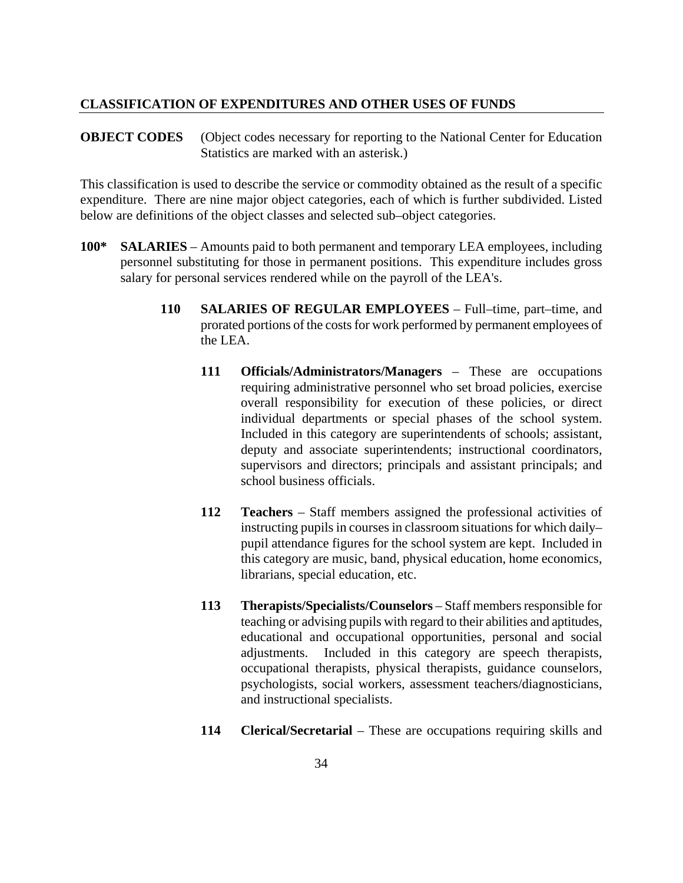## CLASSIFICATION OF EXPENDITURES AND OTHER USES OF FUNDS

**OBJECT CODES** (Object codes necessary for reporting to the National Center for Education Statistics are marked with an asterisk.)

This classification is used to describe the service or commodity obtained as the result of a specific expenditure. There are nine major object categories, each of which is further subdivided. Listed below are definitions of the object classes and selected sub–object categories.

**100\*** **SALARIES** – Amounts paid to both permanent and temporary LEA employees, including personnel substituting for those in permanent positions. This expenditure includes gross salary for personal services rendered while on the payroll of the LEA's.

**110** **SALARIES OF REGULAR EMPLOYEES** – Full–time, part–time, and prorated portions of the costs for work performed by permanent employees of the LEA.

**111** **Officials/Administrators/Managers** – These are occupations requiring administrative personnel who set broad policies, exercise overall responsibility for execution of these policies, or direct individual departments or special phases of the school system. Included in this category are superintendents of schools; assistant, deputy and associate superintendents; instructional coordinators, supervisors and directors; principals and assistant principals; and school business officials.

**112** **Teachers** – Staff members assigned the professional activities of instructing pupils in courses in classroom situations for which daily–pupil attendance figures for the school system are kept. Included in this category are music, band, physical education, home economics, librarians, special education, etc.

**113** **Therapists/Specialists/Counselors** – Staff members responsible for teaching or advising pupils with regard to their abilities and aptitudes, educational and occupational opportunities, personal and social adjustments. Included in this category are speech therapists, occupational therapists, physical therapists, guidance counselors, psychologists, social workers, assessment teachers/diagnosticians, and instructional specialists.

**114** **Clerical/Secretarial** – These are occupations requiring skills and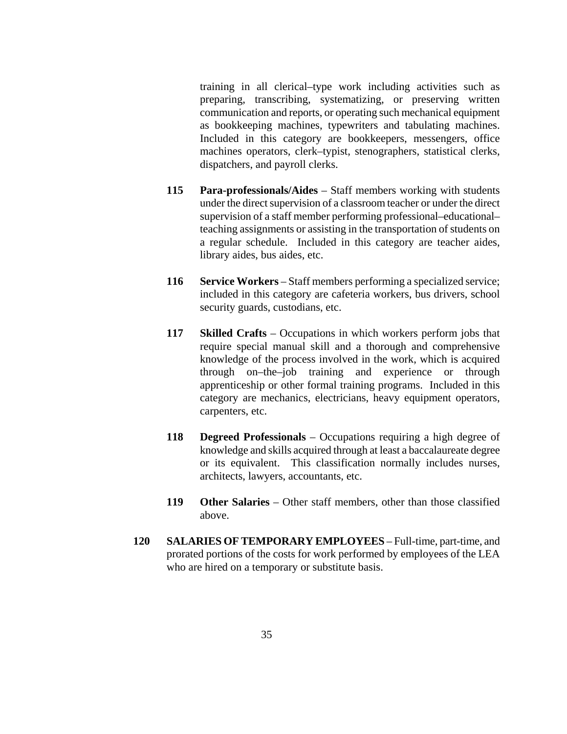training in all clerical–type work including activities such as preparing, transcribing, systematizing, or preserving written communication and reports, or operating such mechanical equipment as bookkeeping machines, typewriters and tabulating machines. Included in this category are bookkeepers, messengers, office machines operators, clerk–typist, stenographers, statistical clerks, dispatchers, and payroll clerks.

**115 Para-professionals/Aides** – Staff members working with students under the direct supervision of a classroom teacher or under the direct supervision of a staff member performing professional–educational–teaching assignments or assisting in the transportation of students on a regular schedule. Included in this category are teacher aides, library aides, bus aides, etc.

**116 Service Workers** – Staff members performing a specialized service; included in this category are cafeteria workers, bus drivers, school security guards, custodians, etc.

**117 Skilled Crafts** – Occupations in which workers perform jobs that require special manual skill and a thorough and comprehensive knowledge of the process involved in the work, which is acquired through on–the–job training and experience or through apprenticeship or other formal training programs. Included in this category are mechanics, electricians, heavy equipment operators, carpenters, etc.

**118 Degreed Professionals** – Occupations requiring a high degree of knowledge and skills acquired through at least a baccalaureate degree or its equivalent. This classification normally includes nurses, architects, lawyers, accountants, etc.

**119 Other Salaries** – Other staff members, other than those classified above.

**120 SALARIES OF TEMPORARY EMPLOYEES** – Full-time, part-time, and prorated portions of the costs for work performed by employees of the LEA who are hired on a temporary or substitute basis.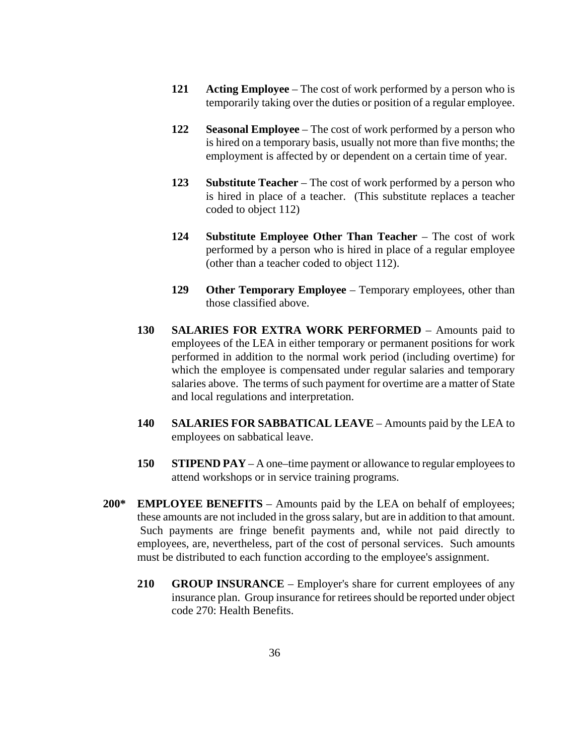**121 Acting Employee** – The cost of work performed by a person who is temporarily taking over the duties or position of a regular employee.

**122 Seasonal Employee** – The cost of work performed by a person who is hired on a temporary basis, usually not more than five months; the employment is affected by or dependent on a certain time of year.

**123 Substitute Teacher** – The cost of work performed by a person who is hired in place of a teacher. (This substitute replaces a teacher coded to object 112)

**124 Substitute Employee Other Than Teacher** – The cost of work performed by a person who is hired in place of a regular employee (other than a teacher coded to object 112).

**129 Other Temporary Employee** – Temporary employees, other than those classified above.

**130 SALARIES FOR EXTRA WORK PERFORMED** – Amounts paid to employees of the LEA in either temporary or permanent positions for work performed in addition to the normal work period (including overtime) for which the employee is compensated under regular salaries and temporary salaries above. The terms of such payment for overtime are a matter of State and local regulations and interpretation.

**140 SALARIES FOR SABBATICAL LEAVE** – Amounts paid by the LEA to employees on sabbatical leave.

**150 STIPEND PAY** – A one–time payment or allowance to regular employees to attend workshops or in service training programs.

**200* EMPLOYEE BENEFITS** – Amounts paid by the LEA on behalf of employees; these amounts are not included in the gross salary, but are in addition to that amount. Such payments are fringe benefit payments and, while not paid directly to employees, are, nevertheless, part of the cost of personal services. Such amounts must be distributed to each function according to the employee's assignment.

**210 GROUP INSURANCE** – Employer's share for current employees of any insurance plan. Group insurance for retirees should be reported under object code 270: Health Benefits.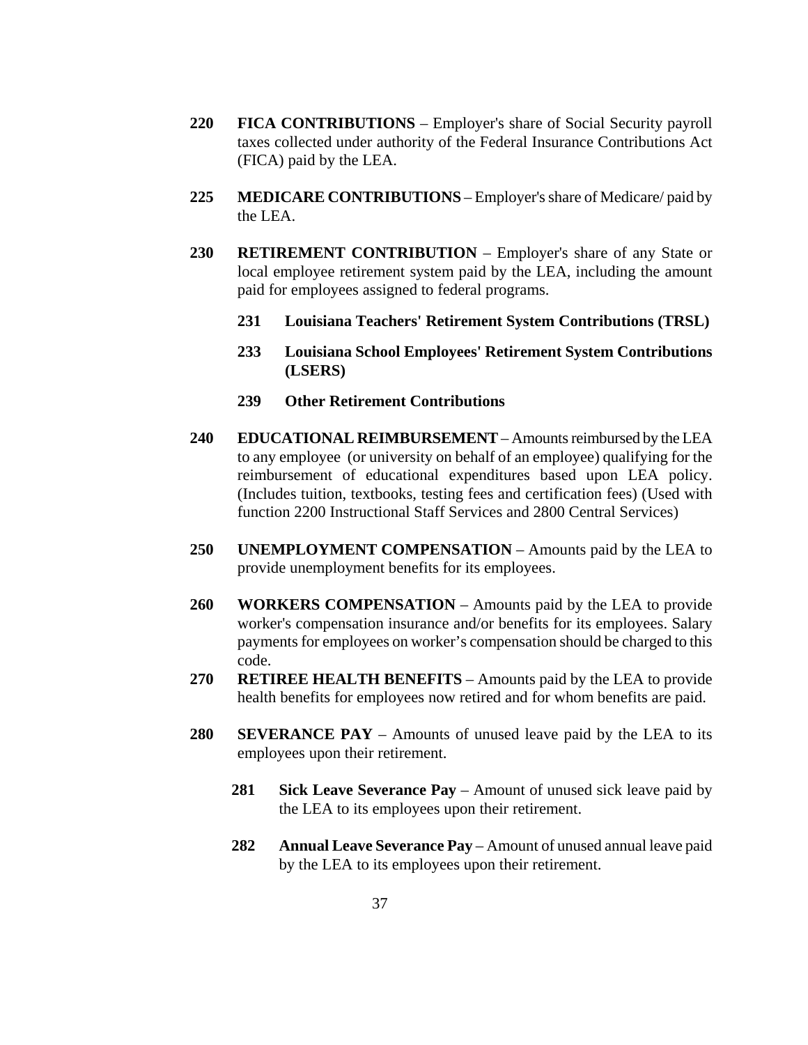**220 FICA CONTRIBUTIONS** – Employer's share of Social Security payroll taxes collected under authority of the Federal Insurance Contributions Act (FICA) paid by the LEA.

**225 MEDICARE CONTRIBUTIONS** – Employer's share of Medicare/ paid by the LEA.

**230 RETIREMENT CONTRIBUTION** – Employer's share of any State or local employee retirement system paid by the LEA, including the amount paid for employees assigned to federal programs.

- **231 Louisiana Teachers' Retirement System Contributions (TRSL)**
- **233 Louisiana School Employees' Retirement System Contributions (LSERS)**
- **239 Other Retirement Contributions**

**240 EDUCATIONAL REIMBURSEMENT** – Amounts reimbursed by the LEA to any employee (or university on behalf of an employee) qualifying for the reimbursement of educational expenditures based upon LEA policy. (Includes tuition, textbooks, testing fees and certification fees) (Used with function 2200 Instructional Staff Services and 2800 Central Services)

**250 UNEMPLOYMENT COMPENSATION** – Amounts paid by the LEA to provide unemployment benefits for its employees.

**260 WORKERS COMPENSATION** – Amounts paid by the LEA to provide worker's compensation insurance and/or benefits for its employees. Salary payments for employees on worker's compensation should be charged to this code.

**270 RETIREE HEALTH BENEFITS** – Amounts paid by the LEA to provide health benefits for employees now retired and for whom benefits are paid.

**280 SEVERANCE PAY** – Amounts of unused leave paid by the LEA to its employees upon their retirement.

- **281 Sick Leave Severance Pay** – Amount of unused sick leave paid by the LEA to its employees upon their retirement.
- **282 Annual Leave Severance Pay** – Amount of unused annual leave paid by the LEA to its employees upon their retirement.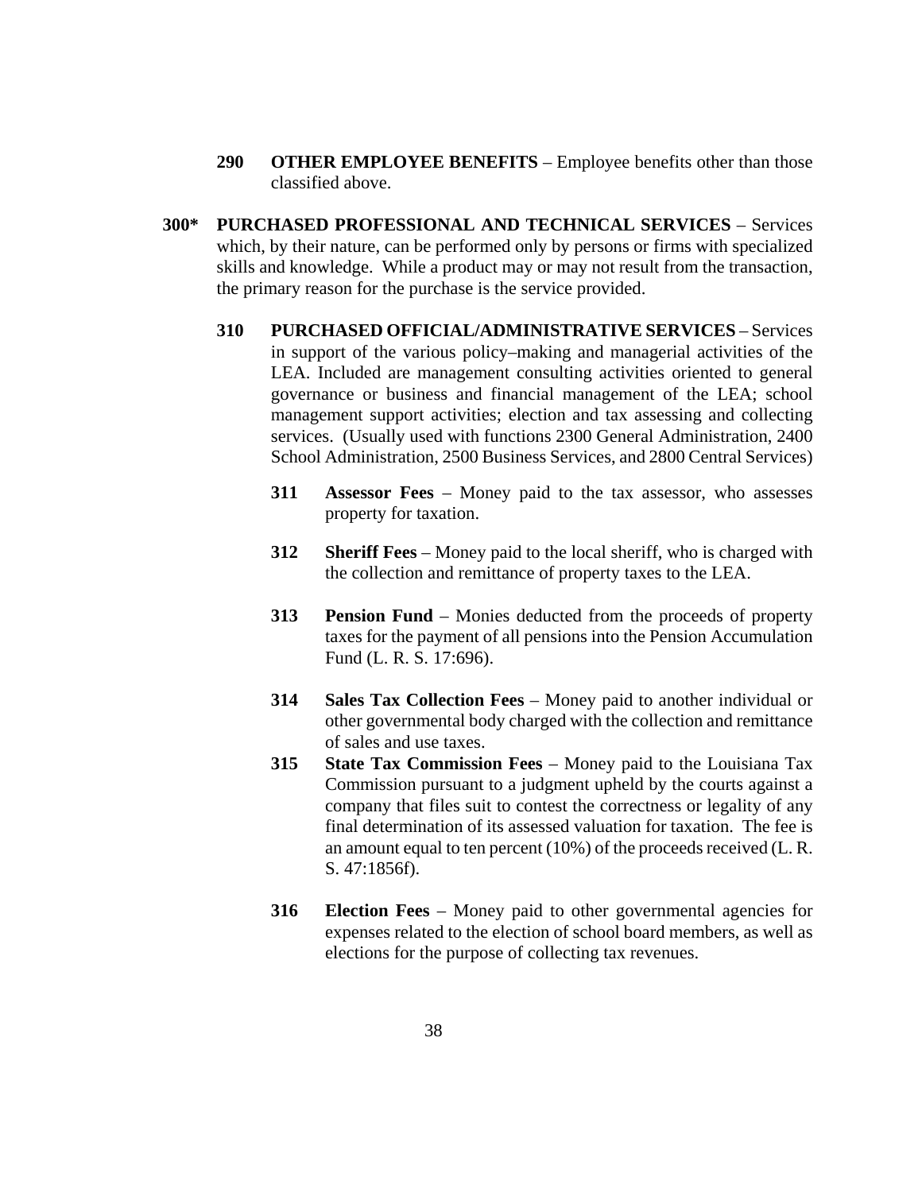**290 OTHER EMPLOYEE BENEFITS** – Employee benefits other than those classified above.

**300* PURCHASED PROFESSIONAL AND TECHNICAL SERVICES** – Services which, by their nature, can be performed only by persons or firms with specialized skills and knowledge. While a product may or may not result from the transaction, the primary reason for the purchase is the service provided.

**310 PURCHASED OFFICIAL/ADMINISTRATIVE SERVICES** – Services in support of the various policy–making and managerial activities of the LEA. Included are management consulting activities oriented to general governance or business and financial management of the LEA; school management support activities; election and tax assessing and collecting services. (Usually used with functions 2300 General Administration, 2400 School Administration, 2500 Business Services, and 2800 Central Services)

**311 Assessor Fees** – Money paid to the tax assessor, who assesses property for taxation.

**312 Sheriff Fees** – Money paid to the local sheriff, who is charged with the collection and remittance of property taxes to the LEA.

**313 Pension Fund** – Monies deducted from the proceeds of property taxes for the payment of all pensions into the Pension Accumulation Fund (L. R. S. 17:696).

**314 Sales Tax Collection Fees** – Money paid to another individual or other governmental body charged with the collection and remittance of sales and use taxes.

**315 State Tax Commission Fees** – Money paid to the Louisiana Tax Commission pursuant to a judgment upheld by the courts against a company that files suit to contest the correctness or legality of any final determination of its assessed valuation for taxation. The fee is an amount equal to ten percent (10%) of the proceeds received (L. R. S. 47:1856f).

**316 Election Fees** – Money paid to other governmental agencies for expenses related to the election of school board members, as well as elections for the purpose of collecting tax revenues.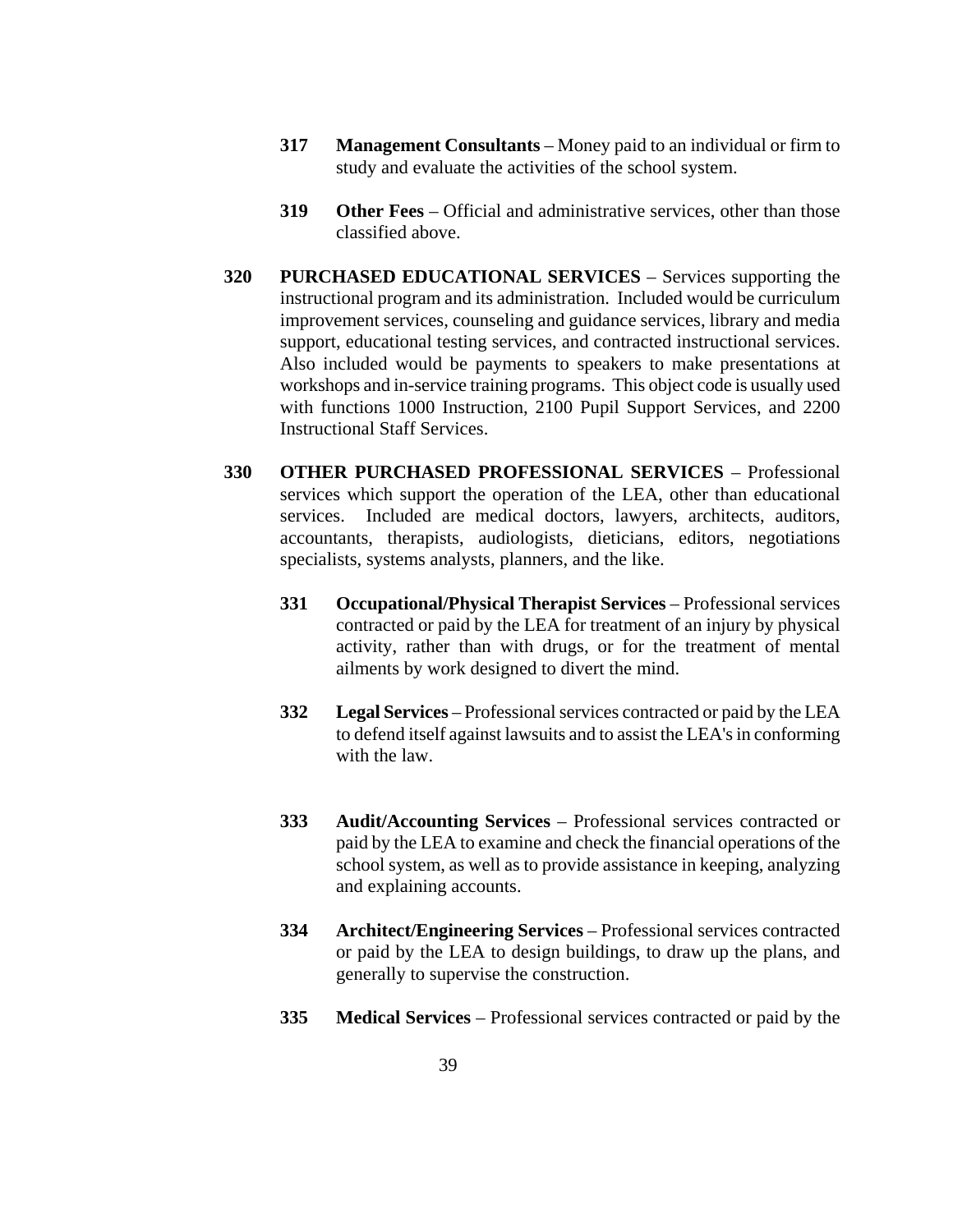**317 Management Consultants** – Money paid to an individual or firm to study and evaluate the activities of the school system.

**319 Other Fees** – Official and administrative services, other than those classified above.

**320 PURCHASED EDUCATIONAL SERVICES** – Services supporting the instructional program and its administration. Included would be curriculum improvement services, counseling and guidance services, library and media support, educational testing services, and contracted instructional services. Also included would be payments to speakers to make presentations at workshops and in-service training programs. This object code is usually used with functions 1000 Instruction, 2100 Pupil Support Services, and 2200 Instructional Staff Services.

**330 OTHER PURCHASED PROFESSIONAL SERVICES** – Professional services which support the operation of the LEA, other than educational services. Included are medical doctors, lawyers, architects, auditors, accountants, therapists, audiologists, dieticians, editors, negotiations specialists, systems analysts, planners, and the like.

**331 Occupational/Physical Therapist Services** – Professional services contracted or paid by the LEA for treatment of an injury by physical activity, rather than with drugs, or for the treatment of mental ailments by work designed to divert the mind.

**332 Legal Services** – Professional services contracted or paid by the LEA to defend itself against lawsuits and to assist the LEA's in conforming with the law.

**333 Audit/Accounting Services** – Professional services contracted or paid by the LEA to examine and check the financial operations of the school system, as well as to provide assistance in keeping, analyzing and explaining accounts.

**334 Architect/Engineering Services** – Professional services contracted or paid by the LEA to design buildings, to draw up the plans, and generally to supervise the construction.

**335 Medical Services** – Professional services contracted or paid by the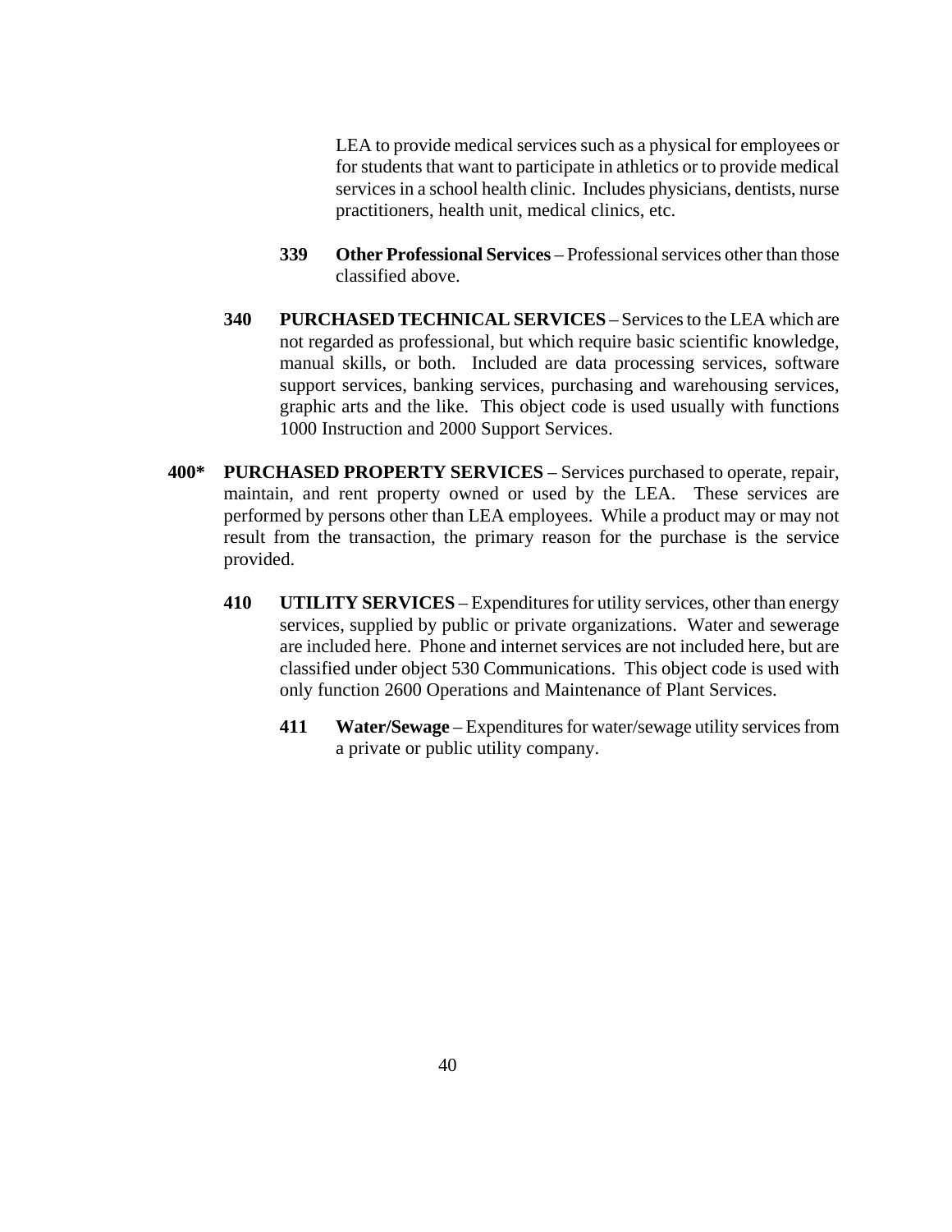LEA to provide medical services such as a physical for employees or for students that want to participate in athletics or to provide medical services in a school health clinic. Includes physicians, dentists, nurse practitioners, health unit, medical clinics, etc.

**339 Other Professional Services** – Professional services other than those classified above.

**340 PURCHASED TECHNICAL SERVICES** – Services to the LEA which are not regarded as professional, but which require basic scientific knowledge, manual skills, or both. Included are data processing services, software support services, banking services, purchasing and warehousing services, graphic arts and the like. This object code is used usually with functions 1000 Instruction and 2000 Support Services.

**400* PURCHASED PROPERTY SERVICES** – Services purchased to operate, repair, maintain, and rent property owned or used by the LEA. These services are performed by persons other than LEA employees. While a product may or may not result from the transaction, the primary reason for the purchase is the service provided.

**410 UTILITY SERVICES** – Expenditures for utility services, other than energy services, supplied by public or private organizations. Water and sewerage are included here. Phone and internet services are not included here, but are classified under object 530 Communications. This object code is used with only function 2600 Operations and Maintenance of Plant Services.

**411 Water/Sewage** – Expenditures for water/sewage utility services from a private or public utility company.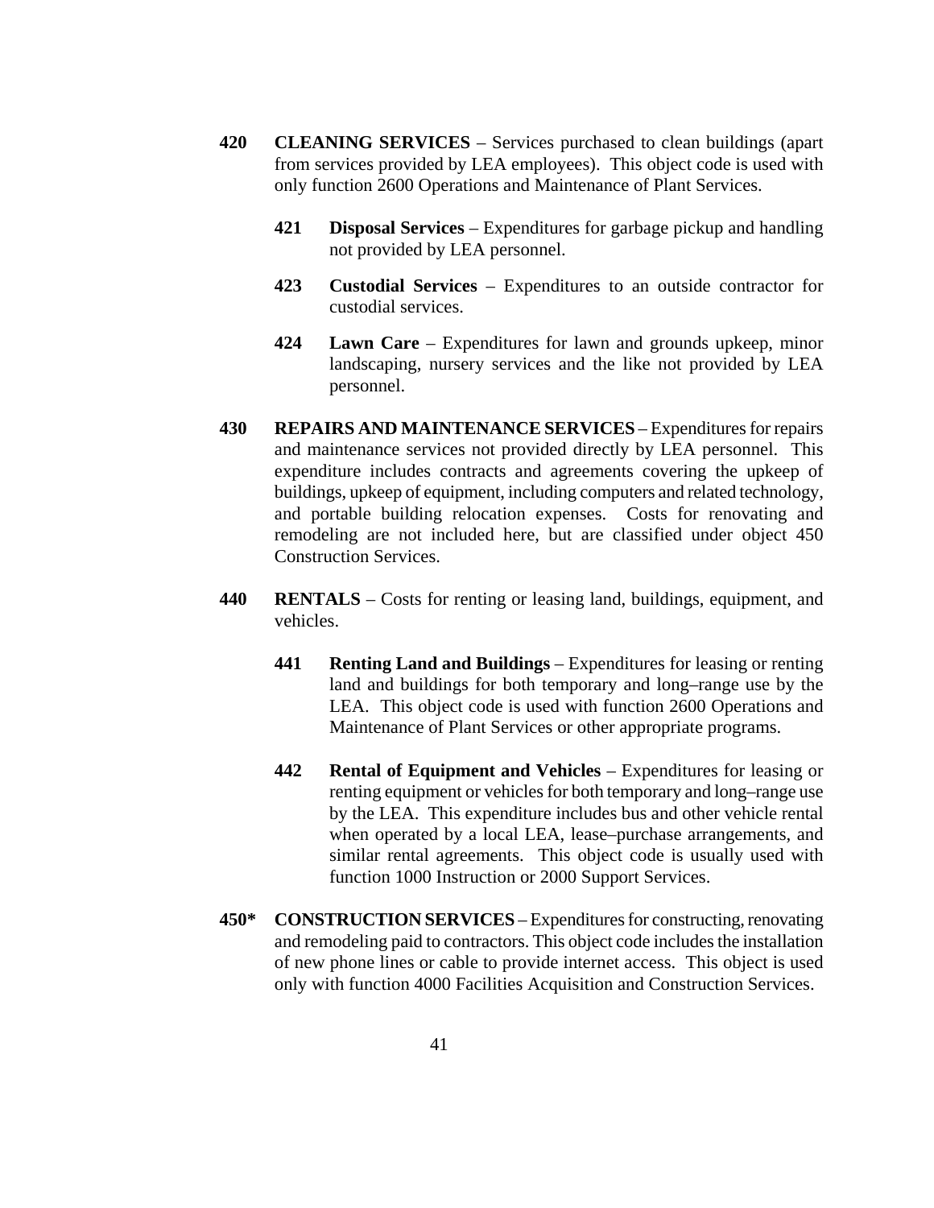**420 CLEANING SERVICES** – Services purchased to clean buildings (apart from services provided by LEA employees). This object code is used with only function 2600 Operations and Maintenance of Plant Services.

**421 Disposal Services** – Expenditures for garbage pickup and handling not provided by LEA personnel.

**423 Custodial Services** – Expenditures to an outside contractor for custodial services.

**424 Lawn Care** – Expenditures for lawn and grounds upkeep, minor landscaping, nursery services and the like not provided by LEA personnel.

**430 REPAIRS AND MAINTENANCE SERVICES** – Expenditures for repairs and maintenance services not provided directly by LEA personnel. This expenditure includes contracts and agreements covering the upkeep of buildings, upkeep of equipment, including computers and related technology, and portable building relocation expenses. Costs for renovating and remodeling are not included here, but are classified under object 450 Construction Services.

**440 RENTALS** – Costs for renting or leasing land, buildings, equipment, and vehicles.

**441 Renting Land and Buildings** – Expenditures for leasing or renting land and buildings for both temporary and long–range use by the LEA. This object code is used with function 2600 Operations and Maintenance of Plant Services or other appropriate programs.

**442 Rental of Equipment and Vehicles** – Expenditures for leasing or renting equipment or vehicles for both temporary and long–range use by the LEA. This expenditure includes bus and other vehicle rental when operated by a local LEA, lease–purchase arrangements, and similar rental agreements. This object code is usually used with function 1000 Instruction or 2000 Support Services.

**450* CONSTRUCTION SERVICES** – Expenditures for constructing, renovating and remodeling paid to contractors. This object code includes the installation of new phone lines or cable to provide internet access. This object is used only with function 4000 Facilities Acquisition and Construction Services.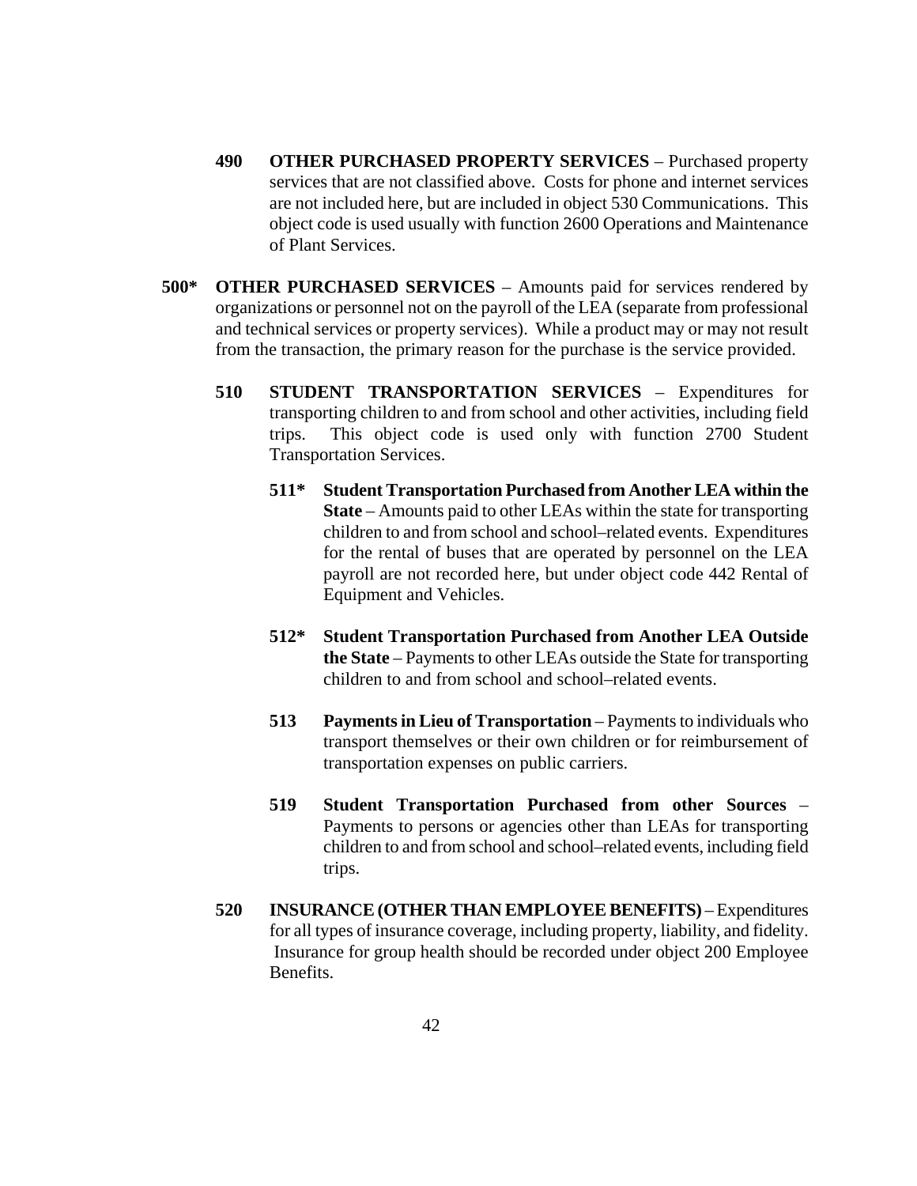**490 OTHER PURCHASED PROPERTY SERVICES** – Purchased property services that are not classified above. Costs for phone and internet services are not included here, but are included in object 530 Communications. This object code is used usually with function 2600 Operations and Maintenance of Plant Services.

**500* OTHER PURCHASED SERVICES** – Amounts paid for services rendered by organizations or personnel not on the payroll of the LEA (separate from professional and technical services or property services). While a product may or may not result from the transaction, the primary reason for the purchase is the service provided.

**510 STUDENT TRANSPORTATION SERVICES** – Expenditures for transporting children to and from school and other activities, including field trips. This object code is used only with function 2700 Student Transportation Services.

**511* Student Transportation Purchased from Another LEA within the State** – Amounts paid to other LEAs within the state for transporting children to and from school and school–related events. Expenditures for the rental of buses that are operated by personnel on the LEA payroll are not recorded here, but under object code 442 Rental of Equipment and Vehicles.

**512* Student Transportation Purchased from Another LEA Outside the State** – Payments to other LEAs outside the State for transporting children to and from school and school–related events.

**513 Payments in Lieu of Transportation** – Payments to individuals who transport themselves or their own children or for reimbursement of transportation expenses on public carriers.

**519 Student Transportation Purchased from other Sources** – Payments to persons or agencies other than LEAs for transporting children to and from school and school–related events, including field trips.

**520 INSURANCE (OTHER THAN EMPLOYEE BENEFITS)** – Expenditures for all types of insurance coverage, including property, liability, and fidelity. Insurance for group health should be recorded under object 200 Employee Benefits.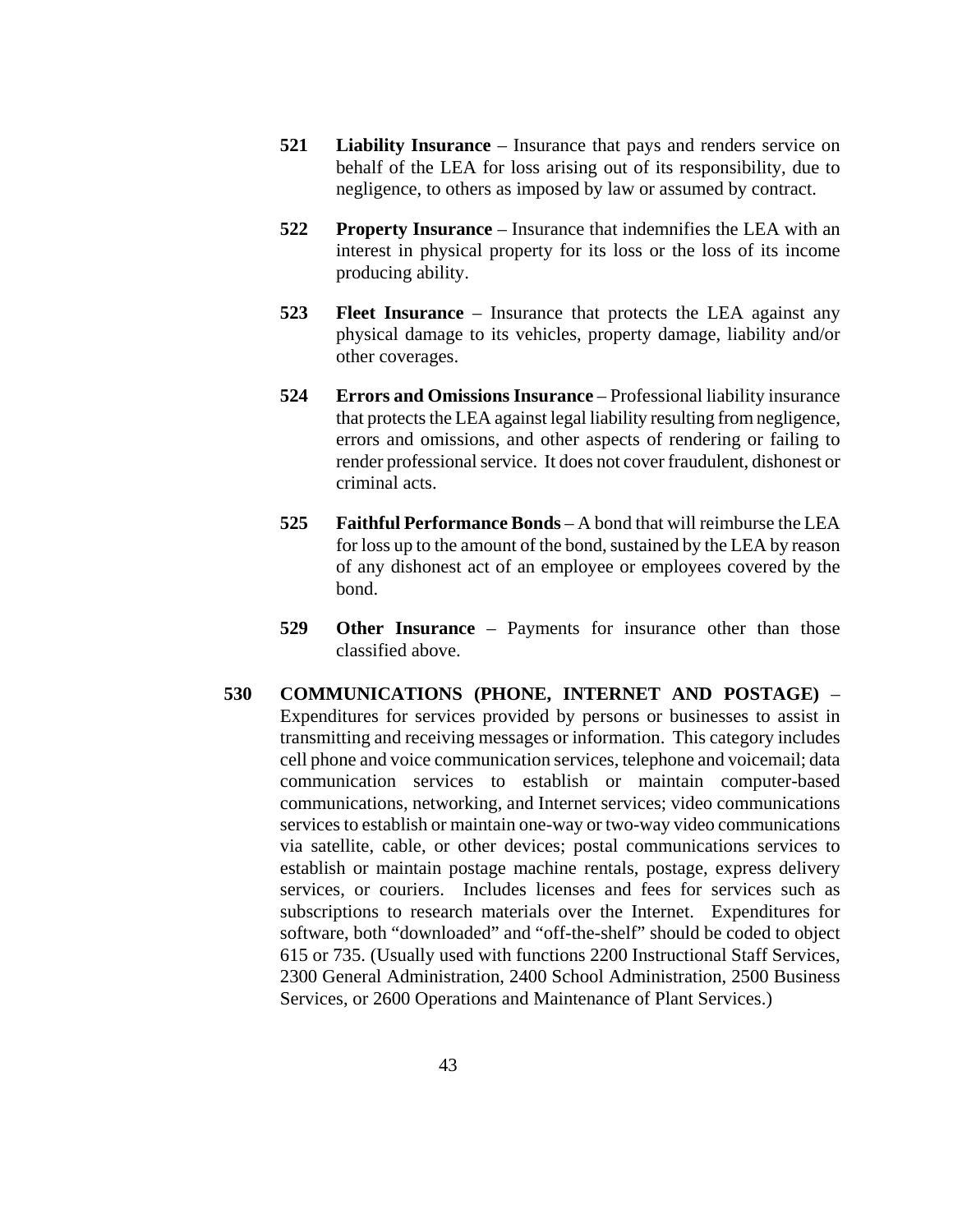**521 Liability Insurance** – Insurance that pays and renders service on behalf of the LEA for loss arising out of its responsibility, due to negligence, to others as imposed by law or assumed by contract.

**522 Property Insurance** – Insurance that indemnifies the LEA with an interest in physical property for its loss or the loss of its income producing ability.

**523 Fleet Insurance** – Insurance that protects the LEA against any physical damage to its vehicles, property damage, liability and/or other coverages.

**524 Errors and Omissions Insurance** – Professional liability insurance that protects the LEA against legal liability resulting from negligence, errors and omissions, and other aspects of rendering or failing to render professional service. It does not cover fraudulent, dishonest or criminal acts.

**525 Faithful Performance Bonds** – A bond that will reimburse the LEA for loss up to the amount of the bond, sustained by the LEA by reason of any dishonest act of an employee or employees covered by the bond.

**529 Other Insurance** – Payments for insurance other than those classified above.

**530 COMMUNICATIONS (PHONE, INTERNET AND POSTAGE)** – Expenditures for services provided by persons or businesses to assist in transmitting and receiving messages or information. This category includes cell phone and voice communication services, telephone and voicemail; data communication services to establish or maintain computer-based communications, networking, and Internet services; video communications services to establish or maintain one-way or two-way video communications via satellite, cable, or other devices; postal communications services to establish or maintain postage machine rentals, postage, express delivery services, or couriers. Includes licenses and fees for services such as subscriptions to research materials over the Internet. Expenditures for software, both "downloaded" and "off-the-shelf" should be coded to object 615 or 735. (Usually used with functions 2200 Instructional Staff Services, 2300 General Administration, 2400 School Administration, 2500 Business Services, or 2600 Operations and Maintenance of Plant Services.)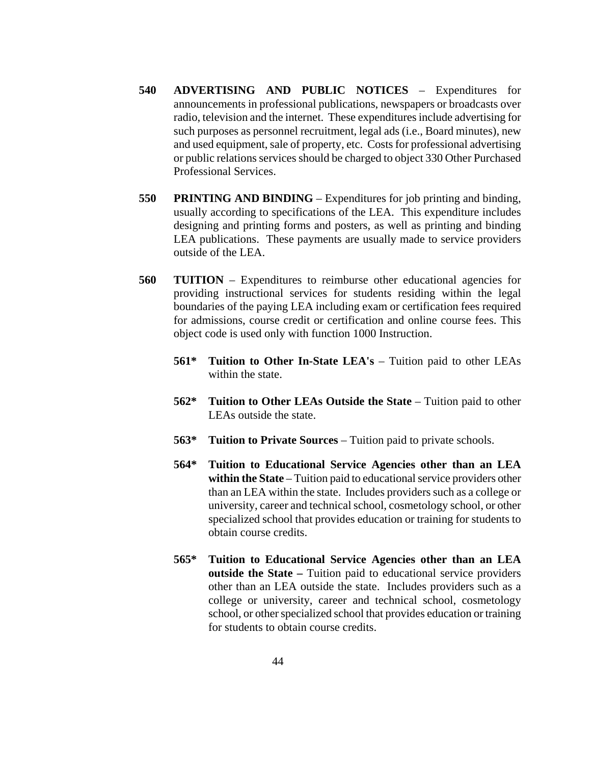**540 ADVERTISING AND PUBLIC NOTICES** – Expenditures for announcements in professional publications, newspapers or broadcasts over radio, television and the internet. These expenditures include advertising for such purposes as personnel recruitment, legal ads (i.e., Board minutes), new and used equipment, sale of property, etc. Costs for professional advertising or public relations services should be charged to object 330 Other Purchased Professional Services.

**550 PRINTING AND BINDING** – Expenditures for job printing and binding, usually according to specifications of the LEA. This expenditure includes designing and printing forms and posters, as well as printing and binding LEA publications. These payments are usually made to service providers outside of the LEA.

**560 TUITION** – Expenditures to reimburse other educational agencies for providing instructional services for students residing within the legal boundaries of the paying LEA including exam or certification fees required for admissions, course credit or certification and online course fees. This object code is used only with function 1000 Instruction.

- **561* Tuition to Other In-State LEA's** – Tuition paid to other LEAs within the state.

- **562* Tuition to Other LEAs Outside the State** – Tuition paid to other LEAs outside the state.

- **563* Tuition to Private Sources** – Tuition paid to private schools.

- **564* Tuition to Educational Service Agencies other than an LEA within the State** – Tuition paid to educational service providers other than an LEA within the state. Includes providers such as a college or university, career and technical school, cosmetology school, or other specialized school that provides education or training for students to obtain course credits.

- **565* Tuition to Educational Service Agencies other than an LEA outside the State –** Tuition paid to educational service providers other than an LEA outside the state. Includes providers such as a college or university, career and technical school, cosmetology school, or other specialized school that provides education or training for students to obtain course credits.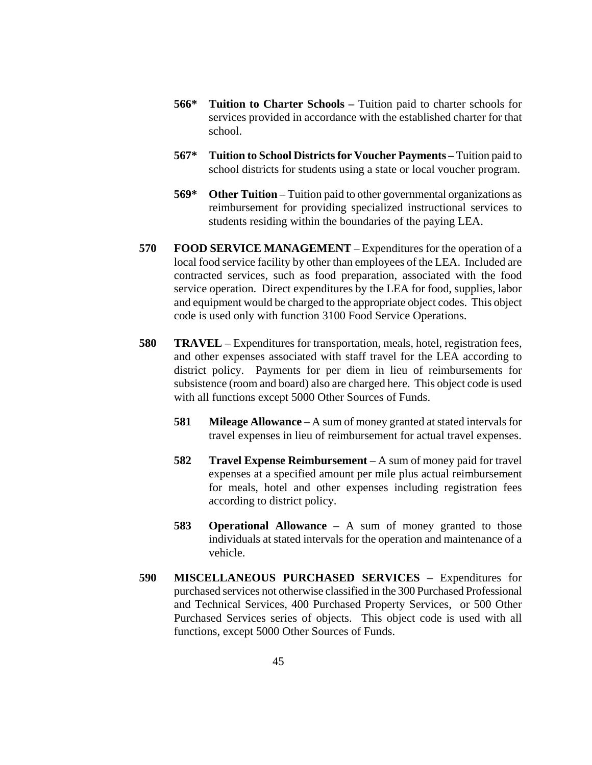**566*** **Tuition to Charter Schools –** Tuition paid to charter schools for services provided in accordance with the established charter for that school.

**567*** **Tuition to School Districts for Voucher Payments –** Tuition paid to school districts for students using a state or local voucher program.

**569*** **Other Tuition** – Tuition paid to other governmental organizations as reimbursement for providing specialized instructional services to students residing within the boundaries of the paying LEA.

**570** **FOOD SERVICE MANAGEMENT** – Expenditures for the operation of a local food service facility by other than employees of the LEA. Included are contracted services, such as food preparation, associated with the food service operation. Direct expenditures by the LEA for food, supplies, labor and equipment would be charged to the appropriate object codes. This object code is used only with function 3100 Food Service Operations.

**580** **TRAVEL** – Expenditures for transportation, meals, hotel, registration fees, and other expenses associated with staff travel for the LEA according to district policy. Payments for per diem in lieu of reimbursements for subsistence (room and board) also are charged here. This object code is used with all functions except 5000 Other Sources of Funds.

**581** **Mileage Allowance** – A sum of money granted at stated intervals for travel expenses in lieu of reimbursement for actual travel expenses.

**582** **Travel Expense Reimbursement** – A sum of money paid for travel expenses at a specified amount per mile plus actual reimbursement for meals, hotel and other expenses including registration fees according to district policy.

**583** **Operational Allowance** – A sum of money granted to those individuals at stated intervals for the operation and maintenance of a vehicle.

**590** **MISCELLANEOUS PURCHASED SERVICES** – Expenditures for purchased services not otherwise classified in the 300 Purchased Professional and Technical Services, 400 Purchased Property Services, or 500 Other Purchased Services series of objects. This object code is used with all functions, except 5000 Other Sources of Funds.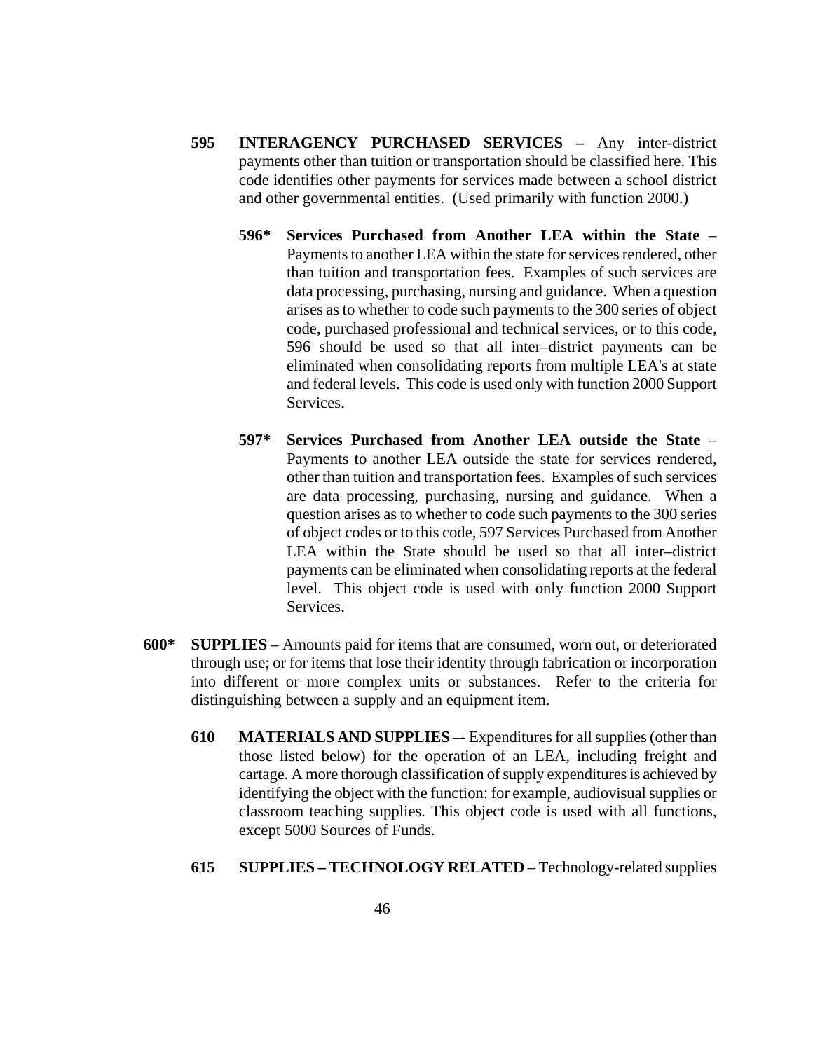**595 INTERAGENCY PURCHASED SERVICES –** Any inter-district payments other than tuition or transportation should be classified here. This code identifies other payments for services made between a school district and other governmental entities. (Used primarily with function 2000.)

**596* Services Purchased from Another LEA within the State** – Payments to another LEA within the state for services rendered, other than tuition and transportation fees. Examples of such services are data processing, purchasing, nursing and guidance. When a question arises as to whether to code such payments to the 300 series of object code, purchased professional and technical services, or to this code, 596 should be used so that all inter–district payments can be eliminated when consolidating reports from multiple LEA's at state and federal levels. This code is used only with function 2000 Support Services.

**597* Services Purchased from Another LEA outside the State** – Payments to another LEA outside the state for services rendered, other than tuition and transportation fees. Examples of such services are data processing, purchasing, nursing and guidance. When a question arises as to whether to code such payments to the 300 series of object codes or to this code, 597 Services Purchased from Another LEA within the State should be used so that all inter–district payments can be eliminated when consolidating reports at the federal level. This object code is used with only function 2000 Support Services.

**600* SUPPLIES** – Amounts paid for items that are consumed, worn out, or deteriorated through use; or for items that lose their identity through fabrication or incorporation into different or more complex units or substances. Refer to the criteria for distinguishing between a supply and an equipment item.

**610 MATERIALS AND SUPPLIES** –- Expenditures for all supplies (other than those listed below) for the operation of an LEA, including freight and cartage. A more thorough classification of supply expenditures is achieved by identifying the object with the function: for example, audiovisual supplies or classroom teaching supplies. This object code is used with all functions, except 5000 Sources of Funds.

**615 SUPPLIES – TECHNOLOGY RELATED** – Technology-related supplies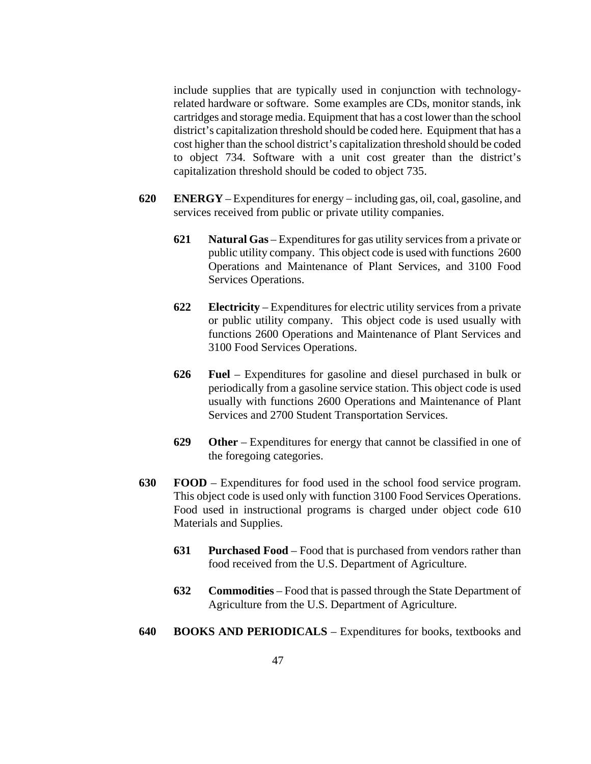include supplies that are typically used in conjunction with technology-related hardware or software. Some examples are CDs, monitor stands, ink cartridges and storage media. Equipment that has a cost lower than the school district's capitalization threshold should be coded here. Equipment that has a cost higher than the school district's capitalization threshold should be coded to object 734. Software with a unit cost greater than the district's capitalization threshold should be coded to object 735.

**620** **ENERGY** – Expenditures for energy – including gas, oil, coal, gasoline, and services received from public or private utility companies.

**621** **Natural Gas** – Expenditures for gas utility services from a private or public utility company. This object code is used with functions 2600 Operations and Maintenance of Plant Services, and 3100 Food Services Operations.

**622** **Electricity** – Expenditures for electric utility services from a private or public utility company. This object code is used usually with functions 2600 Operations and Maintenance of Plant Services and 3100 Food Services Operations.

**626** **Fuel** – Expenditures for gasoline and diesel purchased in bulk or periodically from a gasoline service station. This object code is used usually with functions 2600 Operations and Maintenance of Plant Services and 2700 Student Transportation Services.

**629** **Other** – Expenditures for energy that cannot be classified in one of the foregoing categories.

**630** **FOOD** – Expenditures for food used in the school food service program. This object code is used only with function 3100 Food Services Operations. Food used in instructional programs is charged under object code 610 Materials and Supplies.

**631** **Purchased Food** – Food that is purchased from vendors rather than food received from the U.S. Department of Agriculture.

**632** **Commodities** – Food that is passed through the State Department of Agriculture from the U.S. Department of Agriculture.

**640** **BOOKS AND PERIODICALS** – Expenditures for books, textbooks and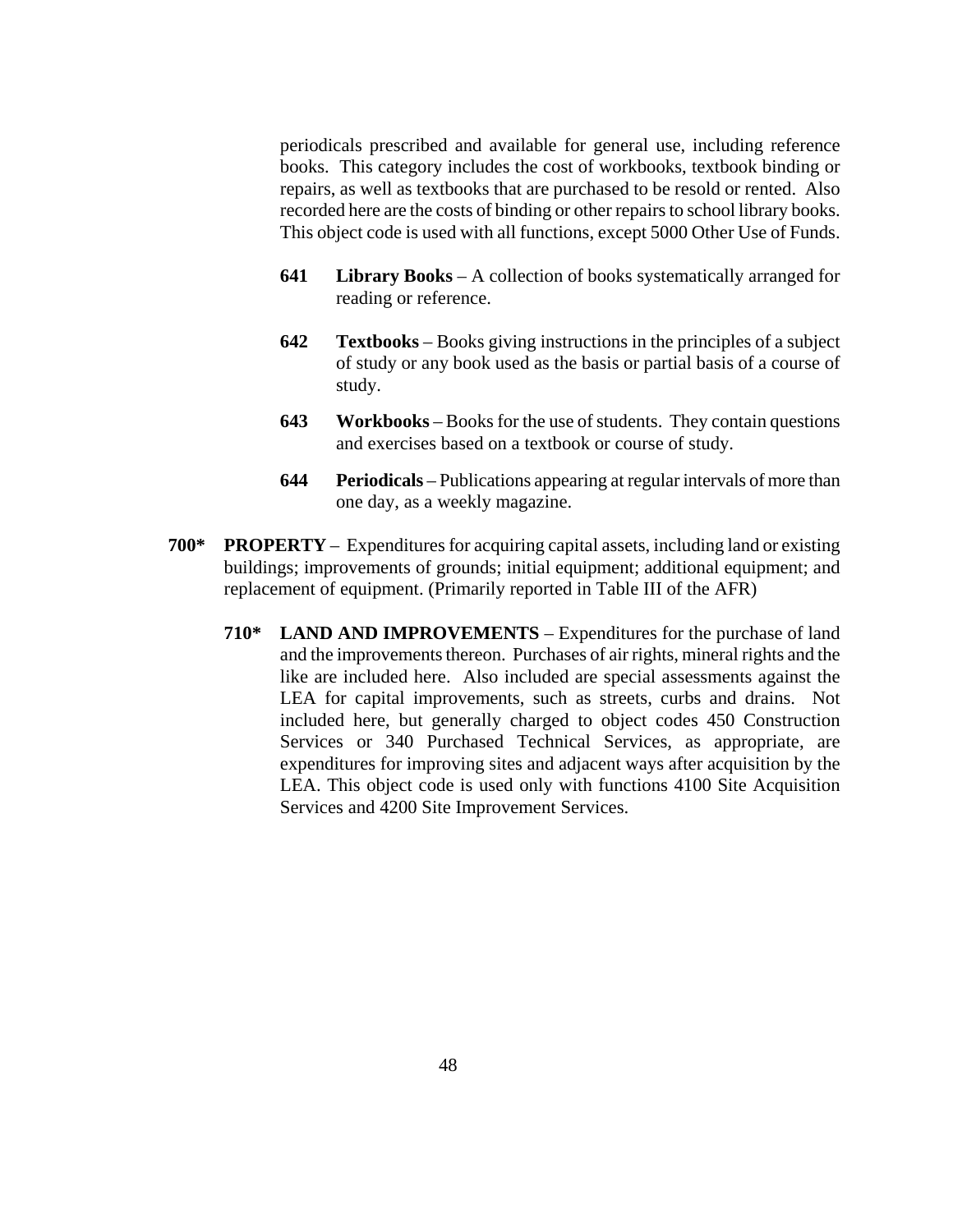periodicals prescribed and available for general use, including reference books. This category includes the cost of workbooks, textbook binding or repairs, as well as textbooks that are purchased to be resold or rented. Also recorded here are the costs of binding or other repairs to school library books. This object code is used with all functions, except 5000 Other Use of Funds.

**641 Library Books** – A collection of books systematically arranged for reading or reference.

**642 Textbooks** – Books giving instructions in the principles of a subject of study or any book used as the basis or partial basis of a course of study.

**643 Workbooks** – Books for the use of students. They contain questions and exercises based on a textbook or course of study.

**644 Periodicals** – Publications appearing at regular intervals of more than one day, as a weekly magazine.

**700* PROPERTY** – Expenditures for acquiring capital assets, including land or existing buildings; improvements of grounds; initial equipment; additional equipment; and replacement of equipment. (Primarily reported in Table III of the AFR)

**710* LAND AND IMPROVEMENTS** – Expenditures for the purchase of land and the improvements thereon. Purchases of air rights, mineral rights and the like are included here. Also included are special assessments against the LEA for capital improvements, such as streets, curbs and drains. Not included here, but generally charged to object codes 450 Construction Services or 340 Purchased Technical Services, as appropriate, are expenditures for improving sites and adjacent ways after acquisition by the LEA. This object code is used only with functions 4100 Site Acquisition Services and 4200 Site Improvement Services.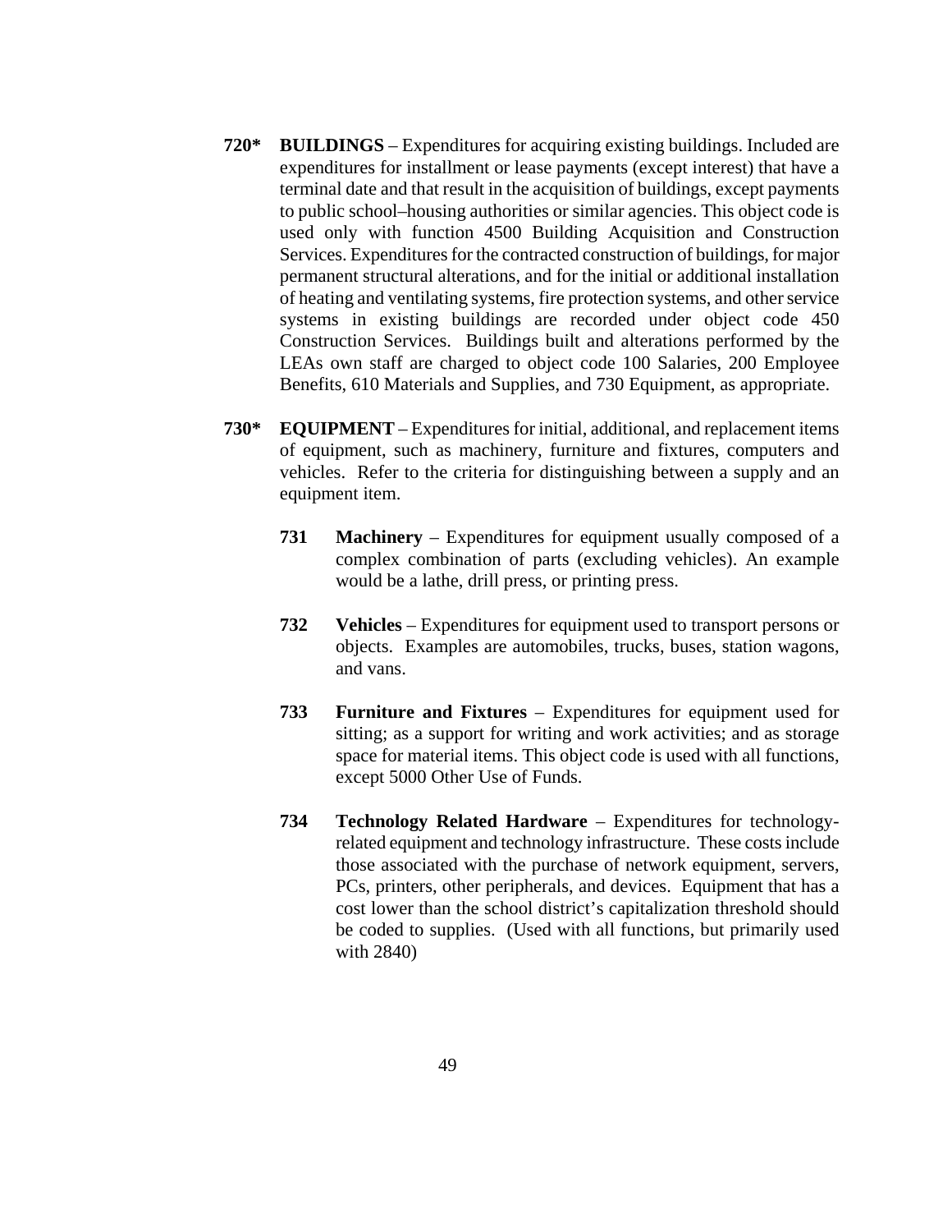**720*** **BUILDINGS** – Expenditures for acquiring existing buildings. Included are expenditures for installment or lease payments (except interest) that have a terminal date and that result in the acquisition of buildings, except payments to public school–housing authorities or similar agencies. This object code is used only with function 4500 Building Acquisition and Construction Services. Expenditures for the contracted construction of buildings, for major permanent structural alterations, and for the initial or additional installation of heating and ventilating systems, fire protection systems, and other service systems in existing buildings are recorded under object code 450 Construction Services. Buildings built and alterations performed by the LEAs own staff are charged to object code 100 Salaries, 200 Employee Benefits, 610 Materials and Supplies, and 730 Equipment, as appropriate.

**730*** **EQUIPMENT** – Expenditures for initial, additional, and replacement items of equipment, such as machinery, furniture and fixtures, computers and vehicles. Refer to the criteria for distinguishing between a supply and an equipment item.

- **731** **Machinery** – Expenditures for equipment usually composed of a complex combination of parts (excluding vehicles). An example would be a lathe, drill press, or printing press.

- **732** **Vehicles** – Expenditures for equipment used to transport persons or objects. Examples are automobiles, trucks, buses, station wagons, and vans.

- **733** **Furniture and Fixtures** – Expenditures for equipment used for sitting; as a support for writing and work activities; and as storage space for material items. This object code is used with all functions, except 5000 Other Use of Funds.

- **734** **Technology Related Hardware** – Expenditures for technology-related equipment and technology infrastructure. These costs include those associated with the purchase of network equipment, servers, PCs, printers, other peripherals, and devices. Equipment that has a cost lower than the school district's capitalization threshold should be coded to supplies. (Used with all functions, but primarily used with 2840)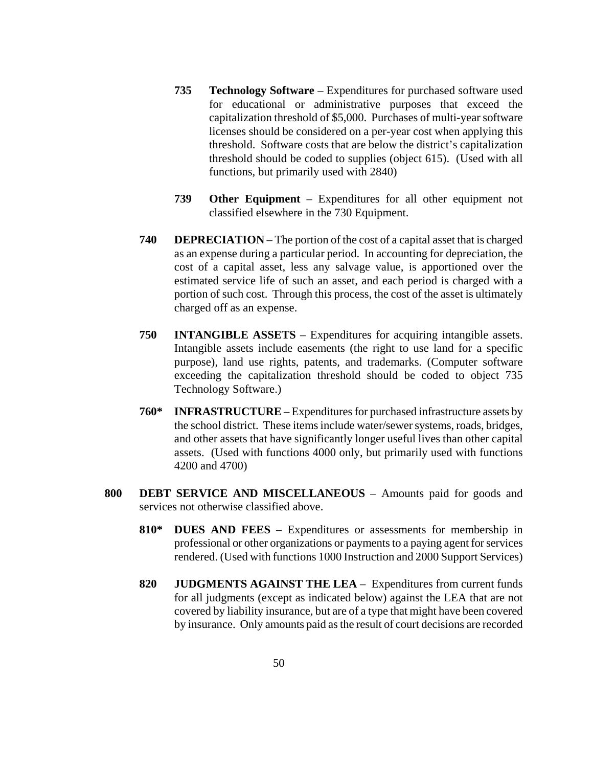**735 Technology Software** – Expenditures for purchased software used for educational or administrative purposes that exceed the capitalization threshold of $5,000. Purchases of multi-year software licenses should be considered on a per-year cost when applying this threshold. Software costs that are below the district's capitalization threshold should be coded to supplies (object 615). (Used with all functions, but primarily used with 2840)

**739 Other Equipment** – Expenditures for all other equipment not classified elsewhere in the 730 Equipment.

**740 DEPRECIATION** – The portion of the cost of a capital asset that is charged as an expense during a particular period. In accounting for depreciation, the cost of a capital asset, less any salvage value, is apportioned over the estimated service life of such an asset, and each period is charged with a portion of such cost. Through this process, the cost of the asset is ultimately charged off as an expense.

**750 INTANGIBLE ASSETS** – Expenditures for acquiring intangible assets. Intangible assets include easements (the right to use land for a specific purpose), land use rights, patents, and trademarks. (Computer software exceeding the capitalization threshold should be coded to object 735 Technology Software.)

**760* INFRASTRUCTURE** – Expenditures for purchased infrastructure assets by the school district. These items include water/sewer systems, roads, bridges, and other assets that have significantly longer useful lives than other capital assets. (Used with functions 4000 only, but primarily used with functions 4200 and 4700)

**800 DEBT SERVICE AND MISCELLANEOUS** – Amounts paid for goods and services not otherwise classified above.

**810* DUES AND FEES** – Expenditures or assessments for membership in professional or other organizations or payments to a paying agent for services rendered. (Used with functions 1000 Instruction and 2000 Support Services)

**820 JUDGMENTS AGAINST THE LEA** – Expenditures from current funds for all judgments (except as indicated below) against the LEA that are not covered by liability insurance, but are of a type that might have been covered by insurance. Only amounts paid as the result of court decisions are recorded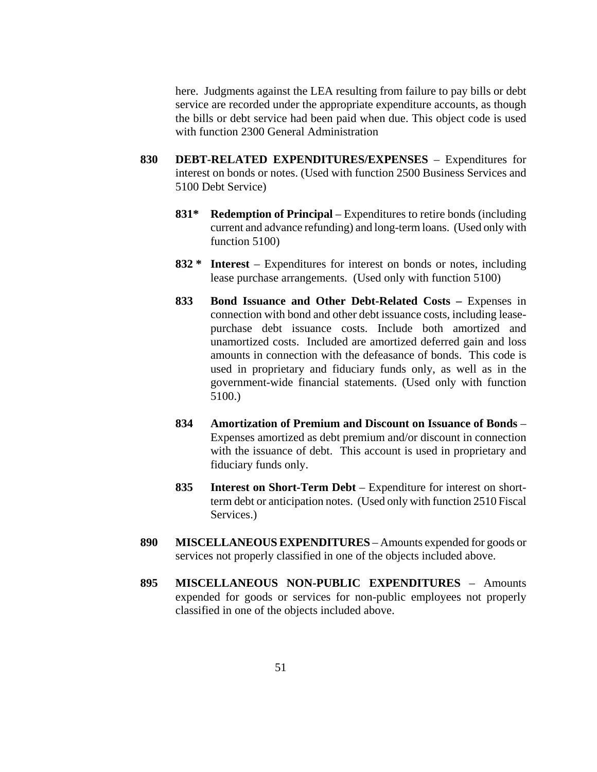here. Judgments against the LEA resulting from failure to pay bills or debt service are recorded under the appropriate expenditure accounts, as though the bills or debt service had been paid when due. This object code is used with function 2300 General Administration

**830 DEBT-RELATED EXPENDITURES/EXPENSES** – Expenditures for interest on bonds or notes. (Used with function 2500 Business Services and 5100 Debt Service)

**831* Redemption of Principal** – Expenditures to retire bonds (including current and advance refunding) and long-term loans. (Used only with function 5100)

**832 * Interest** – Expenditures for interest on bonds or notes, including lease purchase arrangements. (Used only with function 5100)

**833 Bond Issuance and Other Debt-Related Costs –** Expenses in connection with bond and other debt issuance costs, including lease-purchase debt issuance costs. Include both amortized and unamortized costs. Included are amortized deferred gain and loss amounts in connection with the defeasance of bonds. This code is used in proprietary and fiduciary funds only, as well as in the government-wide financial statements. (Used only with function 5100.)

**834 Amortization of Premium and Discount on Issuance of Bonds** – Expenses amortized as debt premium and/or discount in connection with the issuance of debt. This account is used in proprietary and fiduciary funds only.

**835 Interest on Short-Term Debt** – Expenditure for interest on short-term debt or anticipation notes. (Used only with function 2510 Fiscal Services.)

**890 MISCELLANEOUS EXPENDITURES** – Amounts expended for goods or services not properly classified in one of the objects included above.

**895 MISCELLANEOUS NON-PUBLIC EXPENDITURES** – Amounts expended for goods or services for non-public employees not properly classified in one of the objects included above.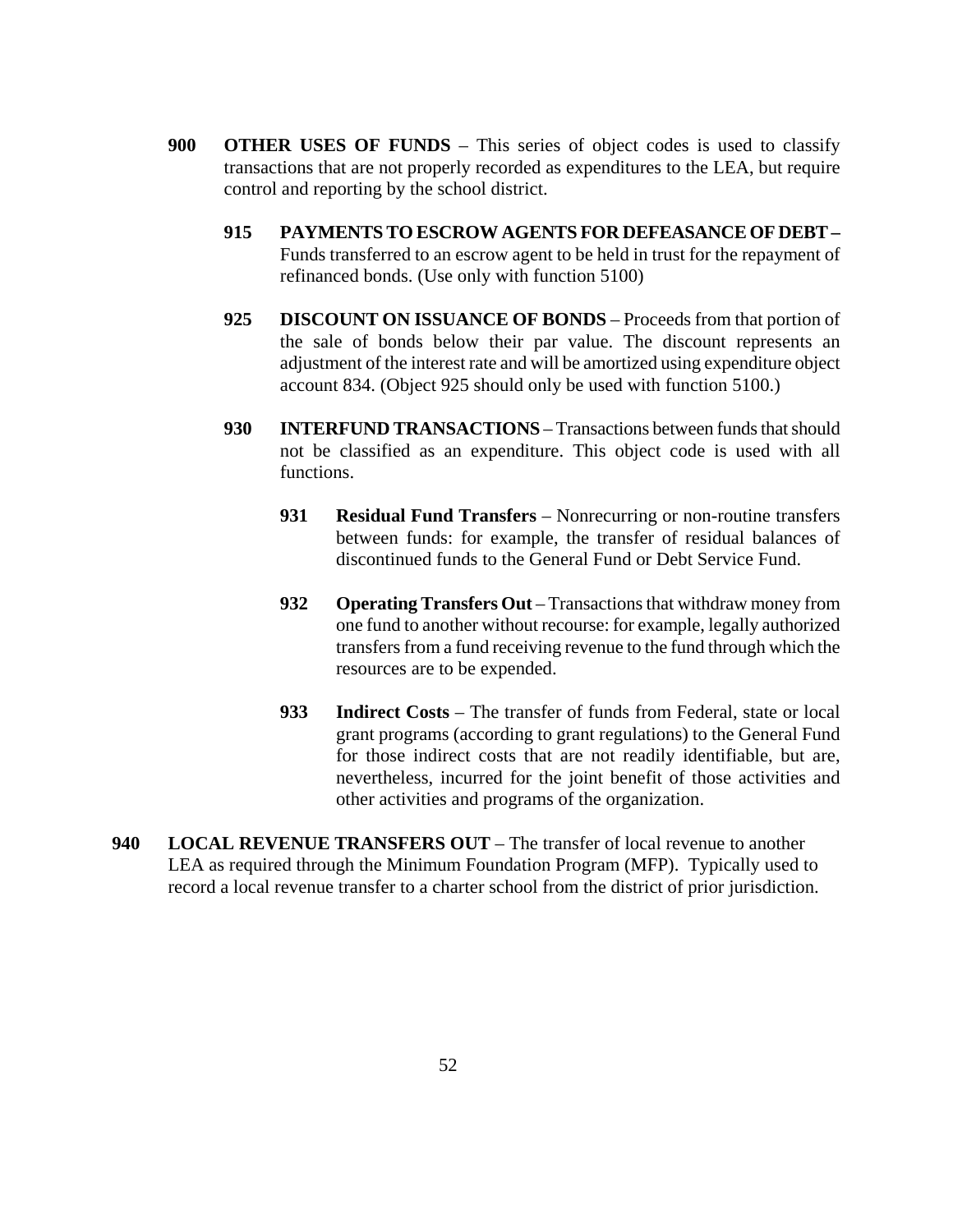**900 OTHER USES OF FUNDS** – This series of object codes is used to classify transactions that are not properly recorded as expenditures to the LEA, but require control and reporting by the school district.

**915 PAYMENTS TO ESCROW AGENTS FOR DEFEASANCE OF DEBT –** Funds transferred to an escrow agent to be held in trust for the repayment of refinanced bonds. (Use only with function 5100)

**925 DISCOUNT ON ISSUANCE OF BONDS** – Proceeds from that portion of the sale of bonds below their par value. The discount represents an adjustment of the interest rate and will be amortized using expenditure object account 834. (Object 925 should only be used with function 5100.)

**930 INTERFUND TRANSACTIONS** – Transactions between funds that should not be classified as an expenditure. This object code is used with all functions.

**931 Residual Fund Transfers** – Nonrecurring or non-routine transfers between funds: for example, the transfer of residual balances of discontinued funds to the General Fund or Debt Service Fund.

**932 Operating Transfers Out** – Transactions that withdraw money from one fund to another without recourse: for example, legally authorized transfers from a fund receiving revenue to the fund through which the resources are to be expended.

**933 Indirect Costs** – The transfer of funds from Federal, state or local grant programs (according to grant regulations) to the General Fund for those indirect costs that are not readily identifiable, but are, nevertheless, incurred for the joint benefit of those activities and other activities and programs of the organization.

**940 LOCAL REVENUE TRANSFERS OUT** – The transfer of local revenue to another LEA as required through the Minimum Foundation Program (MFP). Typically used to record a local revenue transfer to a charter school from the district of prior jurisdiction.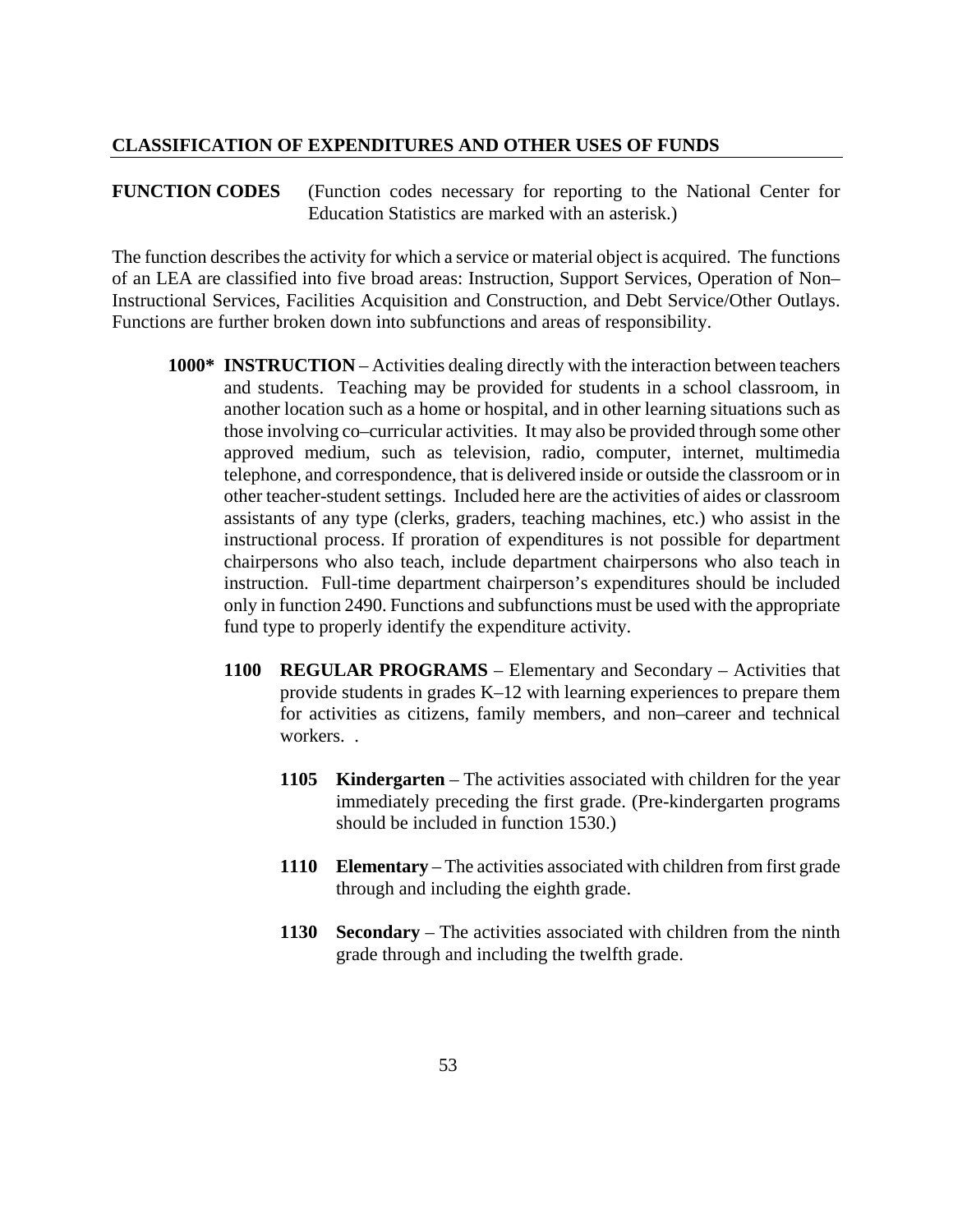## CLASSIFICATION OF EXPENDITURES AND OTHER USES OF FUNDS

**FUNCTION CODES** (Function codes necessary for reporting to the National Center for Education Statistics are marked with an asterisk.)

The function describes the activity for which a service or material object is acquired. The functions of an LEA are classified into five broad areas: Instruction, Support Services, Operation of Non–Instructional Services, Facilities Acquisition and Construction, and Debt Service/Other Outlays. Functions are further broken down into subfunctions and areas of responsibility.

**1000\* INSTRUCTION** – Activities dealing directly with the interaction between teachers and students. Teaching may be provided for students in a school classroom, in another location such as a home or hospital, and in other learning situations such as those involving co–curricular activities. It may also be provided through some other approved medium, such as television, radio, computer, internet, multimedia telephone, and correspondence, that is delivered inside or outside the classroom or in other teacher-student settings. Included here are the activities of aides or classroom assistants of any type (clerks, graders, teaching machines, etc.) who assist in the instructional process. If proration of expenditures is not possible for department chairpersons who also teach, include department chairpersons who also teach in instruction. Full-time department chairperson's expenditures should be included only in function 2490. Functions and subfunctions must be used with the appropriate fund type to properly identify the expenditure activity.

**1100 REGULAR PROGRAMS** – Elementary and Secondary – Activities that provide students in grades K–12 with learning experiences to prepare them for activities as citizens, family members, and non–career and technical workers. .

**1105 Kindergarten** – The activities associated with children for the year immediately preceding the first grade. (Pre-kindergarten programs should be included in function 1530.)

**1110 Elementary** – The activities associated with children from first grade through and including the eighth grade.

**1130 Secondary** – The activities associated with children from the ninth grade through and including the twelfth grade.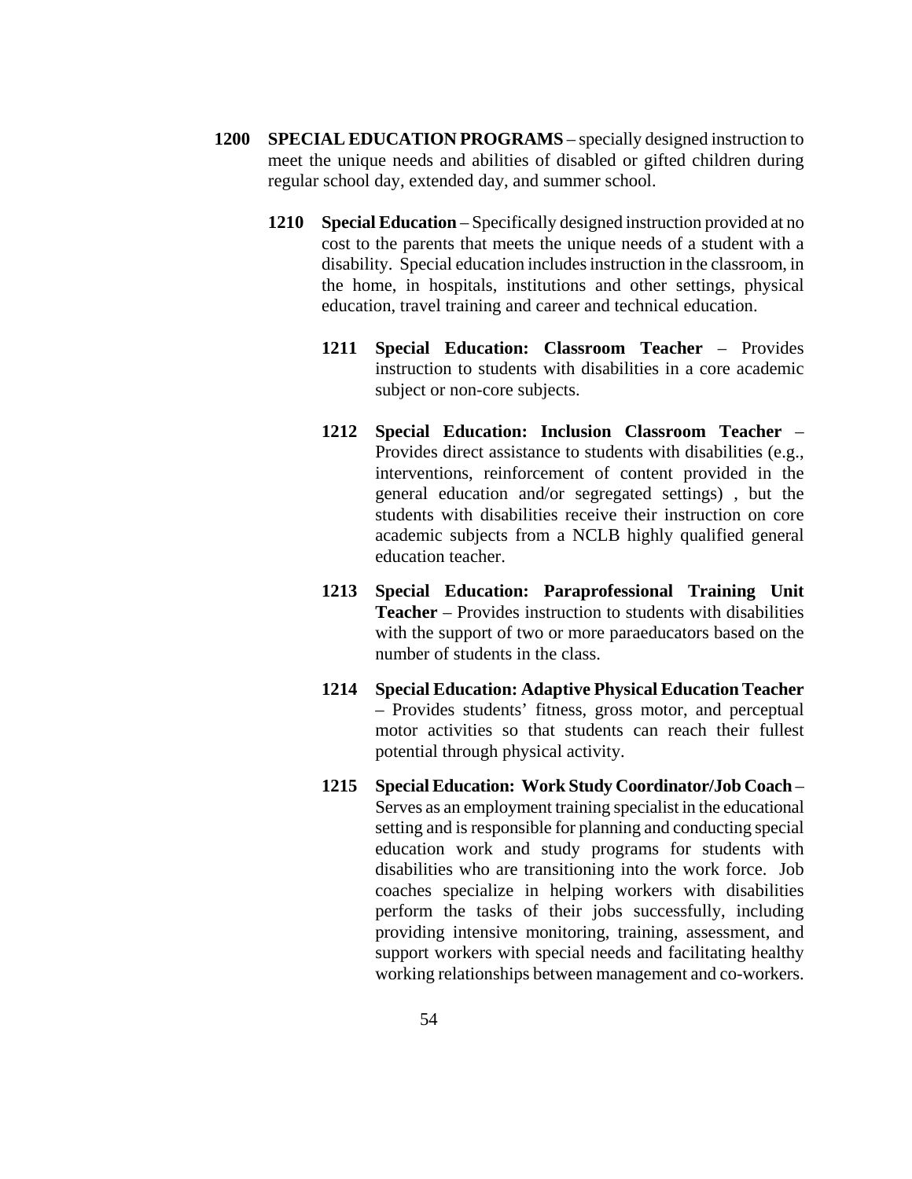**1200 SPECIAL EDUCATION PROGRAMS** – specially designed instruction to meet the unique needs and abilities of disabled or gifted children during regular school day, extended day, and summer school.

**1210 Special Education** – Specifically designed instruction provided at no cost to the parents that meets the unique needs of a student with a disability. Special education includes instruction in the classroom, in the home, in hospitals, institutions and other settings, physical education, travel training and career and technical education.

**1211 Special Education: Classroom Teacher** – Provides instruction to students with disabilities in a core academic subject or non-core subjects.

**1212 Special Education: Inclusion Classroom Teacher** – Provides direct assistance to students with disabilities (e.g., interventions, reinforcement of content provided in the general education and/or segregated settings) , but the students with disabilities receive their instruction on core academic subjects from a NCLB highly qualified general education teacher.

**1213 Special Education: Paraprofessional Training Unit Teacher** – Provides instruction to students with disabilities with the support of two or more paraeducators based on the number of students in the class.

**1214 Special Education: Adaptive Physical Education Teacher** – Provides students' fitness, gross motor, and perceptual motor activities so that students can reach their fullest potential through physical activity.

**1215 Special Education: Work Study Coordinator/Job Coach** – Serves as an employment training specialist in the educational setting and is responsible for planning and conducting special education work and study programs for students with disabilities who are transitioning into the work force. Job coaches specialize in helping workers with disabilities perform the tasks of their jobs successfully, including providing intensive monitoring, training, assessment, and support workers with special needs and facilitating healthy working relationships between management and co-workers.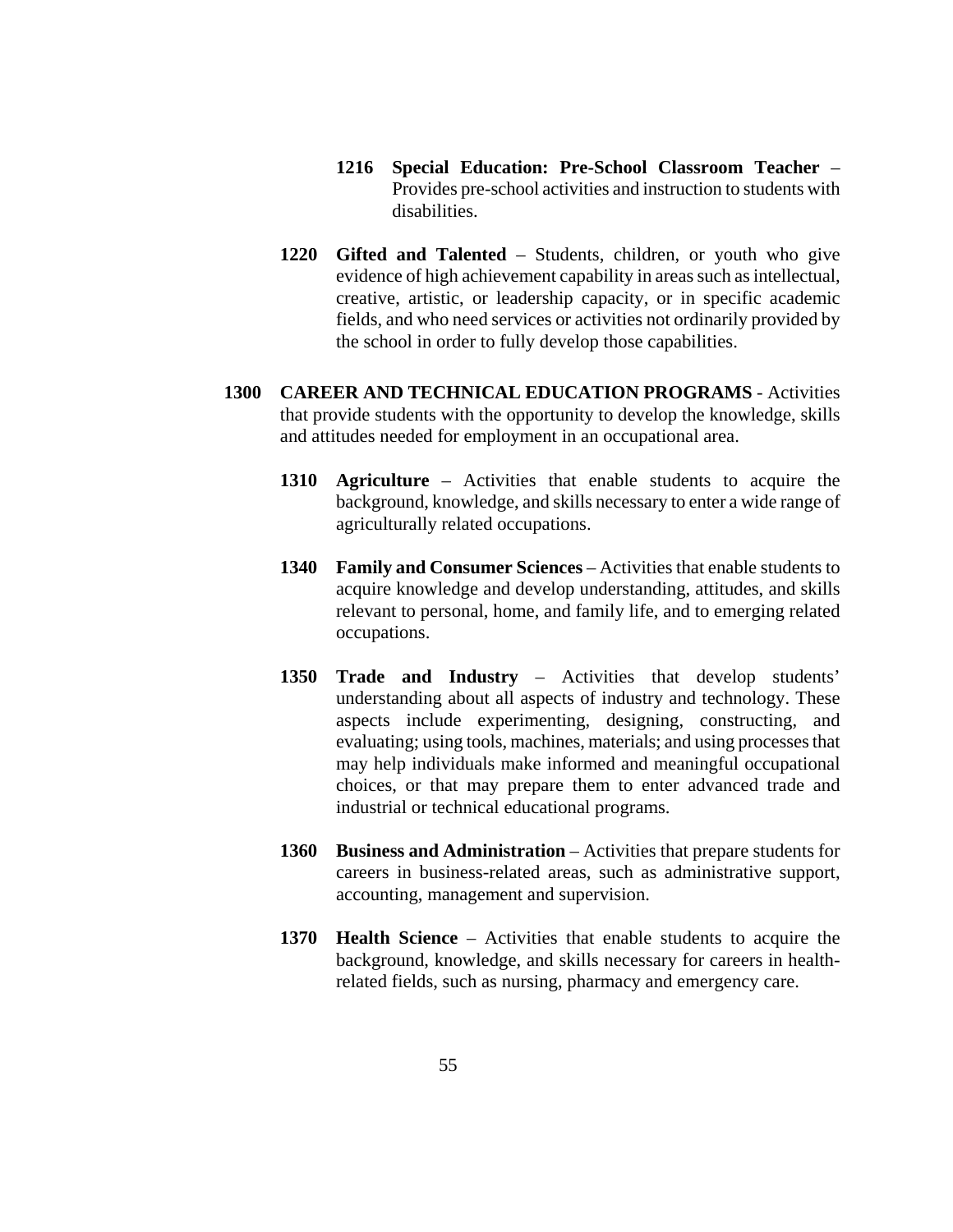**1216 Special Education: Pre-School Classroom Teacher** – Provides pre-school activities and instruction to students with disabilities.

**1220 Gifted and Talented** – Students, children, or youth who give evidence of high achievement capability in areas such as intellectual, creative, artistic, or leadership capacity, or in specific academic fields, and who need services or activities not ordinarily provided by the school in order to fully develop those capabilities.

**1300 CAREER AND TECHNICAL EDUCATION PROGRAMS** - Activities that provide students with the opportunity to develop the knowledge, skills and attitudes needed for employment in an occupational area.

**1310 Agriculture** – Activities that enable students to acquire the background, knowledge, and skills necessary to enter a wide range of agriculturally related occupations.

**1340 Family and Consumer Sciences** – Activities that enable students to acquire knowledge and develop understanding, attitudes, and skills relevant to personal, home, and family life, and to emerging related occupations.

**1350 Trade and Industry** – Activities that develop students' understanding about all aspects of industry and technology. These aspects include experimenting, designing, constructing, and evaluating; using tools, machines, materials; and using processes that may help individuals make informed and meaningful occupational choices, or that may prepare them to enter advanced trade and industrial or technical educational programs.

**1360 Business and Administration** – Activities that prepare students for careers in business-related areas, such as administrative support, accounting, management and supervision.

**1370 Health Science** – Activities that enable students to acquire the background, knowledge, and skills necessary for careers in health-related fields, such as nursing, pharmacy and emergency care.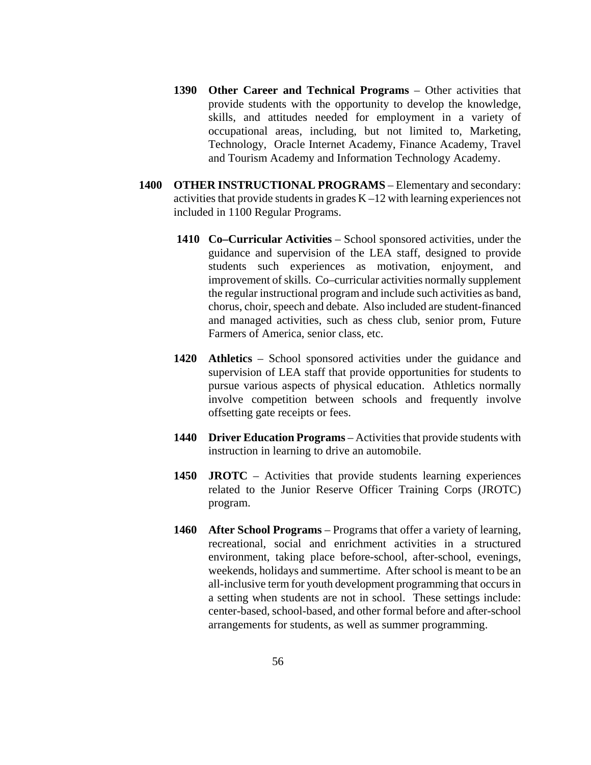**1390 Other Career and Technical Programs** – Other activities that provide students with the opportunity to develop the knowledge, skills, and attitudes needed for employment in a variety of occupational areas, including, but not limited to, Marketing, Technology, Oracle Internet Academy, Finance Academy, Travel and Tourism Academy and Information Technology Academy.

**1400 OTHER INSTRUCTIONAL PROGRAMS** – Elementary and secondary: activities that provide students in grades K –12 with learning experiences not included in 1100 Regular Programs.

**1410 Co–Curricular Activities** – School sponsored activities, under the guidance and supervision of the LEA staff, designed to provide students such experiences as motivation, enjoyment, and improvement of skills. Co–curricular activities normally supplement the regular instructional program and include such activities as band, chorus, choir, speech and debate. Also included are student-financed and managed activities, such as chess club, senior prom, Future Farmers of America, senior class, etc.

**1420 Athletics** – School sponsored activities under the guidance and supervision of LEA staff that provide opportunities for students to pursue various aspects of physical education. Athletics normally involve competition between schools and frequently involve offsetting gate receipts or fees.

**1440 Driver Education Programs** – Activities that provide students with instruction in learning to drive an automobile.

**1450 JROTC** – Activities that provide students learning experiences related to the Junior Reserve Officer Training Corps (JROTC) program.

**1460 After School Programs** – Programs that offer a variety of learning, recreational, social and enrichment activities in a structured environment, taking place before-school, after-school, evenings, weekends, holidays and summertime. After school is meant to be an all-inclusive term for youth development programming that occurs in a setting when students are not in school. These settings include: center-based, school-based, and other formal before and after-school arrangements for students, as well as summer programming.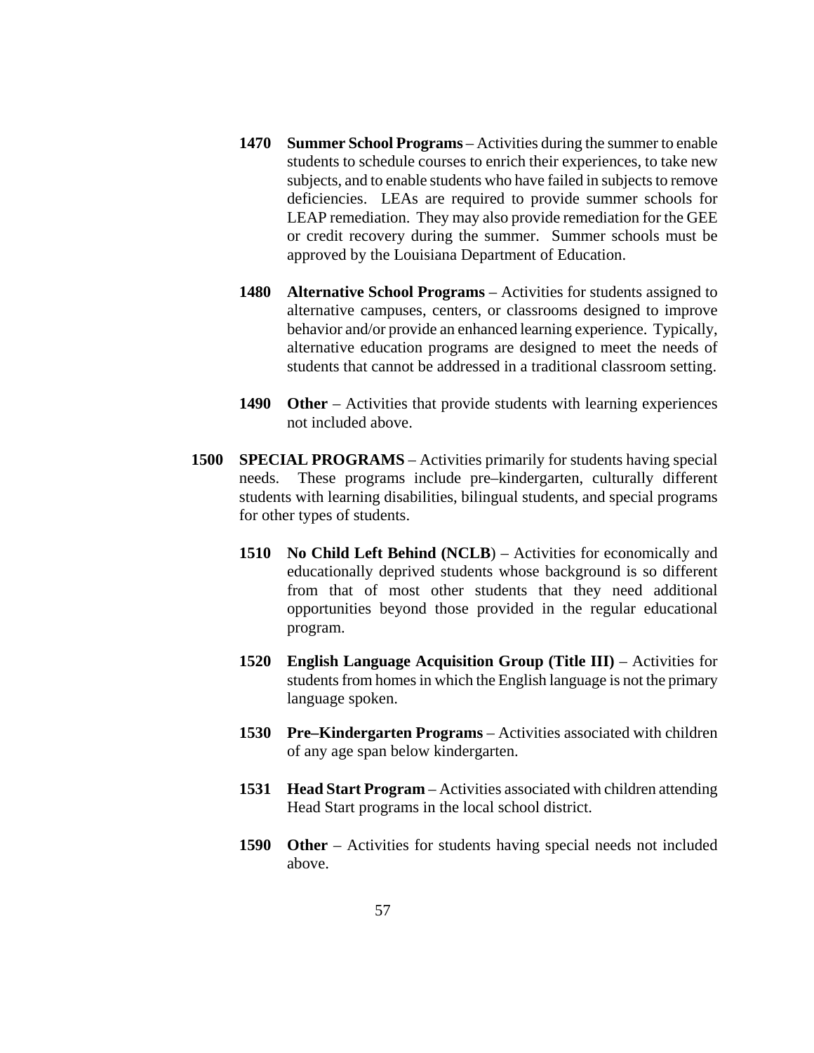**1470 Summer School Programs** – Activities during the summer to enable students to schedule courses to enrich their experiences, to take new subjects, and to enable students who have failed in subjects to remove deficiencies. LEAs are required to provide summer schools for LEAP remediation. They may also provide remediation for the GEE or credit recovery during the summer. Summer schools must be approved by the Louisiana Department of Education.

**1480 Alternative School Programs** – Activities for students assigned to alternative campuses, centers, or classrooms designed to improve behavior and/or provide an enhanced learning experience. Typically, alternative education programs are designed to meet the needs of students that cannot be addressed in a traditional classroom setting.

**1490 Other** – Activities that provide students with learning experiences not included above.

**1500 SPECIAL PROGRAMS** – Activities primarily for students having special needs. These programs include pre–kindergarten, culturally different students with learning disabilities, bilingual students, and special programs for other types of students.

**1510 No Child Left Behind (NCLB**) – Activities for economically and educationally deprived students whose background is so different from that of most other students that they need additional opportunities beyond those provided in the regular educational program.

**1520 English Language Acquisition Group (Title III)** – Activities for students from homes in which the English language is not the primary language spoken.

**1530 Pre–Kindergarten Programs** – Activities associated with children of any age span below kindergarten.

**1531 Head Start Program** – Activities associated with children attending Head Start programs in the local school district.

**1590 Other** – Activities for students having special needs not included above.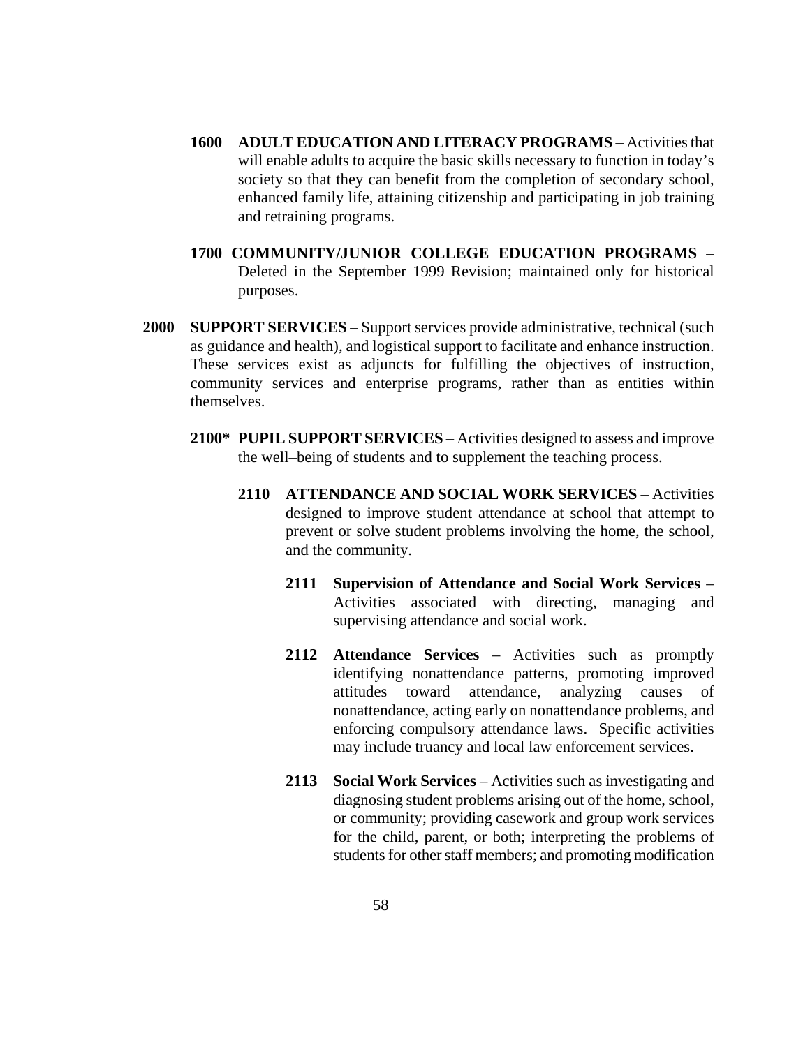**1600 ADULT EDUCATION AND LITERACY PROGRAMS** – Activities that will enable adults to acquire the basic skills necessary to function in today's society so that they can benefit from the completion of secondary school, enhanced family life, attaining citizenship and participating in job training and retraining programs.

**1700 COMMUNITY/JUNIOR COLLEGE EDUCATION PROGRAMS** – Deleted in the September 1999 Revision; maintained only for historical purposes.

**2000 SUPPORT SERVICES** – Support services provide administrative, technical (such as guidance and health), and logistical support to facilitate and enhance instruction. These services exist as adjuncts for fulfilling the objectives of instruction, community services and enterprise programs, rather than as entities within themselves.

**2100* PUPIL SUPPORT SERVICES** – Activities designed to assess and improve the well–being of students and to supplement the teaching process.

**2110 ATTENDANCE AND SOCIAL WORK SERVICES** – Activities designed to improve student attendance at school that attempt to prevent or solve student problems involving the home, the school, and the community.

**2111 Supervision of Attendance and Social Work Services** – Activities associated with directing, managing and supervising attendance and social work.

**2112 Attendance Services** – Activities such as promptly identifying nonattendance patterns, promoting improved attitudes toward attendance, analyzing causes of nonattendance, acting early on nonattendance problems, and enforcing compulsory attendance laws. Specific activities may include truancy and local law enforcement services.

**2113 Social Work Services** – Activities such as investigating and diagnosing student problems arising out of the home, school, or community; providing casework and group work services for the child, parent, or both; interpreting the problems of students for other staff members; and promoting modification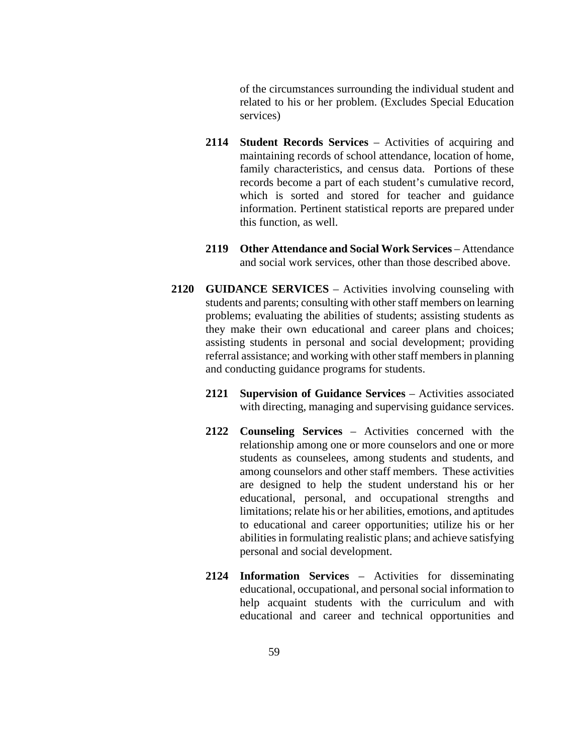of the circumstances surrounding the individual student and related to his or her problem. (Excludes Special Education services)

**2114 Student Records Services** – Activities of acquiring and maintaining records of school attendance, location of home, family characteristics, and census data. Portions of these records become a part of each student's cumulative record, which is sorted and stored for teacher and guidance information. Pertinent statistical reports are prepared under this function, as well.

**2119 Other Attendance and Social Work Services** – Attendance and social work services, other than those described above.

**2120 GUIDANCE SERVICES** – Activities involving counseling with students and parents; consulting with other staff members on learning problems; evaluating the abilities of students; assisting students as they make their own educational and career plans and choices; assisting students in personal and social development; providing referral assistance; and working with other staff members in planning and conducting guidance programs for students.

**2121 Supervision of Guidance Services** – Activities associated with directing, managing and supervising guidance services.

**2122 Counseling Services** – Activities concerned with the relationship among one or more counselors and one or more students as counselees, among students and students, and among counselors and other staff members. These activities are designed to help the student understand his or her educational, personal, and occupational strengths and limitations; relate his or her abilities, emotions, and aptitudes to educational and career opportunities; utilize his or her abilities in formulating realistic plans; and achieve satisfying personal and social development.

**2124 Information Services** – Activities for disseminating educational, occupational, and personal social information to help acquaint students with the curriculum and with educational and career and technical opportunities and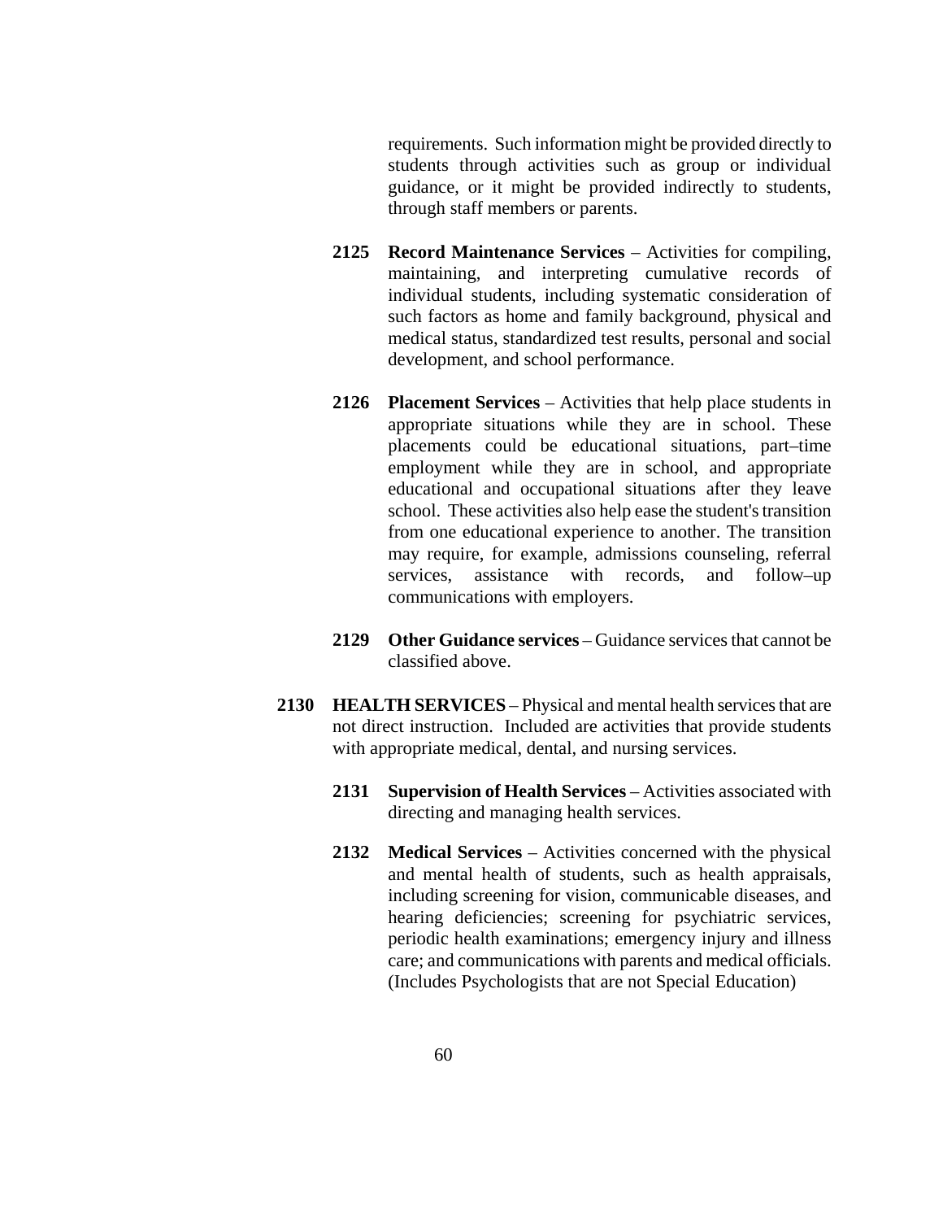requirements. Such information might be provided directly to students through activities such as group or individual guidance, or it might be provided indirectly to students, through staff members or parents.

**2125 Record Maintenance Services** – Activities for compiling, maintaining, and interpreting cumulative records of individual students, including systematic consideration of such factors as home and family background, physical and medical status, standardized test results, personal and social development, and school performance.

**2126 Placement Services** – Activities that help place students in appropriate situations while they are in school. These placements could be educational situations, part–time employment while they are in school, and appropriate educational and occupational situations after they leave school. These activities also help ease the student's transition from one educational experience to another. The transition may require, for example, admissions counseling, referral services, assistance with records, and follow–up communications with employers.

**2129 Other Guidance services** – Guidance services that cannot be classified above.

**2130 HEALTH SERVICES** – Physical and mental health services that are not direct instruction. Included are activities that provide students with appropriate medical, dental, and nursing services.

**2131 Supervision of Health Services** – Activities associated with directing and managing health services.

**2132 Medical Services** – Activities concerned with the physical and mental health of students, such as health appraisals, including screening for vision, communicable diseases, and hearing deficiencies; screening for psychiatric services, periodic health examinations; emergency injury and illness care; and communications with parents and medical officials. (Includes Psychologists that are not Special Education)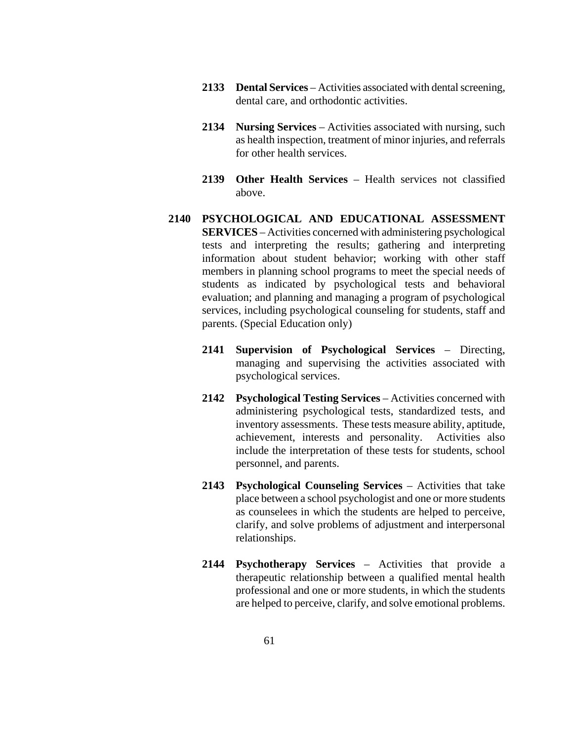**2133 Dental Services** – Activities associated with dental screening, dental care, and orthodontic activities.

**2134 Nursing Services** – Activities associated with nursing, such as health inspection, treatment of minor injuries, and referrals for other health services.

**2139 Other Health Services** – Health services not classified above.

**2140 PSYCHOLOGICAL AND EDUCATIONAL ASSESSMENT SERVICES** – Activities concerned with administering psychological tests and interpreting the results; gathering and interpreting information about student behavior; working with other staff members in planning school programs to meet the special needs of students as indicated by psychological tests and behavioral evaluation; and planning and managing a program of psychological services, including psychological counseling for students, staff and parents. (Special Education only)

**2141 Supervision of Psychological Services** – Directing, managing and supervising the activities associated with psychological services.

**2142 Psychological Testing Services** – Activities concerned with administering psychological tests, standardized tests, and inventory assessments. These tests measure ability, aptitude, achievement, interests and personality. Activities also include the interpretation of these tests for students, school personnel, and parents.

**2143 Psychological Counseling Services** – Activities that take place between a school psychologist and one or more students as counselees in which the students are helped to perceive, clarify, and solve problems of adjustment and interpersonal relationships.

**2144 Psychotherapy Services** – Activities that provide a therapeutic relationship between a qualified mental health professional and one or more students, in which the students are helped to perceive, clarify, and solve emotional problems.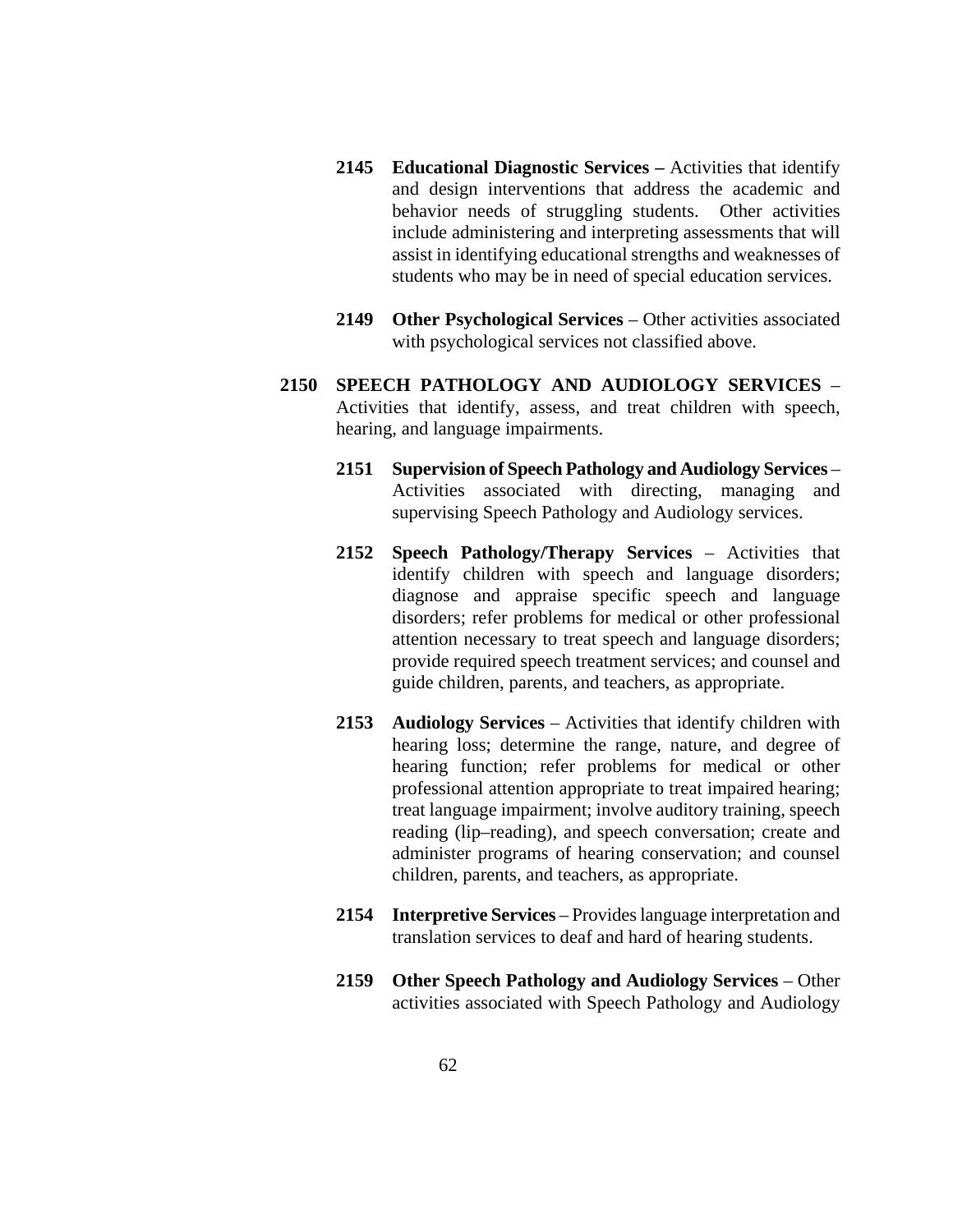**2145 Educational Diagnostic Services –** Activities that identify and design interventions that address the academic and behavior needs of struggling students. Other activities include administering and interpreting assessments that will assist in identifying educational strengths and weaknesses of students who may be in need of special education services.

**2149 Other Psychological Services** – Other activities associated with psychological services not classified above.

**2150 SPEECH PATHOLOGY AND AUDIOLOGY SERVICES** – Activities that identify, assess, and treat children with speech, hearing, and language impairments.

**2151 Supervision of Speech Pathology and Audiology Services** – Activities associated with directing, managing and supervising Speech Pathology and Audiology services.

**2152 Speech Pathology/Therapy Services** – Activities that identify children with speech and language disorders; diagnose and appraise specific speech and language disorders; refer problems for medical or other professional attention necessary to treat speech and language disorders; provide required speech treatment services; and counsel and guide children, parents, and teachers, as appropriate.

**2153 Audiology Services** – Activities that identify children with hearing loss; determine the range, nature, and degree of hearing function; refer problems for medical or other professional attention appropriate to treat impaired hearing; treat language impairment; involve auditory training, speech reading (lip–reading), and speech conversation; create and administer programs of hearing conservation; and counsel children, parents, and teachers, as appropriate.

**2154 Interpretive Services** – Provides language interpretation and translation services to deaf and hard of hearing students.

**2159 Other Speech Pathology and Audiology Services** – Other activities associated with Speech Pathology and Audiology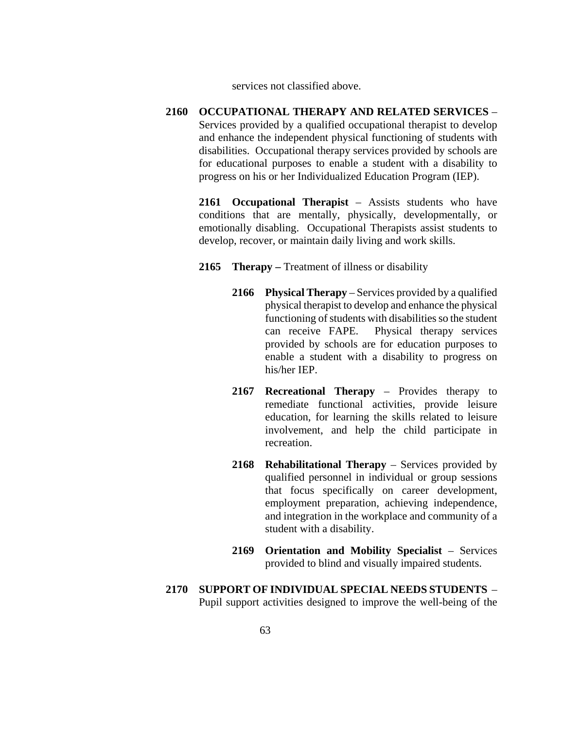services not classified above.

**2160 OCCUPATIONAL THERAPY AND RELATED SERVICES** – Services provided by a qualified occupational therapist to develop and enhance the independent physical functioning of students with disabilities. Occupational therapy services provided by schools are for educational purposes to enable a student with a disability to progress on his or her Individualized Education Program (IEP).

**2161 Occupational Therapist** – Assists students who have conditions that are mentally, physically, developmentally, or emotionally disabling. Occupational Therapists assist students to develop, recover, or maintain daily living and work skills.

**2165 Therapy –** Treatment of illness or disability

**2166 Physical Therapy** – Services provided by a qualified physical therapist to develop and enhance the physical functioning of students with disabilities so the student can receive FAPE. Physical therapy services provided by schools are for education purposes to enable a student with a disability to progress on his/her IEP.

**2167 Recreational Therapy** – Provides therapy to remediate functional activities, provide leisure education, for learning the skills related to leisure involvement, and help the child participate in recreation.

**2168 Rehabilitational Therapy** – Services provided by qualified personnel in individual or group sessions that focus specifically on career development, employment preparation, achieving independence, and integration in the workplace and community of a student with a disability.

**2169 Orientation and Mobility Specialist** – Services provided to blind and visually impaired students.

**2170 SUPPORT OF INDIVIDUAL SPECIAL NEEDS STUDENTS** – Pupil support activities designed to improve the well-being of the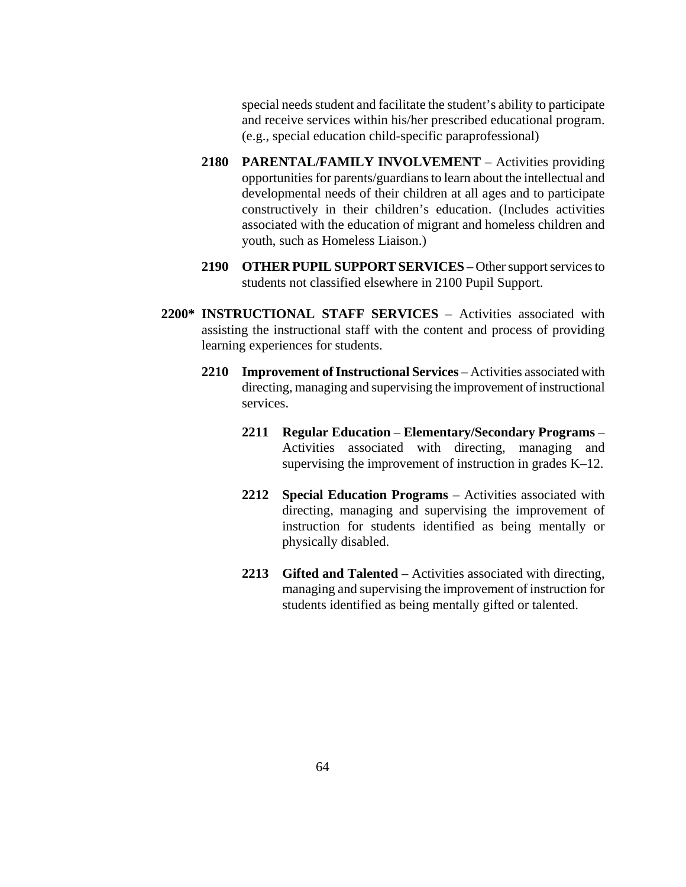special needs student and facilitate the student's ability to participate and receive services within his/her prescribed educational program. (e.g., special education child-specific paraprofessional)

**2180 PARENTAL/FAMILY INVOLVEMENT** – Activities providing opportunities for parents/guardians to learn about the intellectual and developmental needs of their children at all ages and to participate constructively in their children's education. (Includes activities associated with the education of migrant and homeless children and youth, such as Homeless Liaison.)

**2190 OTHER PUPIL SUPPORT SERVICES** – Other support services to students not classified elsewhere in 2100 Pupil Support.

**2200* INSTRUCTIONAL STAFF SERVICES** – Activities associated with assisting the instructional staff with the content and process of providing learning experiences for students.

**2210 Improvement of Instructional Services** – Activities associated with directing, managing and supervising the improvement of instructional services.

**2211 Regular Education – Elementary/Secondary Programs** – Activities associated with directing, managing and supervising the improvement of instruction in grades K–12.

**2212 Special Education Programs** – Activities associated with directing, managing and supervising the improvement of instruction for students identified as being mentally or physically disabled.

**2213 Gifted and Talented** – Activities associated with directing, managing and supervising the improvement of instruction for students identified as being mentally gifted or talented.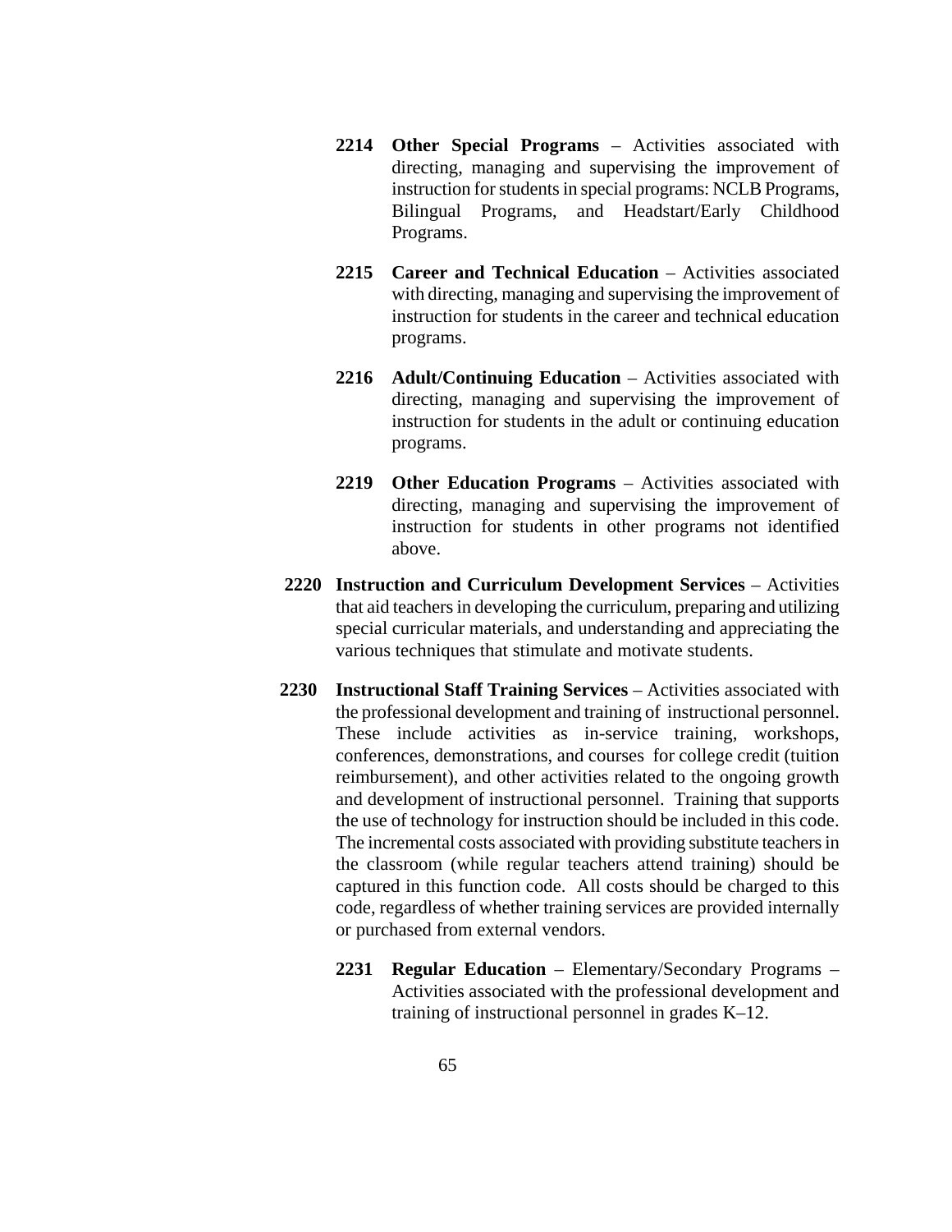**2214 Other Special Programs** – Activities associated with directing, managing and supervising the improvement of instruction for students in special programs: NCLB Programs, Bilingual Programs, and Headstart/Early Childhood Programs.

**2215 Career and Technical Education** – Activities associated with directing, managing and supervising the improvement of instruction for students in the career and technical education programs.

**2216 Adult/Continuing Education** – Activities associated with directing, managing and supervising the improvement of instruction for students in the adult or continuing education programs.

**2219 Other Education Programs** – Activities associated with directing, managing and supervising the improvement of instruction for students in other programs not identified above.

**2220 Instruction and Curriculum Development Services** – Activities that aid teachers in developing the curriculum, preparing and utilizing special curricular materials, and understanding and appreciating the various techniques that stimulate and motivate students.

**2230 Instructional Staff Training Services** – Activities associated with the professional development and training of instructional personnel. These include activities as in-service training, workshops, conferences, demonstrations, and courses for college credit (tuition reimbursement), and other activities related to the ongoing growth and development of instructional personnel. Training that supports the use of technology for instruction should be included in this code. The incremental costs associated with providing substitute teachers in the classroom (while regular teachers attend training) should be captured in this function code. All costs should be charged to this code, regardless of whether training services are provided internally or purchased from external vendors.

**2231 Regular Education** – Elementary/Secondary Programs – Activities associated with the professional development and training of instructional personnel in grades K–12.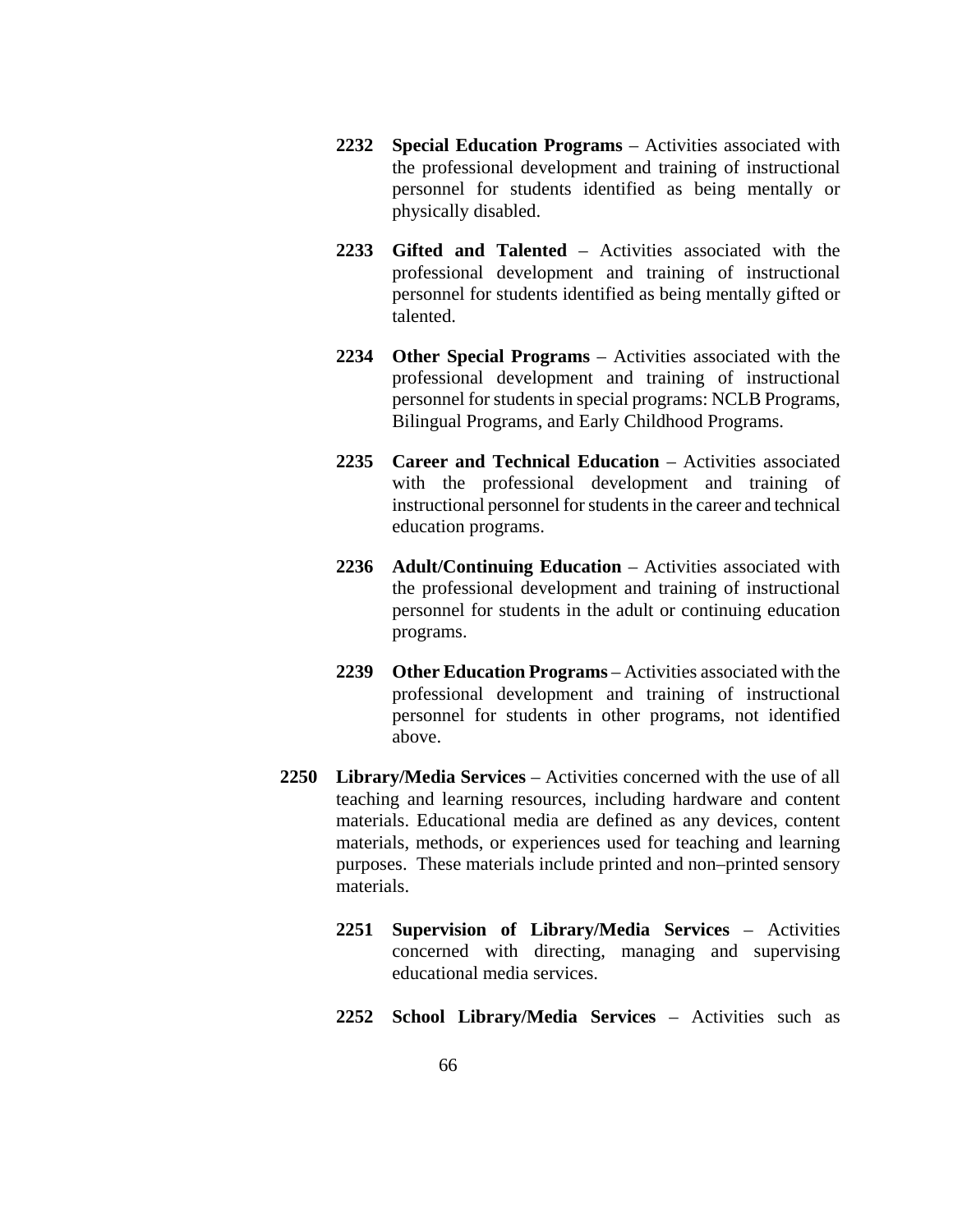**2232 Special Education Programs** – Activities associated with the professional development and training of instructional personnel for students identified as being mentally or physically disabled.

**2233 Gifted and Talented** – Activities associated with the professional development and training of instructional personnel for students identified as being mentally gifted or talented.

**2234 Other Special Programs** – Activities associated with the professional development and training of instructional personnel for students in special programs: NCLB Programs, Bilingual Programs, and Early Childhood Programs.

**2235 Career and Technical Education** – Activities associated with the professional development and training of instructional personnel for students in the career and technical education programs.

**2236 Adult/Continuing Education** – Activities associated with the professional development and training of instructional personnel for students in the adult or continuing education programs.

**2239 Other Education Programs** – Activities associated with the professional development and training of instructional personnel for students in other programs, not identified above.

**2250 Library/Media Services** – Activities concerned with the use of all teaching and learning resources, including hardware and content materials. Educational media are defined as any devices, content materials, methods, or experiences used for teaching and learning purposes. These materials include printed and non–printed sensory materials.

**2251 Supervision of Library/Media Services** – Activities concerned with directing, managing and supervising educational media services.

**2252 School Library/Media Services** – Activities such as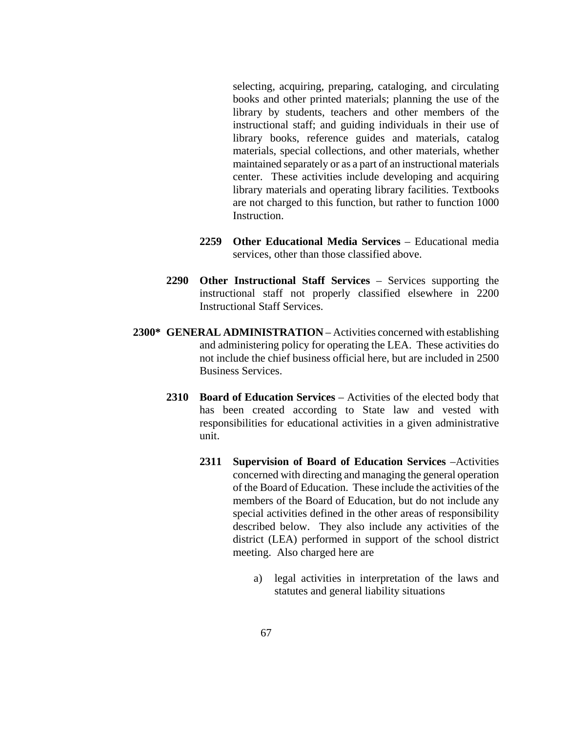selecting, acquiring, preparing, cataloging, and circulating books and other printed materials; planning the use of the library by students, teachers and other members of the instructional staff; and guiding individuals in their use of library books, reference guides and materials, catalog materials, special collections, and other materials, whether maintained separately or as a part of an instructional materials center. These activities include developing and acquiring library materials and operating library facilities. Textbooks are not charged to this function, but rather to function 1000 Instruction.

**2259 Other Educational Media Services** – Educational media services, other than those classified above.

**2290 Other Instructional Staff Services** – Services supporting the instructional staff not properly classified elsewhere in 2200 Instructional Staff Services.

**2300* GENERAL ADMINISTRATION** – Activities concerned with establishing and administering policy for operating the LEA. These activities do not include the chief business official here, but are included in 2500 Business Services.

**2310 Board of Education Services** – Activities of the elected body that has been created according to State law and vested with responsibilities for educational activities in a given administrative unit.

**2311 Supervision of Board of Education Services** –Activities concerned with directing and managing the general operation of the Board of Education. These include the activities of the members of the Board of Education, but do not include any special activities defined in the other areas of responsibility described below. They also include any activities of the district (LEA) performed in support of the school district meeting. Also charged here are

a) legal activities in interpretation of the laws and statutes and general liability situations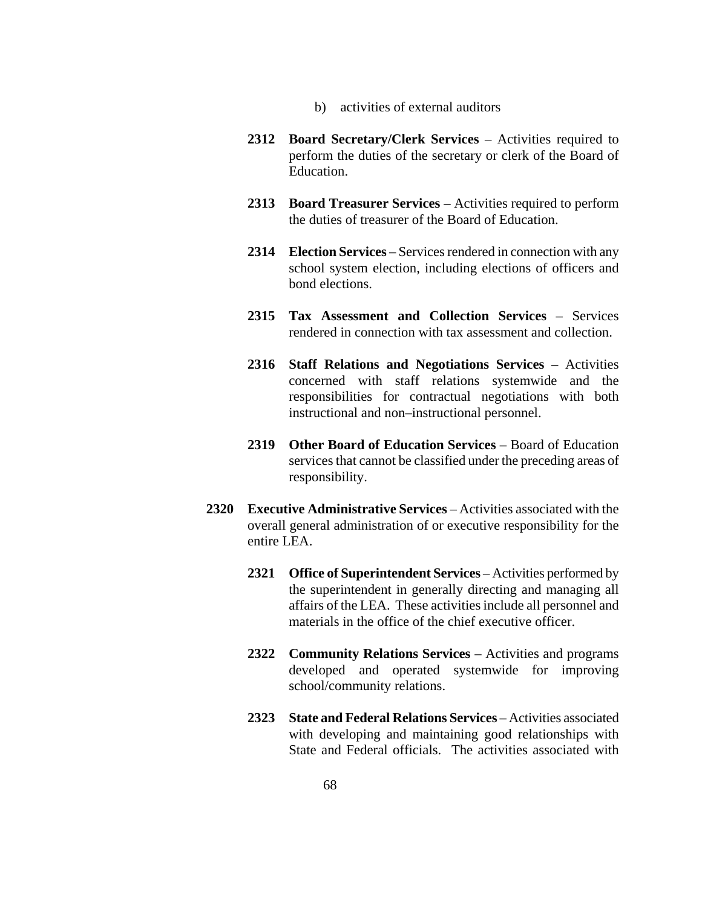b) activities of external auditors

**2312 Board Secretary/Clerk Services** – Activities required to perform the duties of the secretary or clerk of the Board of Education.

**2313 Board Treasurer Services** – Activities required to perform the duties of treasurer of the Board of Education.

**2314 Election Services** – Services rendered in connection with any school system election, including elections of officers and bond elections.

**2315 Tax Assessment and Collection Services** – Services rendered in connection with tax assessment and collection.

**2316 Staff Relations and Negotiations Services** – Activities concerned with staff relations systemwide and the responsibilities for contractual negotiations with both instructional and non–instructional personnel.

**2319 Other Board of Education Services** – Board of Education services that cannot be classified under the preceding areas of responsibility.

**2320 Executive Administrative Services** – Activities associated with the overall general administration of or executive responsibility for the entire LEA.

**2321 Office of Superintendent Services** – Activities performed by the superintendent in generally directing and managing all affairs of the LEA. These activities include all personnel and materials in the office of the chief executive officer.

**2322 Community Relations Services** – Activities and programs developed and operated systemwide for improving school/community relations.

**2323 State and Federal Relations Services** – Activities associated with developing and maintaining good relationships with State and Federal officials. The activities associated with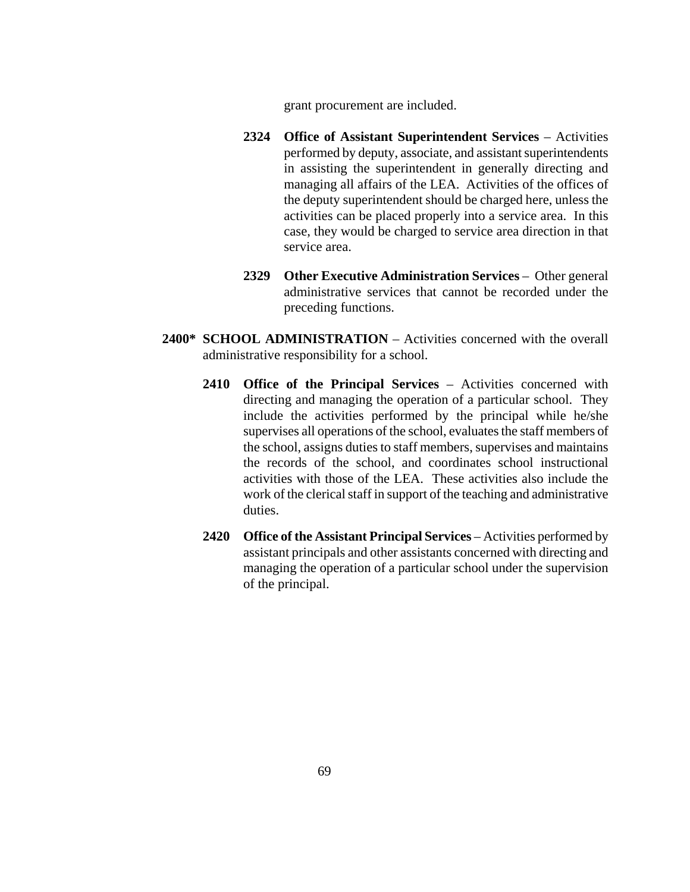grant procurement are included.

**2324 Office of Assistant Superintendent Services** – Activities performed by deputy, associate, and assistant superintendents in assisting the superintendent in generally directing and managing all affairs of the LEA. Activities of the offices of the deputy superintendent should be charged here, unless the activities can be placed properly into a service area. In this case, they would be charged to service area direction in that service area.

**2329 Other Executive Administration Services** – Other general administrative services that cannot be recorded under the preceding functions.

**2400* SCHOOL ADMINISTRATION** – Activities concerned with the overall administrative responsibility for a school.

**2410 Office of the Principal Services** – Activities concerned with directing and managing the operation of a particular school. They include the activities performed by the principal while he/she supervises all operations of the school, evaluates the staff members of the school, assigns duties to staff members, supervises and maintains the records of the school, and coordinates school instructional activities with those of the LEA. These activities also include the work of the clerical staff in support of the teaching and administrative duties.

**2420 Office of the Assistant Principal Services** – Activities performed by assistant principals and other assistants concerned with directing and managing the operation of a particular school under the supervision of the principal.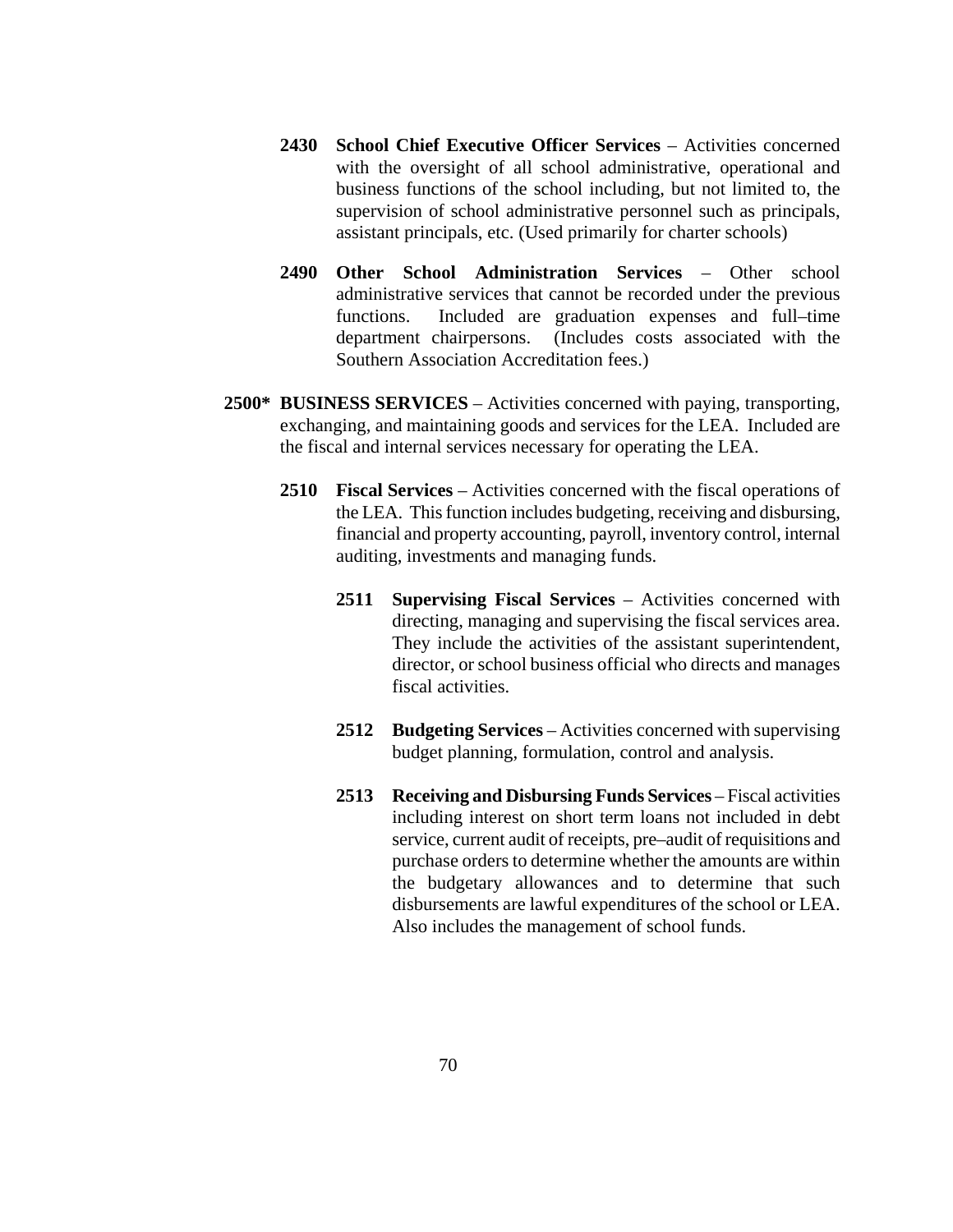**2430 School Chief Executive Officer Services** – Activities concerned with the oversight of all school administrative, operational and business functions of the school including, but not limited to, the supervision of school administrative personnel such as principals, assistant principals, etc. (Used primarily for charter schools)

**2490 Other School Administration Services** – Other school administrative services that cannot be recorded under the previous functions. Included are graduation expenses and full–time department chairpersons. (Includes costs associated with the Southern Association Accreditation fees.)

**2500* BUSINESS SERVICES** – Activities concerned with paying, transporting, exchanging, and maintaining goods and services for the LEA. Included are the fiscal and internal services necessary for operating the LEA.

**2510 Fiscal Services** – Activities concerned with the fiscal operations of the LEA. This function includes budgeting, receiving and disbursing, financial and property accounting, payroll, inventory control, internal auditing, investments and managing funds.

**2511 Supervising Fiscal Services** – Activities concerned with directing, managing and supervising the fiscal services area. They include the activities of the assistant superintendent, director, or school business official who directs and manages fiscal activities.

**2512 Budgeting Services** – Activities concerned with supervising budget planning, formulation, control and analysis.

**2513 Receiving and Disbursing Funds Services** – Fiscal activities including interest on short term loans not included in debt service, current audit of receipts, pre–audit of requisitions and purchase orders to determine whether the amounts are within the budgetary allowances and to determine that such disbursements are lawful expenditures of the school or LEA. Also includes the management of school funds.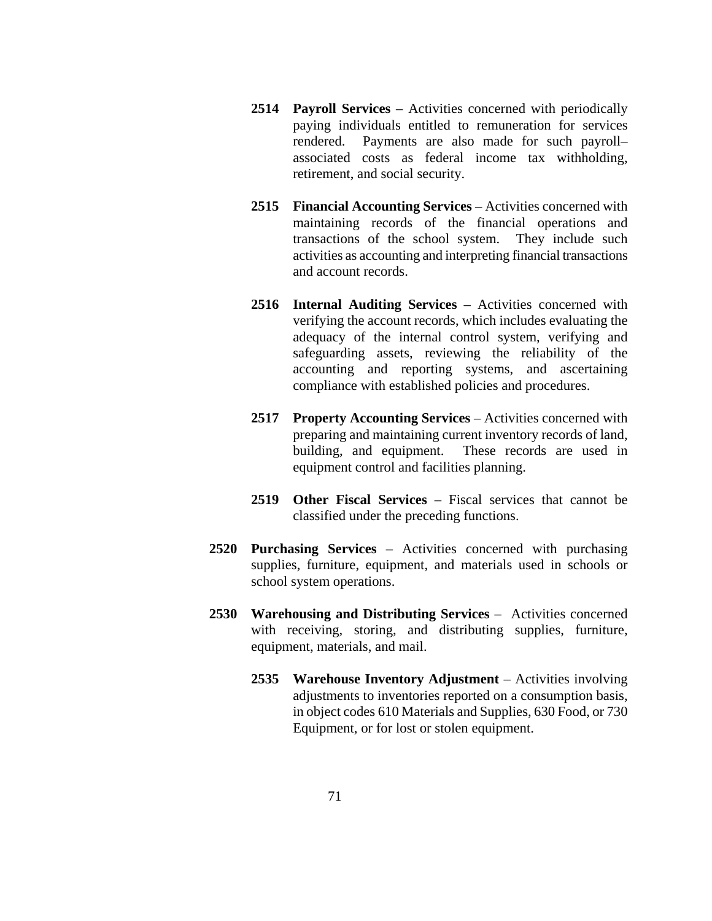**2514 Payroll Services** – Activities concerned with periodically paying individuals entitled to remuneration for services rendered. Payments are also made for such payroll–associated costs as federal income tax withholding, retirement, and social security.

**2515 Financial Accounting Services** – Activities concerned with maintaining records of the financial operations and transactions of the school system. They include such activities as accounting and interpreting financial transactions and account records.

**2516 Internal Auditing Services** – Activities concerned with verifying the account records, which includes evaluating the adequacy of the internal control system, verifying and safeguarding assets, reviewing the reliability of the accounting and reporting systems, and ascertaining compliance with established policies and procedures.

**2517 Property Accounting Services** – Activities concerned with preparing and maintaining current inventory records of land, building, and equipment. These records are used in equipment control and facilities planning.

**2519 Other Fiscal Services** – Fiscal services that cannot be classified under the preceding functions.

**2520 Purchasing Services** – Activities concerned with purchasing supplies, furniture, equipment, and materials used in schools or school system operations.

**2530 Warehousing and Distributing Services** – Activities concerned with receiving, storing, and distributing supplies, furniture, equipment, materials, and mail.

**2535 Warehouse Inventory Adjustment** – Activities involving adjustments to inventories reported on a consumption basis, in object codes 610 Materials and Supplies, 630 Food, or 730 Equipment, or for lost or stolen equipment.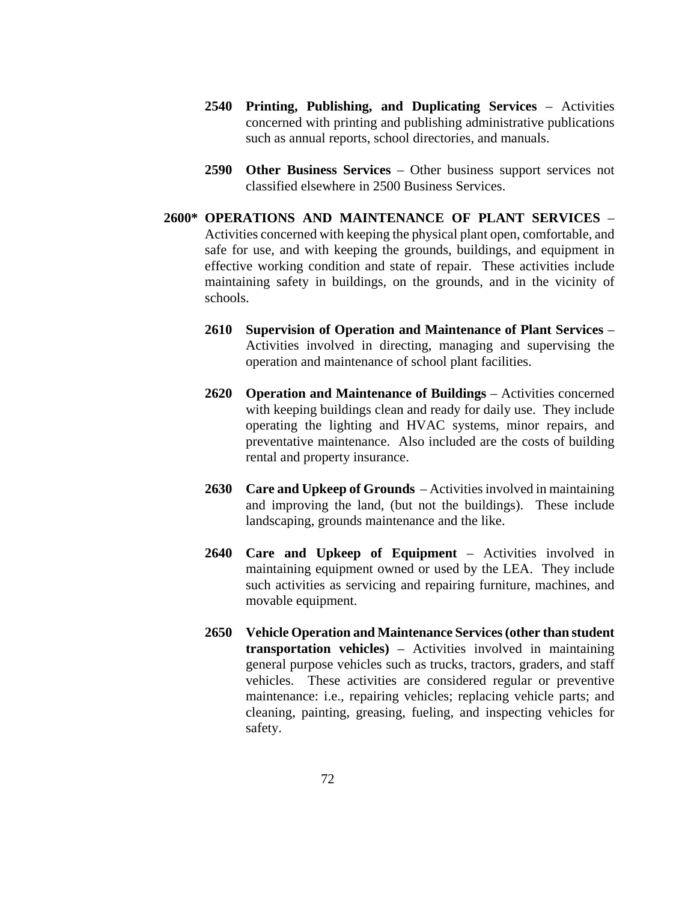**2540 Printing, Publishing, and Duplicating Services** – Activities concerned with printing and publishing administrative publications such as annual reports, school directories, and manuals.

**2590 Other Business Services** – Other business support services not classified elsewhere in 2500 Business Services.

**2600* OPERATIONS AND MAINTENANCE OF PLANT SERVICES** – Activities concerned with keeping the physical plant open, comfortable, and safe for use, and with keeping the grounds, buildings, and equipment in effective working condition and state of repair. These activities include maintaining safety in buildings, on the grounds, and in the vicinity of schools.

**2610 Supervision of Operation and Maintenance of Plant Services** – Activities involved in directing, managing and supervising the operation and maintenance of school plant facilities.

**2620 Operation and Maintenance of Buildings** – Activities concerned with keeping buildings clean and ready for daily use. They include operating the lighting and HVAC systems, minor repairs, and preventative maintenance. Also included are the costs of building rental and property insurance.

**2630 Care and Upkeep of Grounds** – Activities involved in maintaining and improving the land, (but not the buildings). These include landscaping, grounds maintenance and the like.

**2640 Care and Upkeep of Equipment** – Activities involved in maintaining equipment owned or used by the LEA. They include such activities as servicing and repairing furniture, machines, and movable equipment.

**2650 Vehicle Operation and Maintenance Services (other than student transportation vehicles)** – Activities involved in maintaining general purpose vehicles such as trucks, tractors, graders, and staff vehicles. These activities are considered regular or preventive maintenance: i.e., repairing vehicles; replacing vehicle parts; and cleaning, painting, greasing, fueling, and inspecting vehicles for safety.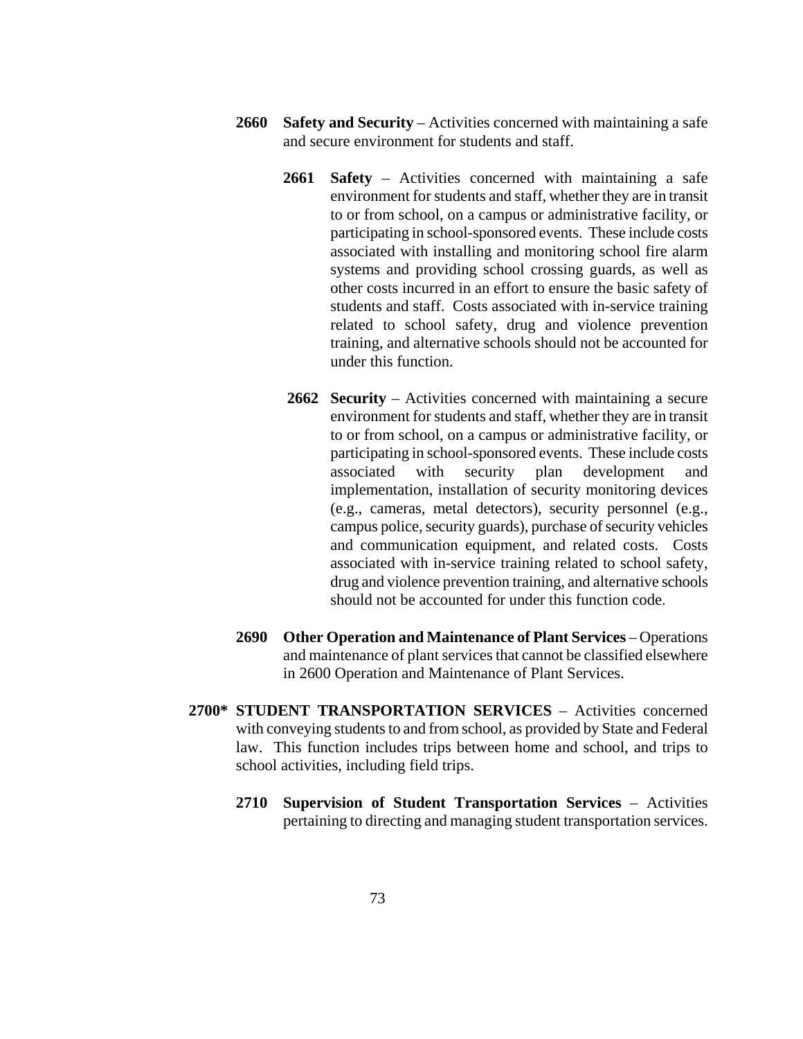**2660 Safety and Security** – Activities concerned with maintaining a safe and secure environment for students and staff.

**2661 Safety** – Activities concerned with maintaining a safe environment for students and staff, whether they are in transit to or from school, on a campus or administrative facility, or participating in school-sponsored events. These include costs associated with installing and monitoring school fire alarm systems and providing school crossing guards, as well as other costs incurred in an effort to ensure the basic safety of students and staff. Costs associated with in-service training related to school safety, drug and violence prevention training, and alternative schools should not be accounted for under this function.

**2662 Security** – Activities concerned with maintaining a secure environment for students and staff, whether they are in transit to or from school, on a campus or administrative facility, or participating in school-sponsored events. These include costs associated with security plan development and implementation, installation of security monitoring devices (e.g., cameras, metal detectors), security personnel (e.g., campus police, security guards), purchase of security vehicles and communication equipment, and related costs. Costs associated with in-service training related to school safety, drug and violence prevention training, and alternative schools should not be accounted for under this function code.

**2690 Other Operation and Maintenance of Plant Services** – Operations and maintenance of plant services that cannot be classified elsewhere in 2600 Operation and Maintenance of Plant Services.

**2700* STUDENT TRANSPORTATION SERVICES** – Activities concerned with conveying students to and from school, as provided by State and Federal law. This function includes trips between home and school, and trips to school activities, including field trips.

**2710 Supervision of Student Transportation Services** – Activities pertaining to directing and managing student transportation services.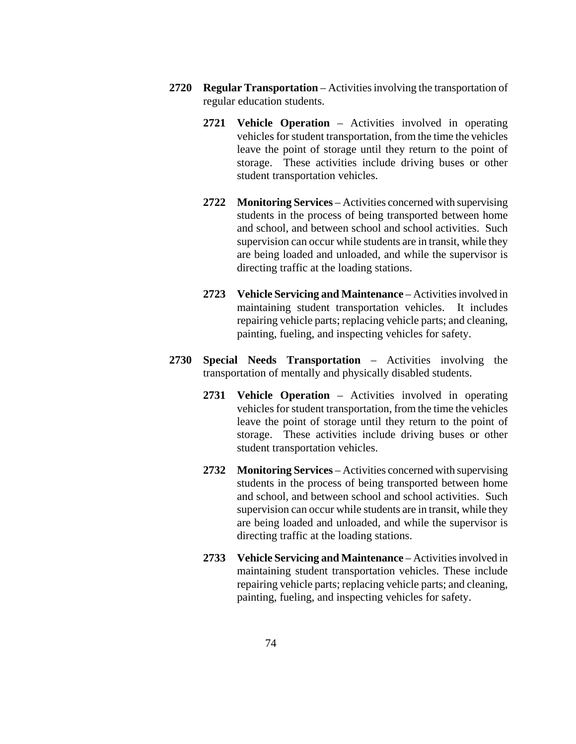**2720 Regular Transportation** – Activities involving the transportation of regular education students.

**2721 Vehicle Operation** – Activities involved in operating vehicles for student transportation, from the time the vehicles leave the point of storage until they return to the point of storage. These activities include driving buses or other student transportation vehicles.

**2722 Monitoring Services** – Activities concerned with supervising students in the process of being transported between home and school, and between school and school activities. Such supervision can occur while students are in transit, while they are being loaded and unloaded, and while the supervisor is directing traffic at the loading stations.

**2723 Vehicle Servicing and Maintenance** – Activities involved in maintaining student transportation vehicles. It includes repairing vehicle parts; replacing vehicle parts; and cleaning, painting, fueling, and inspecting vehicles for safety.

**2730 Special Needs Transportation** – Activities involving the transportation of mentally and physically disabled students.

**2731 Vehicle Operation** – Activities involved in operating vehicles for student transportation, from the time the vehicles leave the point of storage until they return to the point of storage. These activities include driving buses or other student transportation vehicles.

**2732 Monitoring Services** – Activities concerned with supervising students in the process of being transported between home and school, and between school and school activities. Such supervision can occur while students are in transit, while they are being loaded and unloaded, and while the supervisor is directing traffic at the loading stations.

**2733 Vehicle Servicing and Maintenance** – Activities involved in maintaining student transportation vehicles. These include repairing vehicle parts; replacing vehicle parts; and cleaning, painting, fueling, and inspecting vehicles for safety.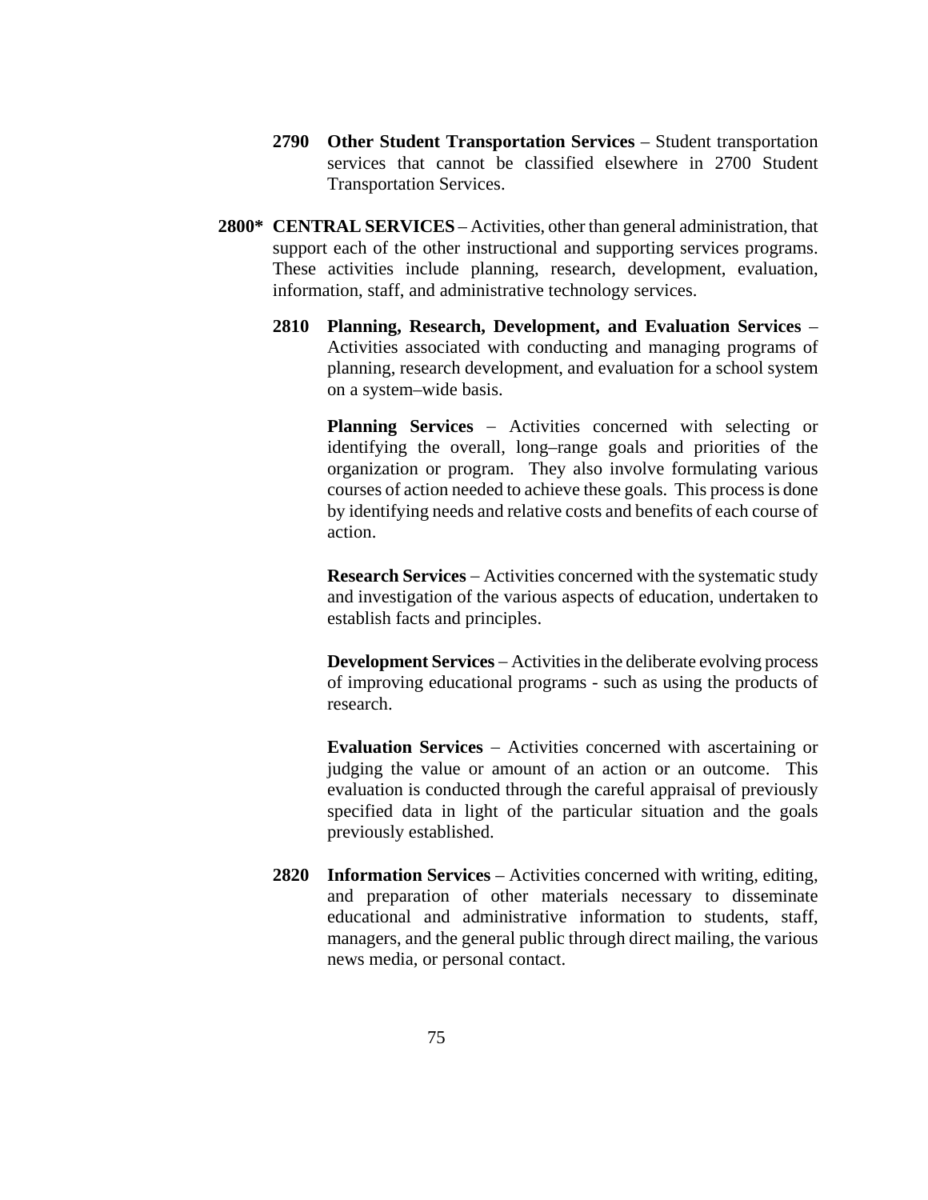**2790 Other Student Transportation Services** – Student transportation services that cannot be classified elsewhere in 2700 Student Transportation Services.

**2800* CENTRAL SERVICES** – Activities, other than general administration, that support each of the other instructional and supporting services programs. These activities include planning, research, development, evaluation, information, staff, and administrative technology services.

**2810 Planning, Research, Development, and Evaluation Services** – Activities associated with conducting and managing programs of planning, research development, and evaluation for a school system on a system–wide basis.

**Planning Services** – Activities concerned with selecting or identifying the overall, long–range goals and priorities of the organization or program. They also involve formulating various courses of action needed to achieve these goals. This process is done by identifying needs and relative costs and benefits of each course of action.

**Research Services** – Activities concerned with the systematic study and investigation of the various aspects of education, undertaken to establish facts and principles.

**Development Services** – Activities in the deliberate evolving process of improving educational programs - such as using the products of research.

**Evaluation Services** – Activities concerned with ascertaining or judging the value or amount of an action or an outcome. This evaluation is conducted through the careful appraisal of previously specified data in light of the particular situation and the goals previously established.

**2820 Information Services** – Activities concerned with writing, editing, and preparation of other materials necessary to disseminate educational and administrative information to students, staff, managers, and the general public through direct mailing, the various news media, or personal contact.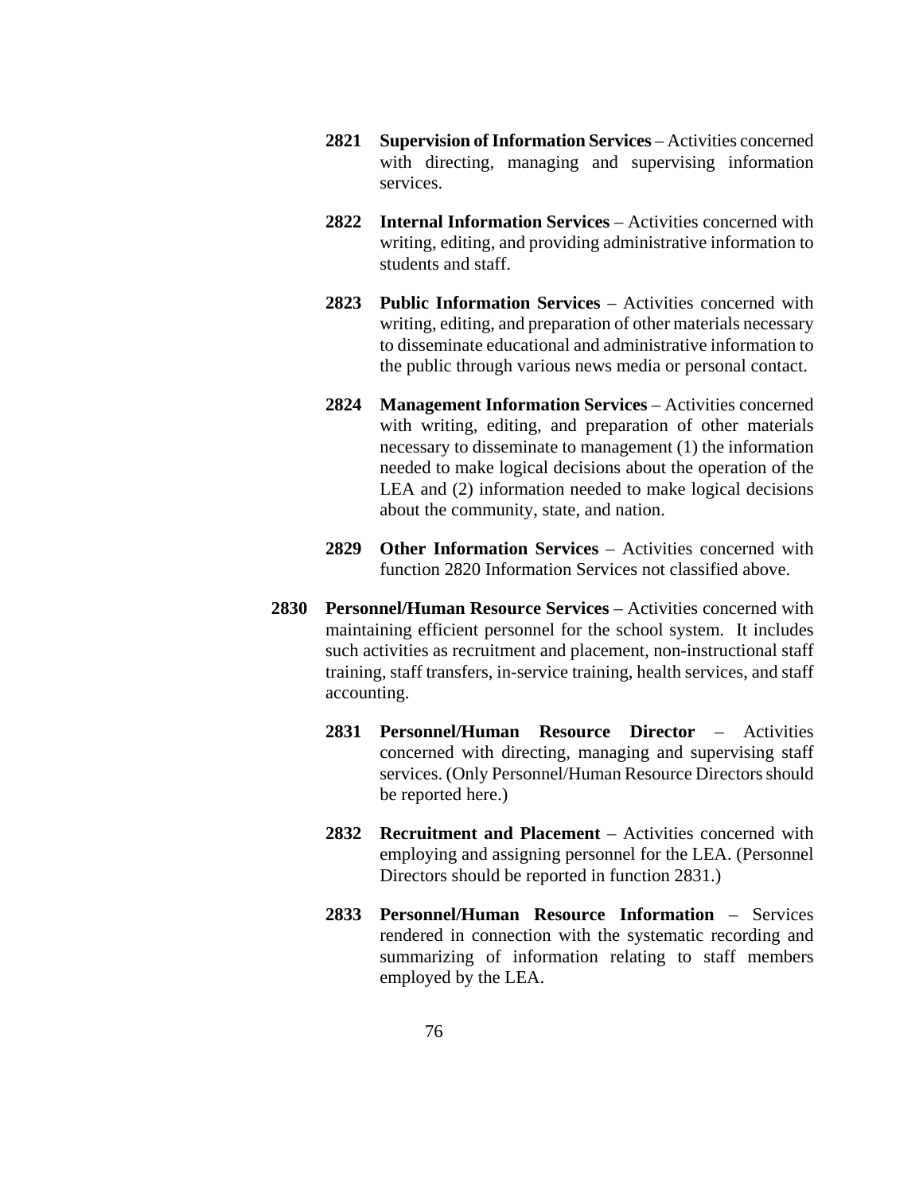**2821 Supervision of Information Services** – Activities concerned with directing, managing and supervising information services.

**2822 Internal Information Services** – Activities concerned with writing, editing, and providing administrative information to students and staff.

**2823 Public Information Services** – Activities concerned with writing, editing, and preparation of other materials necessary to disseminate educational and administrative information to the public through various news media or personal contact.

**2824 Management Information Services** – Activities concerned with writing, editing, and preparation of other materials necessary to disseminate to management (1) the information needed to make logical decisions about the operation of the LEA and (2) information needed to make logical decisions about the community, state, and nation.

**2829 Other Information Services** – Activities concerned with function 2820 Information Services not classified above.

**2830 Personnel/Human Resource Services** – Activities concerned with maintaining efficient personnel for the school system. It includes such activities as recruitment and placement, non-instructional staff training, staff transfers, in-service training, health services, and staff accounting.

**2831 Personnel/Human Resource Director** – Activities concerned with directing, managing and supervising staff services. (Only Personnel/Human Resource Directors should be reported here.)

**2832 Recruitment and Placement** – Activities concerned with employing and assigning personnel for the LEA. (Personnel Directors should be reported in function 2831.)

**2833 Personnel/Human Resource Information** – Services rendered in connection with the systematic recording and summarizing of information relating to staff members employed by the LEA.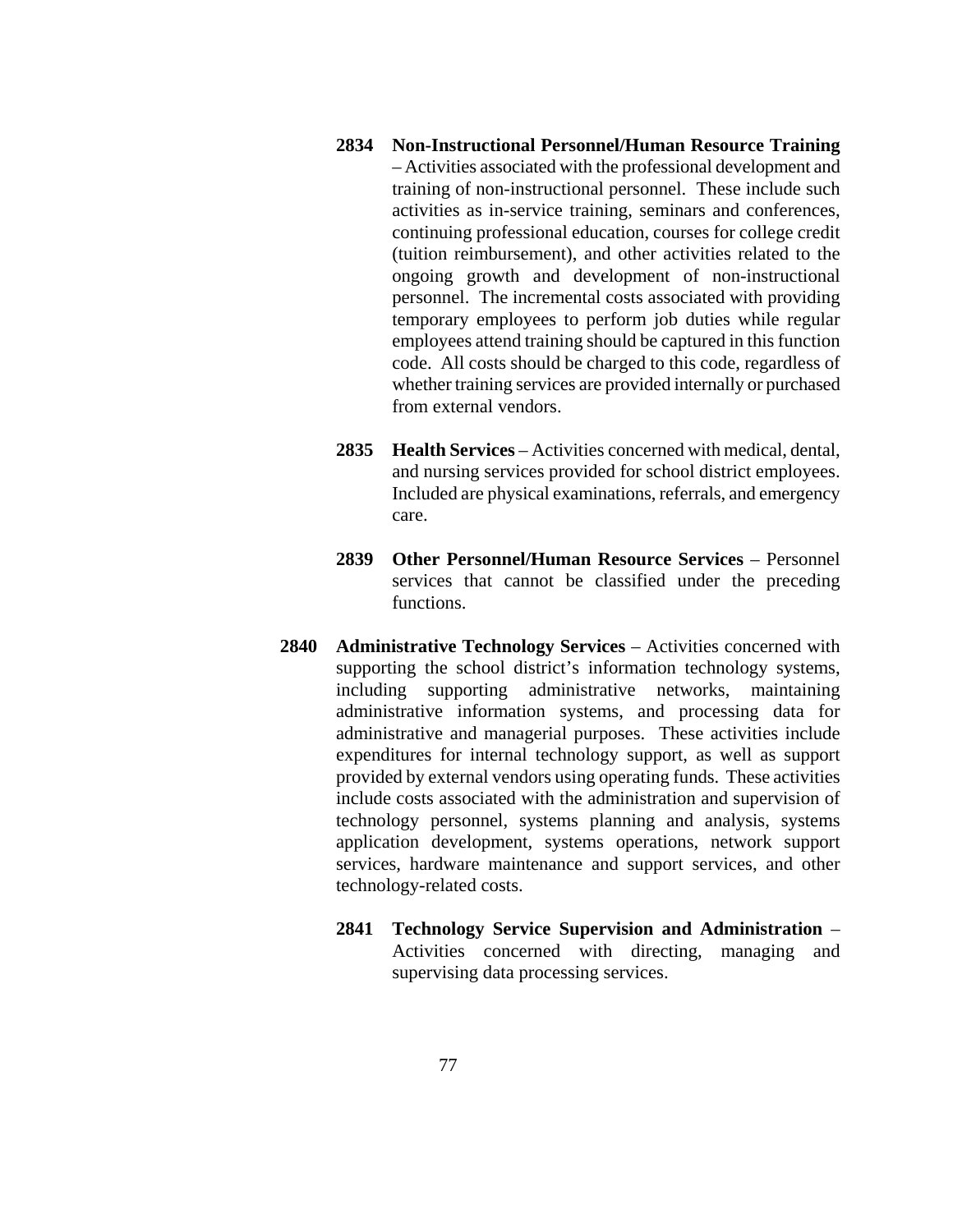**2834 Non-Instructional Personnel/Human Resource Training** – Activities associated with the professional development and training of non-instructional personnel. These include such activities as in-service training, seminars and conferences, continuing professional education, courses for college credit (tuition reimbursement), and other activities related to the ongoing growth and development of non-instructional personnel. The incremental costs associated with providing temporary employees to perform job duties while regular employees attend training should be captured in this function code. All costs should be charged to this code, regardless of whether training services are provided internally or purchased from external vendors.

**2835 Health Services** – Activities concerned with medical, dental, and nursing services provided for school district employees. Included are physical examinations, referrals, and emergency care.

**2839 Other Personnel/Human Resource Services** – Personnel services that cannot be classified under the preceding functions.

**2840 Administrative Technology Services** – Activities concerned with supporting the school district's information technology systems, including supporting administrative networks, maintaining administrative information systems, and processing data for administrative and managerial purposes. These activities include expenditures for internal technology support, as well as support provided by external vendors using operating funds. These activities include costs associated with the administration and supervision of technology personnel, systems planning and analysis, systems application development, systems operations, network support services, hardware maintenance and support services, and other technology-related costs.

**2841 Technology Service Supervision and Administration** – Activities concerned with directing, managing and supervising data processing services.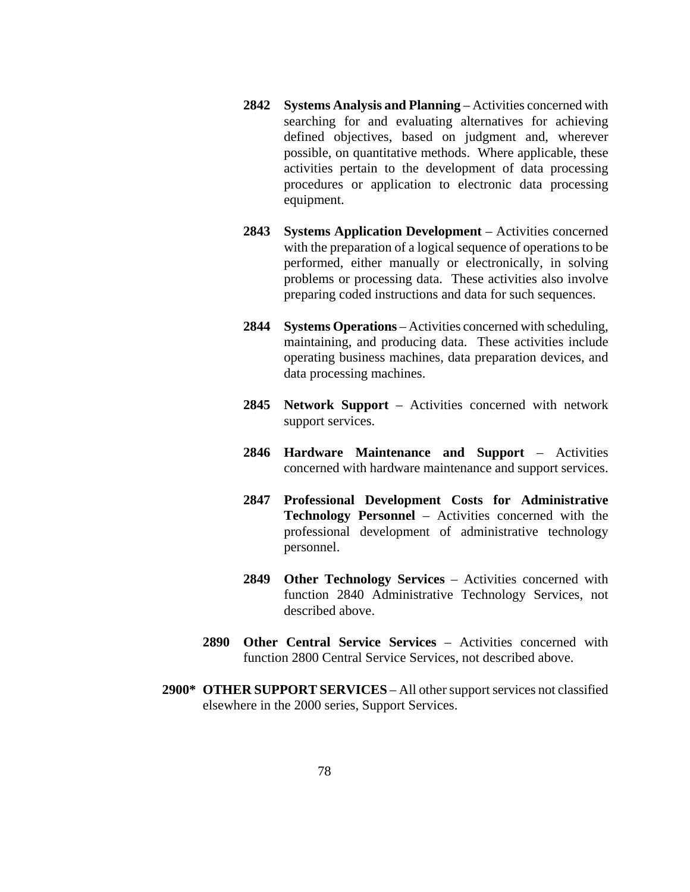**2842 Systems Analysis and Planning** – Activities concerned with searching for and evaluating alternatives for achieving defined objectives, based on judgment and, wherever possible, on quantitative methods. Where applicable, these activities pertain to the development of data processing procedures or application to electronic data processing equipment.

**2843 Systems Application Development** – Activities concerned with the preparation of a logical sequence of operations to be performed, either manually or electronically, in solving problems or processing data. These activities also involve preparing coded instructions and data for such sequences.

**2844 Systems Operations** – Activities concerned with scheduling, maintaining, and producing data. These activities include operating business machines, data preparation devices, and data processing machines.

**2845 Network Support** – Activities concerned with network support services.

**2846 Hardware Maintenance and Support** – Activities concerned with hardware maintenance and support services.

**2847 Professional Development Costs for Administrative Technology Personnel** – Activities concerned with the professional development of administrative technology personnel.

**2849 Other Technology Services** – Activities concerned with function 2840 Administrative Technology Services, not described above.

**2890 Other Central Service Services** – Activities concerned with function 2800 Central Service Services, not described above.

**2900* OTHER SUPPORT SERVICES** – All other support services not classified elsewhere in the 2000 series, Support Services.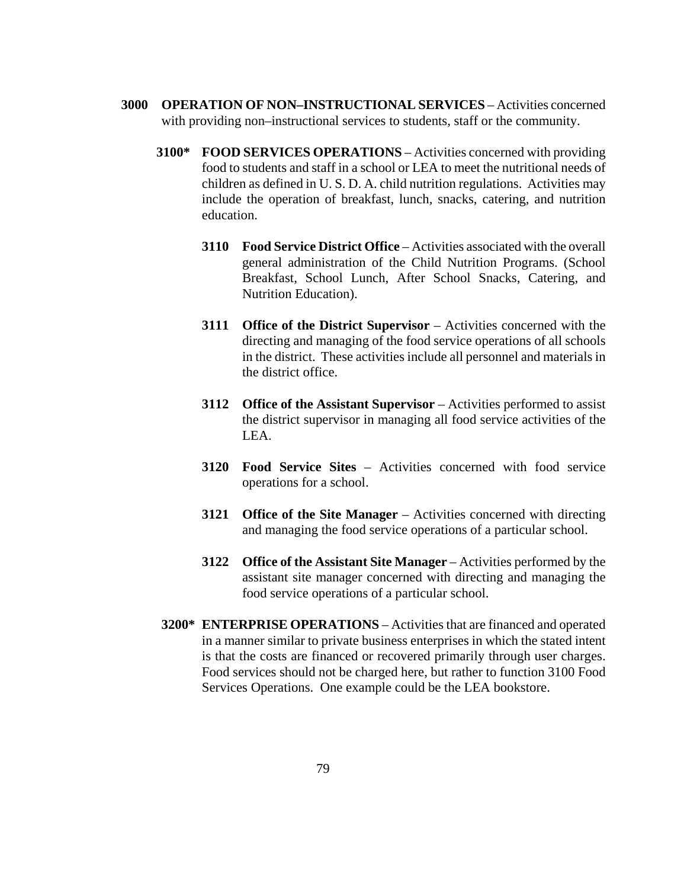**3000 OPERATION OF NON–INSTRUCTIONAL SERVICES** – Activities concerned with providing non–instructional services to students, staff or the community.

**3100* FOOD SERVICES OPERATIONS** – Activities concerned with providing food to students and staff in a school or LEA to meet the nutritional needs of children as defined in U. S. D. A. child nutrition regulations. Activities may include the operation of breakfast, lunch, snacks, catering, and nutrition education.

**3110 Food Service District Office** – Activities associated with the overall general administration of the Child Nutrition Programs. (School Breakfast, School Lunch, After School Snacks, Catering, and Nutrition Education).

**3111 Office of the District Supervisor** – Activities concerned with the directing and managing of the food service operations of all schools in the district. These activities include all personnel and materials in the district office.

**3112 Office of the Assistant Supervisor** – Activities performed to assist the district supervisor in managing all food service activities of the LEA.

**3120 Food Service Sites** – Activities concerned with food service operations for a school.

**3121 Office of the Site Manager** – Activities concerned with directing and managing the food service operations of a particular school.

**3122 Office of the Assistant Site Manager** – Activities performed by the assistant site manager concerned with directing and managing the food service operations of a particular school.

**3200* ENTERPRISE OPERATIONS** – Activities that are financed and operated in a manner similar to private business enterprises in which the stated intent is that the costs are financed or recovered primarily through user charges. Food services should not be charged here, but rather to function 3100 Food Services Operations. One example could be the LEA bookstore.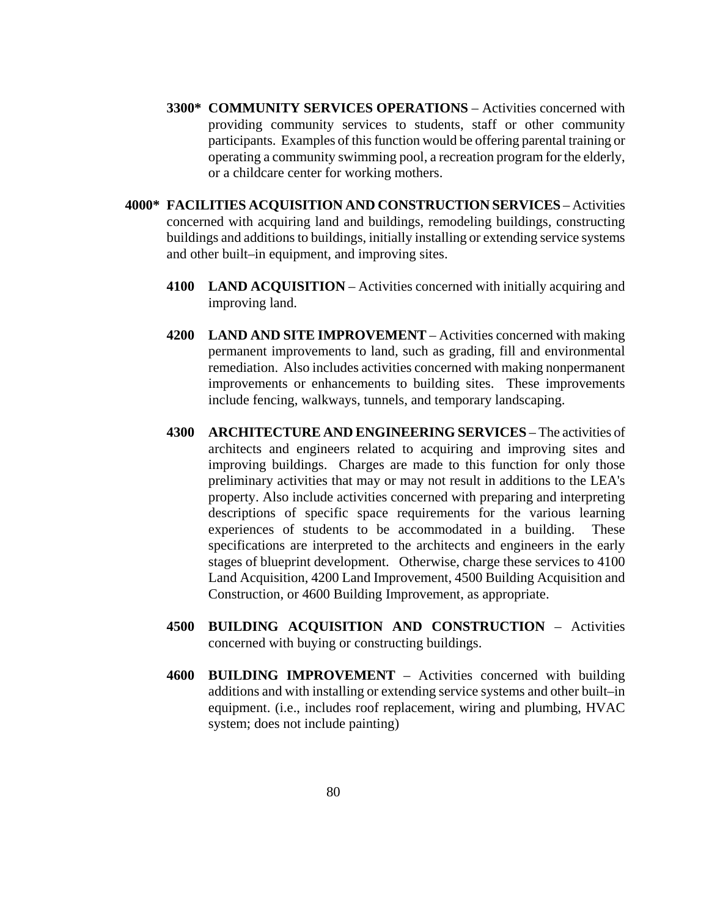**3300*** **COMMUNITY SERVICES OPERATIONS** – Activities concerned with providing community services to students, staff or other community participants. Examples of this function would be offering parental training or operating a community swimming pool, a recreation program for the elderly, or a childcare center for working mothers.

**4000*** **FACILITIES ACQUISITION AND CONSTRUCTION SERVICES** – Activities concerned with acquiring land and buildings, remodeling buildings, constructing buildings and additions to buildings, initially installing or extending service systems and other built–in equipment, and improving sites.

**4100** **LAND ACQUISITION** – Activities concerned with initially acquiring and improving land.

**4200** **LAND AND SITE IMPROVEMENT** – Activities concerned with making permanent improvements to land, such as grading, fill and environmental remediation. Also includes activities concerned with making nonpermanent improvements or enhancements to building sites. These improvements include fencing, walkways, tunnels, and temporary landscaping.

**4300** **ARCHITECTURE AND ENGINEERING SERVICES** – The activities of architects and engineers related to acquiring and improving sites and improving buildings. Charges are made to this function for only those preliminary activities that may or may not result in additions to the LEA's property. Also include activities concerned with preparing and interpreting descriptions of specific space requirements for the various learning experiences of students to be accommodated in a building. These specifications are interpreted to the architects and engineers in the early stages of blueprint development. Otherwise, charge these services to 4100 Land Acquisition, 4200 Land Improvement, 4500 Building Acquisition and Construction, or 4600 Building Improvement, as appropriate.

**4500** **BUILDING ACQUISITION AND CONSTRUCTION** – Activities concerned with buying or constructing buildings.

**4600** **BUILDING IMPROVEMENT** – Activities concerned with building additions and with installing or extending service systems and other built–in equipment. (i.e., includes roof replacement, wiring and plumbing, HVAC system; does not include painting)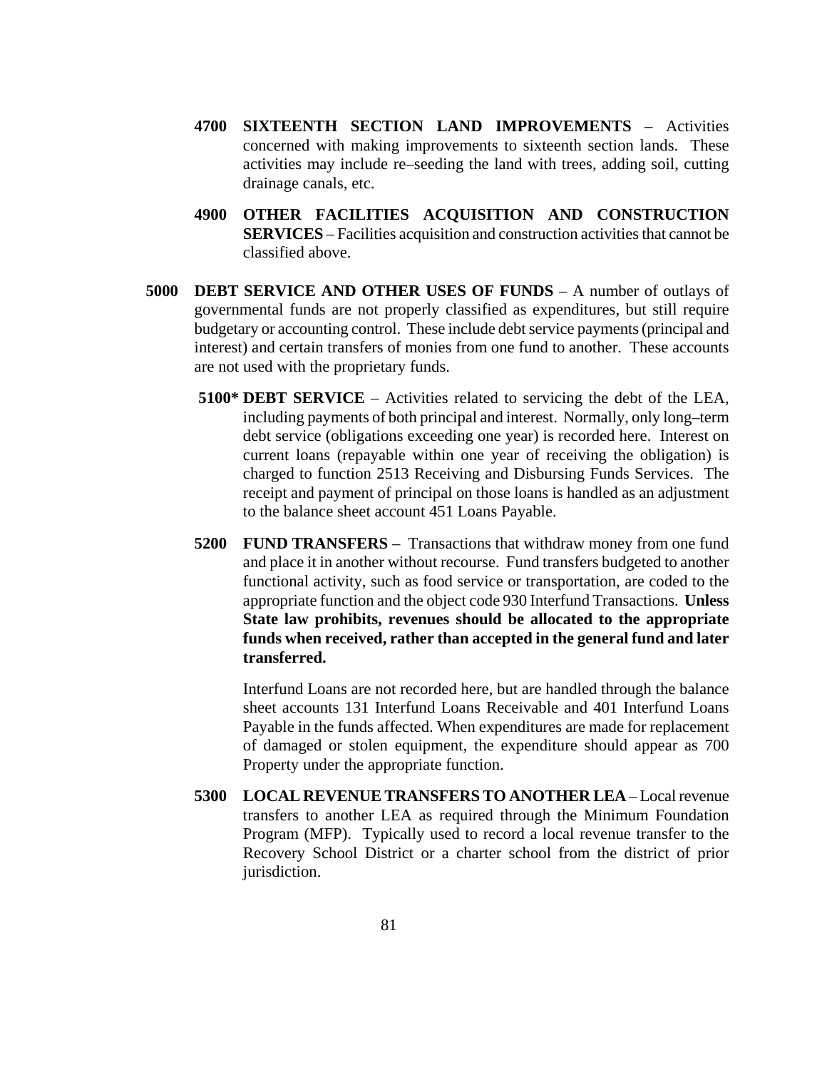**4700 SIXTEENTH SECTION LAND IMPROVEMENTS** – Activities concerned with making improvements to sixteenth section lands. These activities may include re–seeding the land with trees, adding soil, cutting drainage canals, etc.

**4900 OTHER FACILITIES ACQUISITION AND CONSTRUCTION SERVICES** – Facilities acquisition and construction activities that cannot be classified above.

**5000 DEBT SERVICE AND OTHER USES OF FUNDS** – A number of outlays of governmental funds are not properly classified as expenditures, but still require budgetary or accounting control. These include debt service payments (principal and interest) and certain transfers of monies from one fund to another. These accounts are not used with the proprietary funds.

**5100* DEBT SERVICE** – Activities related to servicing the debt of the LEA, including payments of both principal and interest. Normally, only long–term debt service (obligations exceeding one year) is recorded here. Interest on current loans (repayable within one year of receiving the obligation) is charged to function 2513 Receiving and Disbursing Funds Services. The receipt and payment of principal on those loans is handled as an adjustment to the balance sheet account 451 Loans Payable.

**5200 FUND TRANSFERS** – Transactions that withdraw money from one fund and place it in another without recourse. Fund transfers budgeted to another functional activity, such as food service or transportation, are coded to the appropriate function and the object code 930 Interfund Transactions. **Unless State law prohibits, revenues should be allocated to the appropriate funds when received, rather than accepted in the general fund and later transferred.**

Interfund Loans are not recorded here, but are handled through the balance sheet accounts 131 Interfund Loans Receivable and 401 Interfund Loans Payable in the funds affected. When expenditures are made for replacement of damaged or stolen equipment, the expenditure should appear as 700 Property under the appropriate function.

**5300 LOCAL REVENUE TRANSFERS TO ANOTHER LEA** – Local revenue transfers to another LEA as required through the Minimum Foundation Program (MFP). Typically used to record a local revenue transfer to the Recovery School District or a charter school from the district of prior jurisdiction.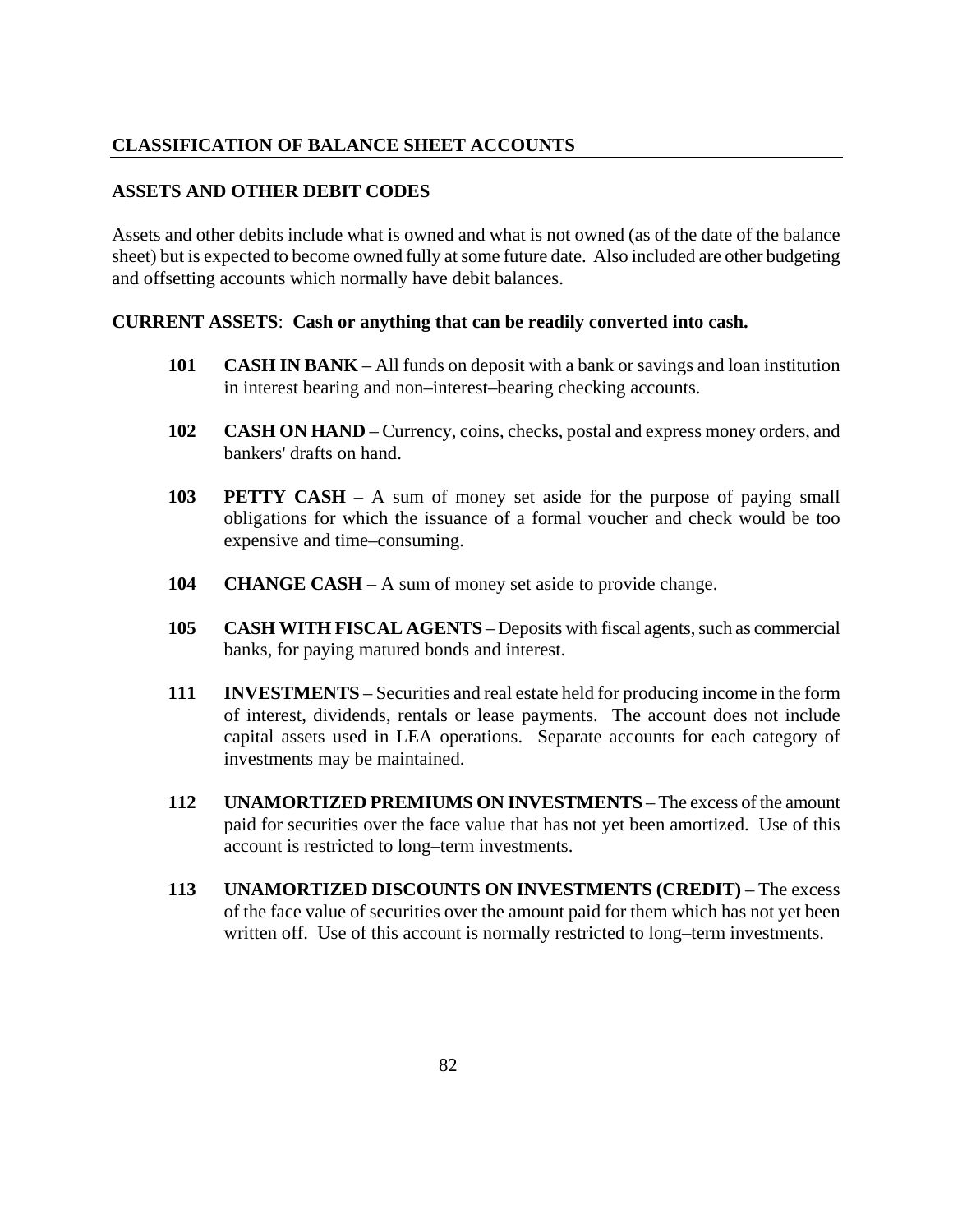## CLASSIFICATION OF BALANCE SHEET ACCOUNTS

### ASSETS AND OTHER DEBIT CODES

Assets and other debits include what is owned and what is not owned (as of the date of the balance sheet) but is expected to become owned fully at some future date. Also included are other budgeting and offsetting accounts which normally have debit balances.

**CURRENT ASSETS**: **Cash or anything that can be readily converted into cash.**

**101** **CASH IN BANK** – All funds on deposit with a bank or savings and loan institution in interest bearing and non–interest–bearing checking accounts.

**102** **CASH ON HAND** – Currency, coins, checks, postal and express money orders, and bankers' drafts on hand.

**103** **PETTY CASH** – A sum of money set aside for the purpose of paying small obligations for which the issuance of a formal voucher and check would be too expensive and time–consuming.

**104** **CHANGE CASH** – A sum of money set aside to provide change.

**105** **CASH WITH FISCAL AGENTS** – Deposits with fiscal agents, such as commercial banks, for paying matured bonds and interest.

**111** **INVESTMENTS** – Securities and real estate held for producing income in the form of interest, dividends, rentals or lease payments. The account does not include capital assets used in LEA operations. Separate accounts for each category of investments may be maintained.

**112** **UNAMORTIZED PREMIUMS ON INVESTMENTS** – The excess of the amount paid for securities over the face value that has not yet been amortized. Use of this account is restricted to long–term investments.

**113** **UNAMORTIZED DISCOUNTS ON INVESTMENTS (CREDIT)** – The excess of the face value of securities over the amount paid for them which has not yet been written off. Use of this account is normally restricted to long–term investments.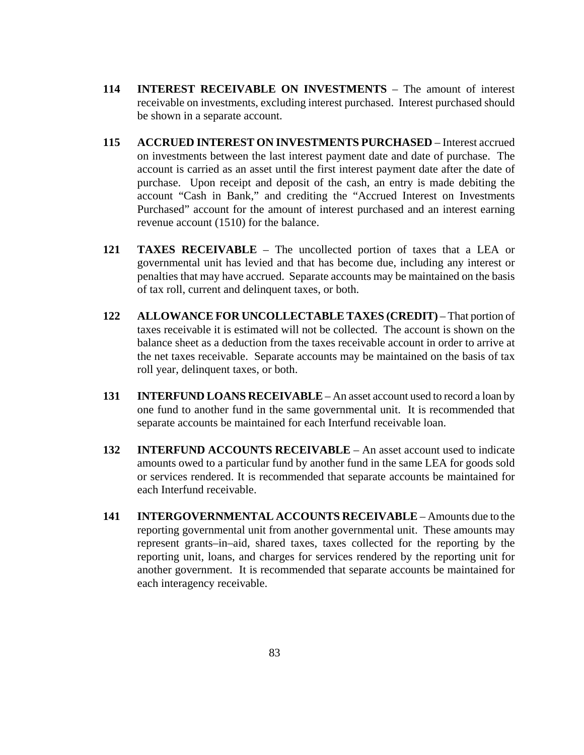**114 INTEREST RECEIVABLE ON INVESTMENTS** – The amount of interest receivable on investments, excluding interest purchased. Interest purchased should be shown in a separate account.

**115 ACCRUED INTEREST ON INVESTMENTS PURCHASED** – Interest accrued on investments between the last interest payment date and date of purchase. The account is carried as an asset until the first interest payment date after the date of purchase. Upon receipt and deposit of the cash, an entry is made debiting the account "Cash in Bank," and crediting the "Accrued Interest on Investments Purchased" account for the amount of interest purchased and an interest earning revenue account (1510) for the balance.

**121 TAXES RECEIVABLE** – The uncollected portion of taxes that a LEA or governmental unit has levied and that has become due, including any interest or penalties that may have accrued. Separate accounts may be maintained on the basis of tax roll, current and delinquent taxes, or both.

**122 ALLOWANCE FOR UNCOLLECTABLE TAXES (CREDIT)** – That portion of taxes receivable it is estimated will not be collected. The account is shown on the balance sheet as a deduction from the taxes receivable account in order to arrive at the net taxes receivable. Separate accounts may be maintained on the basis of tax roll year, delinquent taxes, or both.

**131 INTERFUND LOANS RECEIVABLE** – An asset account used to record a loan by one fund to another fund in the same governmental unit. It is recommended that separate accounts be maintained for each Interfund receivable loan.

**132 INTERFUND ACCOUNTS RECEIVABLE** – An asset account used to indicate amounts owed to a particular fund by another fund in the same LEA for goods sold or services rendered. It is recommended that separate accounts be maintained for each Interfund receivable.

**141 INTERGOVERNMENTAL ACCOUNTS RECEIVABLE** – Amounts due to the reporting governmental unit from another governmental unit. These amounts may represent grants–in–aid, shared taxes, taxes collected for the reporting by the reporting unit, loans, and charges for services rendered by the reporting unit for another government. It is recommended that separate accounts be maintained for each interagency receivable.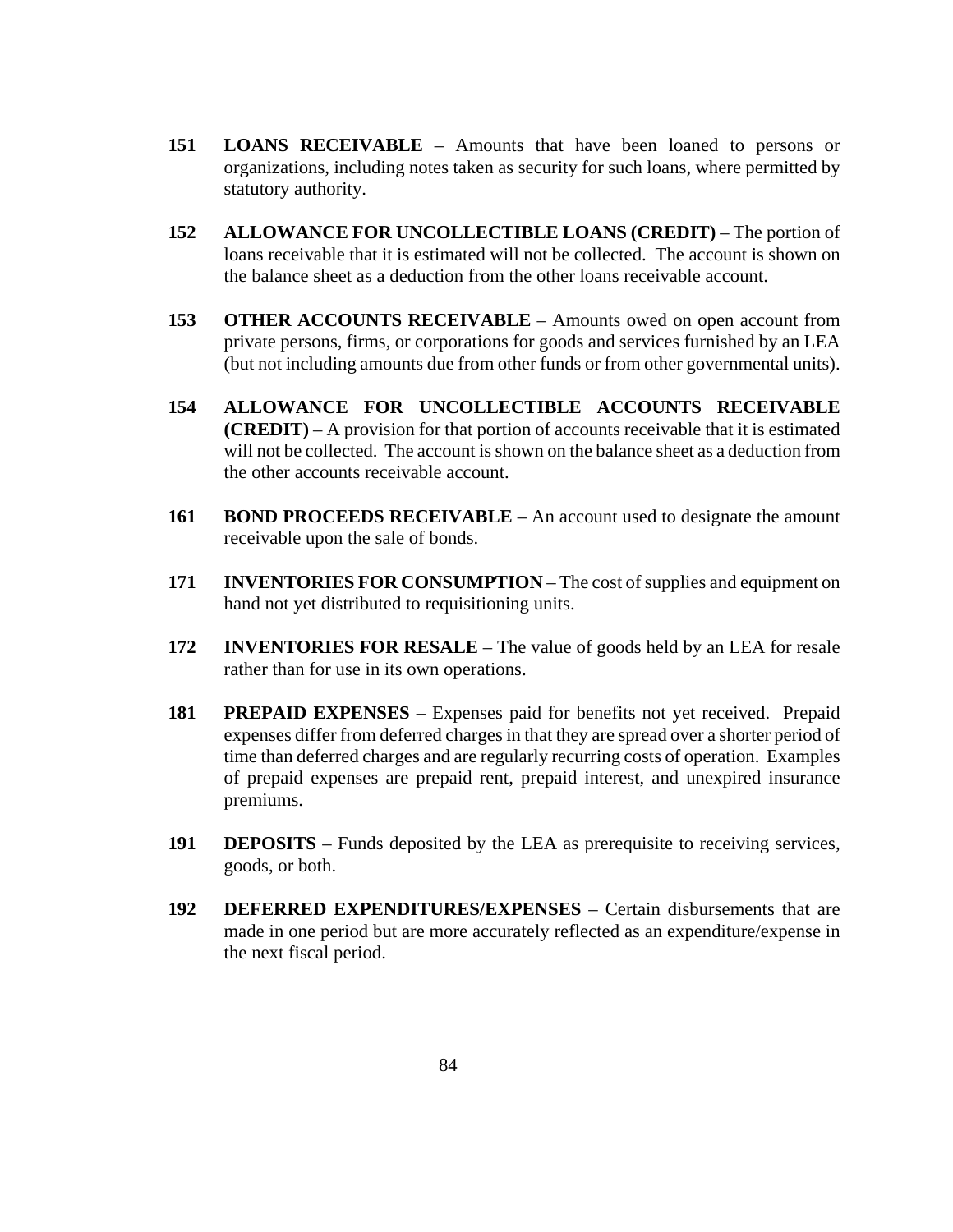**151 LOANS RECEIVABLE** – Amounts that have been loaned to persons or organizations, including notes taken as security for such loans, where permitted by statutory authority.

**152 ALLOWANCE FOR UNCOLLECTIBLE LOANS (CREDIT)** – The portion of loans receivable that it is estimated will not be collected. The account is shown on the balance sheet as a deduction from the other loans receivable account.

**153 OTHER ACCOUNTS RECEIVABLE** – Amounts owed on open account from private persons, firms, or corporations for goods and services furnished by an LEA (but not including amounts due from other funds or from other governmental units).

**154 ALLOWANCE FOR UNCOLLECTIBLE ACCOUNTS RECEIVABLE (CREDIT)** – A provision for that portion of accounts receivable that it is estimated will not be collected. The account is shown on the balance sheet as a deduction from the other accounts receivable account.

**161 BOND PROCEEDS RECEIVABLE** – An account used to designate the amount receivable upon the sale of bonds.

**171 INVENTORIES FOR CONSUMPTION** – The cost of supplies and equipment on hand not yet distributed to requisitioning units.

**172 INVENTORIES FOR RESALE** – The value of goods held by an LEA for resale rather than for use in its own operations.

**181 PREPAID EXPENSES** – Expenses paid for benefits not yet received. Prepaid expenses differ from deferred charges in that they are spread over a shorter period of time than deferred charges and are regularly recurring costs of operation. Examples of prepaid expenses are prepaid rent, prepaid interest, and unexpired insurance premiums.

**191 DEPOSITS** – Funds deposited by the LEA as prerequisite to receiving services, goods, or both.

**192 DEFERRED EXPENDITURES/EXPENSES** – Certain disbursements that are made in one period but are more accurately reflected as an expenditure/expense in the next fiscal period.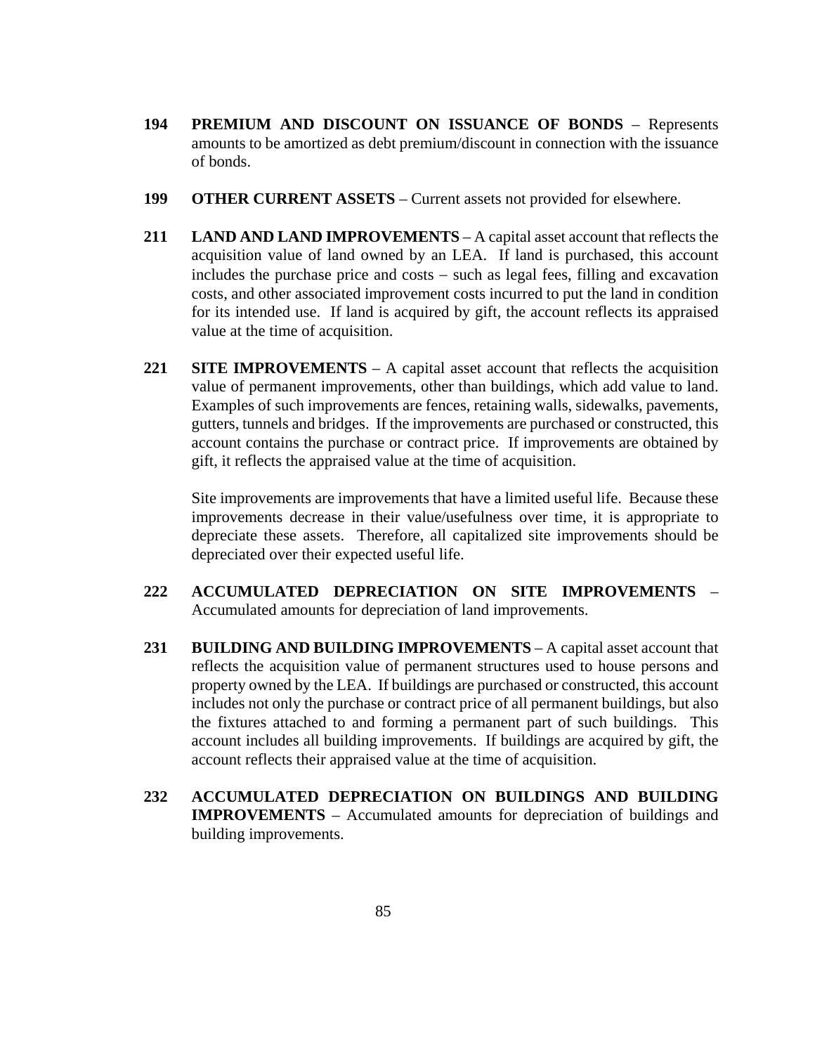**194 PREMIUM AND DISCOUNT ON ISSUANCE OF BONDS** – Represents amounts to be amortized as debt premium/discount in connection with the issuance of bonds.

**199 OTHER CURRENT ASSETS** – Current assets not provided for elsewhere.

**211 LAND AND LAND IMPROVEMENTS** – A capital asset account that reflects the acquisition value of land owned by an LEA. If land is purchased, this account includes the purchase price and costs – such as legal fees, filling and excavation costs, and other associated improvement costs incurred to put the land in condition for its intended use. If land is acquired by gift, the account reflects its appraised value at the time of acquisition.

**221 SITE IMPROVEMENTS** – A capital asset account that reflects the acquisition value of permanent improvements, other than buildings, which add value to land. Examples of such improvements are fences, retaining walls, sidewalks, pavements, gutters, tunnels and bridges. If the improvements are purchased or constructed, this account contains the purchase or contract price. If improvements are obtained by gift, it reflects the appraised value at the time of acquisition.

Site improvements are improvements that have a limited useful life. Because these improvements decrease in their value/usefulness over time, it is appropriate to depreciate these assets. Therefore, all capitalized site improvements should be depreciated over their expected useful life.

**222 ACCUMULATED DEPRECIATION ON SITE IMPROVEMENTS** – Accumulated amounts for depreciation of land improvements.

**231 BUILDING AND BUILDING IMPROVEMENTS** – A capital asset account that reflects the acquisition value of permanent structures used to house persons and property owned by the LEA. If buildings are purchased or constructed, this account includes not only the purchase or contract price of all permanent buildings, but also the fixtures attached to and forming a permanent part of such buildings. This account includes all building improvements. If buildings are acquired by gift, the account reflects their appraised value at the time of acquisition.

**232 ACCUMULATED DEPRECIATION ON BUILDINGS AND BUILDING IMPROVEMENTS** – Accumulated amounts for depreciation of buildings and building improvements.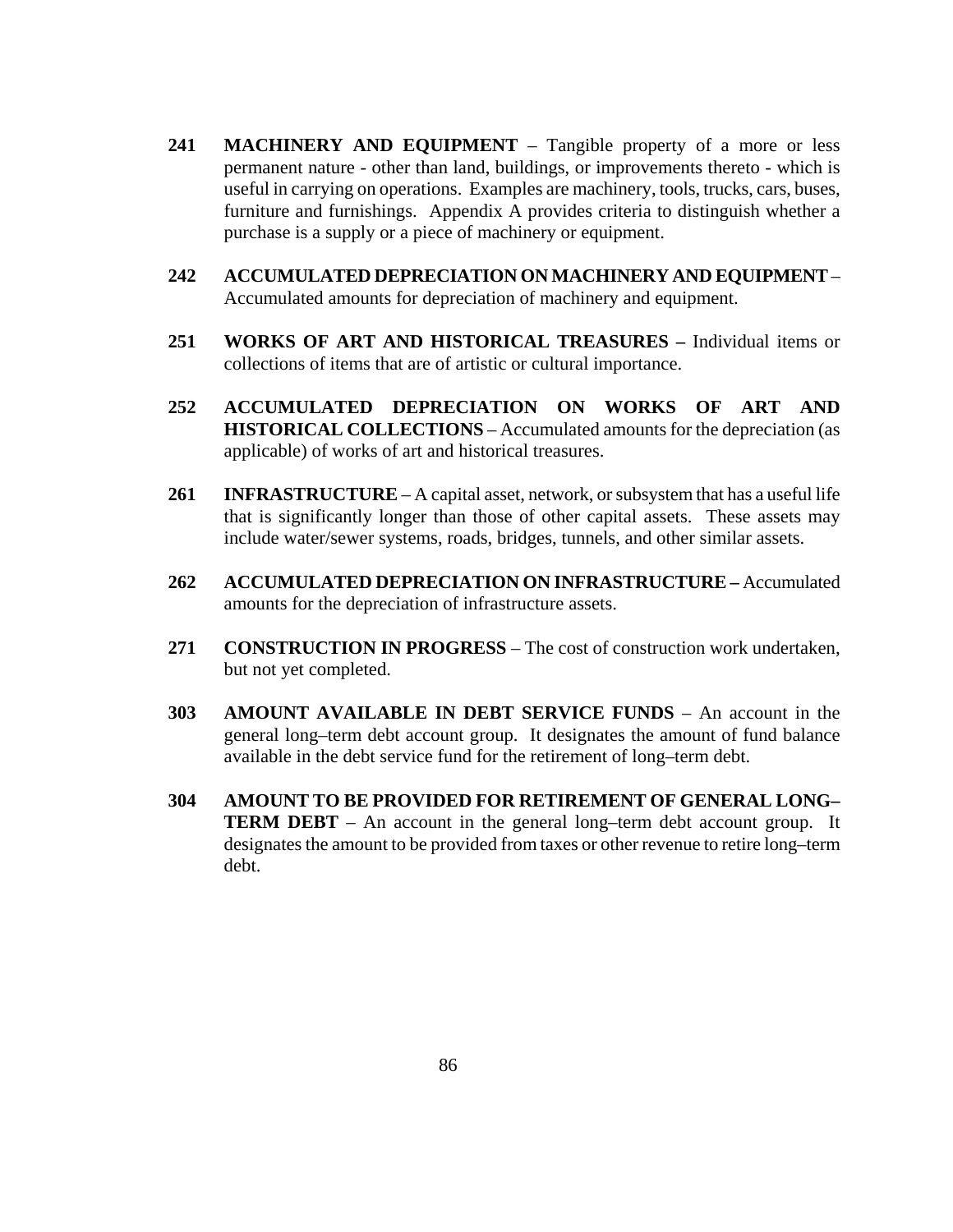**241 MACHINERY AND EQUIPMENT** – Tangible property of a more or less permanent nature - other than land, buildings, or improvements thereto - which is useful in carrying on operations. Examples are machinery, tools, trucks, cars, buses, furniture and furnishings. Appendix A provides criteria to distinguish whether a purchase is a supply or a piece of machinery or equipment.

**242 ACCUMULATED DEPRECIATION ON MACHINERY AND EQUIPMENT** – Accumulated amounts for depreciation of machinery and equipment.

**251 WORKS OF ART AND HISTORICAL TREASURES –** Individual items or collections of items that are of artistic or cultural importance.

**252 ACCUMULATED DEPRECIATION ON WORKS OF ART AND HISTORICAL COLLECTIONS** – Accumulated amounts for the depreciation (as applicable) of works of art and historical treasures.

**261 INFRASTRUCTURE** – A capital asset, network, or subsystem that has a useful life that is significantly longer than those of other capital assets. These assets may include water/sewer systems, roads, bridges, tunnels, and other similar assets.

**262 ACCUMULATED DEPRECIATION ON INFRASTRUCTURE –** Accumulated amounts for the depreciation of infrastructure assets.

**271 CONSTRUCTION IN PROGRESS** – The cost of construction work undertaken, but not yet completed.

**303 AMOUNT AVAILABLE IN DEBT SERVICE FUNDS** – An account in the general long–term debt account group. It designates the amount of fund balance available in the debt service fund for the retirement of long–term debt.

**304 AMOUNT TO BE PROVIDED FOR RETIREMENT OF GENERAL LONG–TERM DEBT** – An account in the general long–term debt account group. It designates the amount to be provided from taxes or other revenue to retire long–term debt.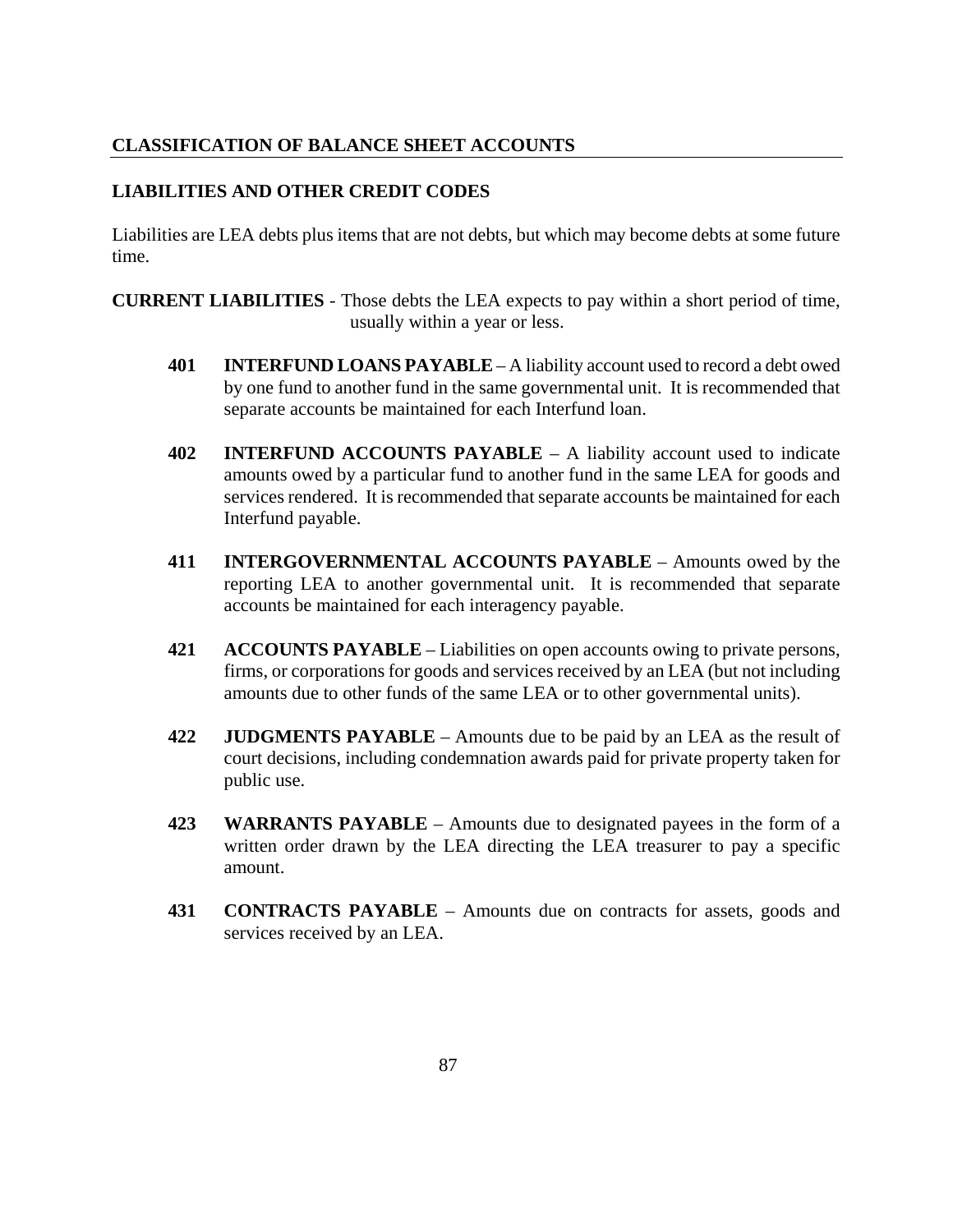## CLASSIFICATION OF BALANCE SHEET ACCOUNTS

### LIABILITIES AND OTHER CREDIT CODES

Liabilities are LEA debts plus items that are not debts, but which may become debts at some future time.

**CURRENT LIABILITIES** - Those debts the LEA expects to pay within a short period of time, usually within a year or less.

**401 INTERFUND LOANS PAYABLE** – A liability account used to record a debt owed by one fund to another fund in the same governmental unit. It is recommended that separate accounts be maintained for each Interfund loan.

**402 INTERFUND ACCOUNTS PAYABLE** – A liability account used to indicate amounts owed by a particular fund to another fund in the same LEA for goods and services rendered. It is recommended that separate accounts be maintained for each Interfund payable.

**411 INTERGOVERNMENTAL ACCOUNTS PAYABLE** – Amounts owed by the reporting LEA to another governmental unit. It is recommended that separate accounts be maintained for each interagency payable.

**421 ACCOUNTS PAYABLE** – Liabilities on open accounts owing to private persons, firms, or corporations for goods and services received by an LEA (but not including amounts due to other funds of the same LEA or to other governmental units).

**422 JUDGMENTS PAYABLE** – Amounts due to be paid by an LEA as the result of court decisions, including condemnation awards paid for private property taken for public use.

**423 WARRANTS PAYABLE** – Amounts due to designated payees in the form of a written order drawn by the LEA directing the LEA treasurer to pay a specific amount.

**431 CONTRACTS PAYABLE** – Amounts due on contracts for assets, goods and services received by an LEA.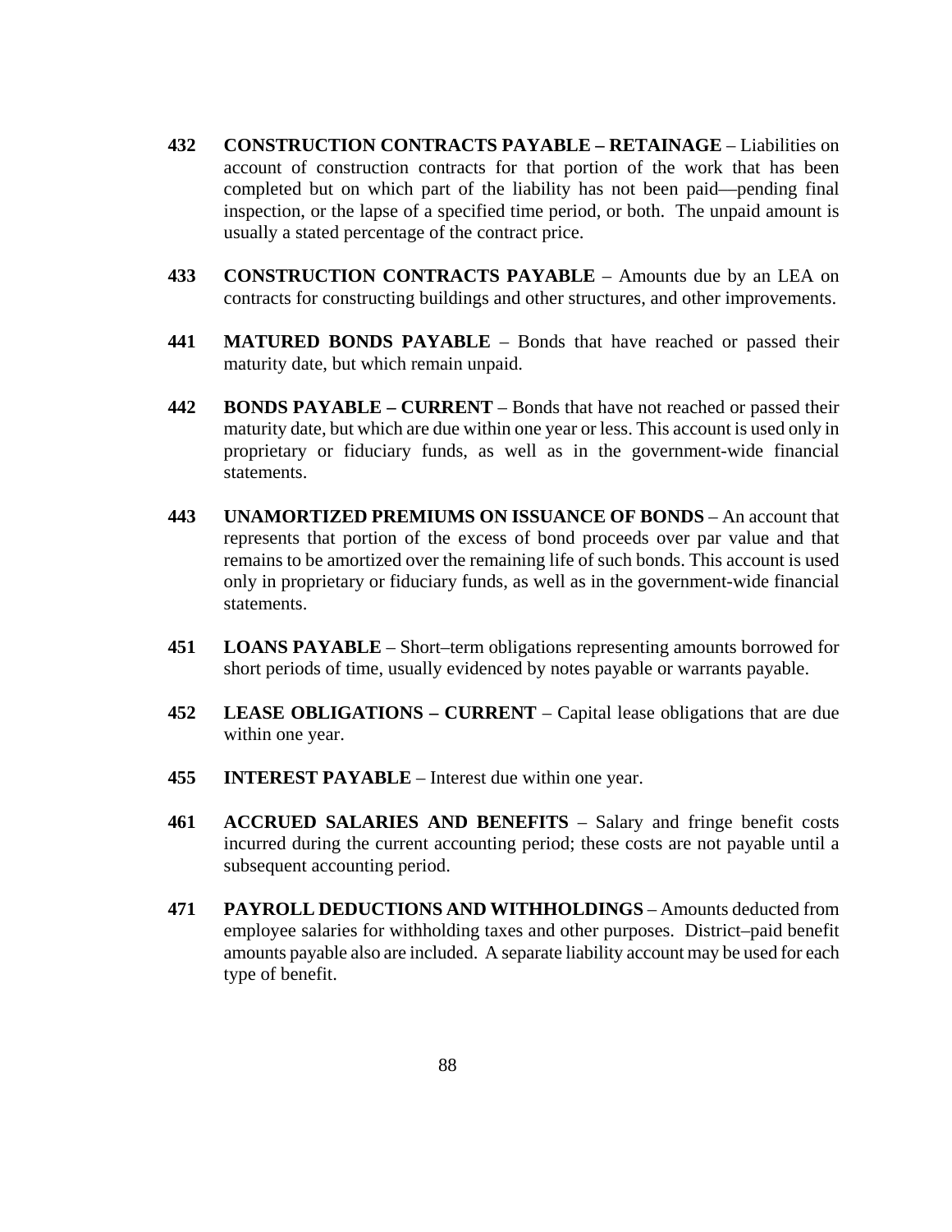**432 CONSTRUCTION CONTRACTS PAYABLE – RETAINAGE** – Liabilities on account of construction contracts for that portion of the work that has been completed but on which part of the liability has not been paid—pending final inspection, or the lapse of a specified time period, or both. The unpaid amount is usually a stated percentage of the contract price.

**433 CONSTRUCTION CONTRACTS PAYABLE** – Amounts due by an LEA on contracts for constructing buildings and other structures, and other improvements.

**441 MATURED BONDS PAYABLE** – Bonds that have reached or passed their maturity date, but which remain unpaid.

**442 BONDS PAYABLE – CURRENT** – Bonds that have not reached or passed their maturity date, but which are due within one year or less. This account is used only in proprietary or fiduciary funds, as well as in the government-wide financial statements.

**443 UNAMORTIZED PREMIUMS ON ISSUANCE OF BONDS** – An account that represents that portion of the excess of bond proceeds over par value and that remains to be amortized over the remaining life of such bonds. This account is used only in proprietary or fiduciary funds, as well as in the government-wide financial statements.

**451 LOANS PAYABLE** – Short–term obligations representing amounts borrowed for short periods of time, usually evidenced by notes payable or warrants payable.

**452 LEASE OBLIGATIONS – CURRENT** – Capital lease obligations that are due within one year.

**455 INTEREST PAYABLE** – Interest due within one year.

**461 ACCRUED SALARIES AND BENEFITS** – Salary and fringe benefit costs incurred during the current accounting period; these costs are not payable until a subsequent accounting period.

**471 PAYROLL DEDUCTIONS AND WITHHOLDINGS** – Amounts deducted from employee salaries for withholding taxes and other purposes. District–paid benefit amounts payable also are included. A separate liability account may be used for each type of benefit.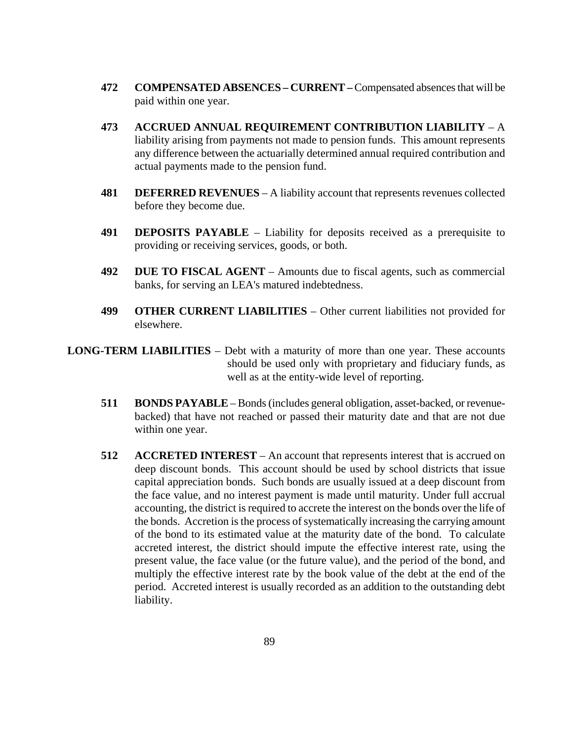**472 COMPENSATED ABSENCES – CURRENT –** Compensated absences that will be paid within one year.

**473 ACCRUED ANNUAL REQUIREMENT CONTRIBUTION LIABILITY** – A liability arising from payments not made to pension funds. This amount represents any difference between the actuarially determined annual required contribution and actual payments made to the pension fund.

**481 DEFERRED REVENUES** – A liability account that represents revenues collected before they become due.

**491 DEPOSITS PAYABLE** – Liability for deposits received as a prerequisite to providing or receiving services, goods, or both.

**492 DUE TO FISCAL AGENT** – Amounts due to fiscal agents, such as commercial banks, for serving an LEA's matured indebtedness.

**499 OTHER CURRENT LIABILITIES** – Other current liabilities not provided for elsewhere.

**LONG-TERM LIABILITIES** – Debt with a maturity of more than one year. These accounts should be used only with proprietary and fiduciary funds, as well as at the entity-wide level of reporting.

**511 BONDS PAYABLE** – Bonds (includes general obligation, asset-backed, or revenue-backed) that have not reached or passed their maturity date and that are not due within one year.

**512 ACCRETED INTEREST** – An account that represents interest that is accrued on deep discount bonds. This account should be used by school districts that issue capital appreciation bonds. Such bonds are usually issued at a deep discount from the face value, and no interest payment is made until maturity. Under full accrual accounting, the district is required to accrete the interest on the bonds over the life of the bonds. Accretion is the process of systematically increasing the carrying amount of the bond to its estimated value at the maturity date of the bond. To calculate accreted interest, the district should impute the effective interest rate, using the present value, the face value (or the future value), and the period of the bond, and multiply the effective interest rate by the book value of the debt at the end of the period. Accreted interest is usually recorded as an addition to the outstanding debt liability.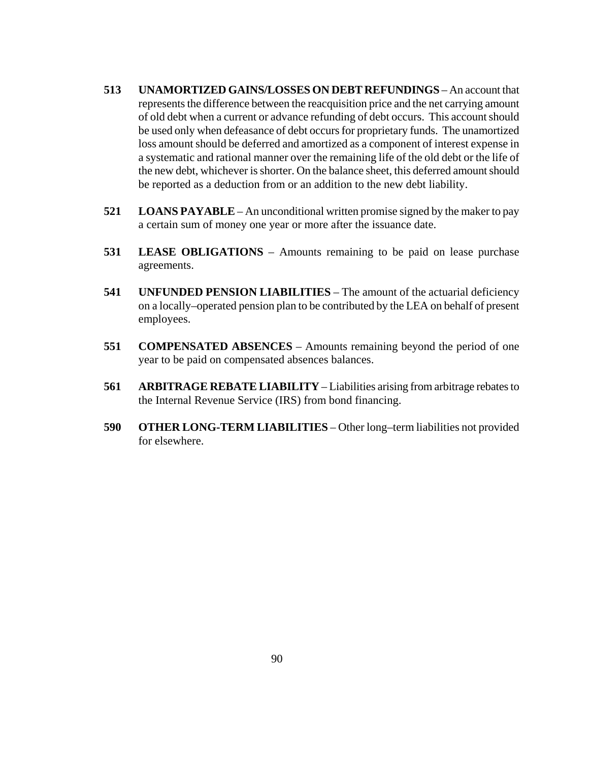**513** **UNAMORTIZED GAINS/LOSSES ON DEBT REFUNDINGS** – An account that represents the difference between the reacquisition price and the net carrying amount of old debt when a current or advance refunding of debt occurs. This account should be used only when defeasance of debt occurs for proprietary funds. The unamortized loss amount should be deferred and amortized as a component of interest expense in a systematic and rational manner over the remaining life of the old debt or the life of the new debt, whichever is shorter. On the balance sheet, this deferred amount should be reported as a deduction from or an addition to the new debt liability.

**521** **LOANS PAYABLE** – An unconditional written promise signed by the maker to pay a certain sum of money one year or more after the issuance date.

**531** **LEASE OBLIGATIONS** – Amounts remaining to be paid on lease purchase agreements.

**541** **UNFUNDED PENSION LIABILITIES** – The amount of the actuarial deficiency on a locally–operated pension plan to be contributed by the LEA on behalf of present employees.

**551** **COMPENSATED ABSENCES** – Amounts remaining beyond the period of one year to be paid on compensated absences balances.

**561** **ARBITRAGE REBATE LIABILITY** – Liabilities arising from arbitrage rebates to the Internal Revenue Service (IRS) from bond financing.

**590** **OTHER LONG-TERM LIABILITIES** – Other long–term liabilities not provided for elsewhere.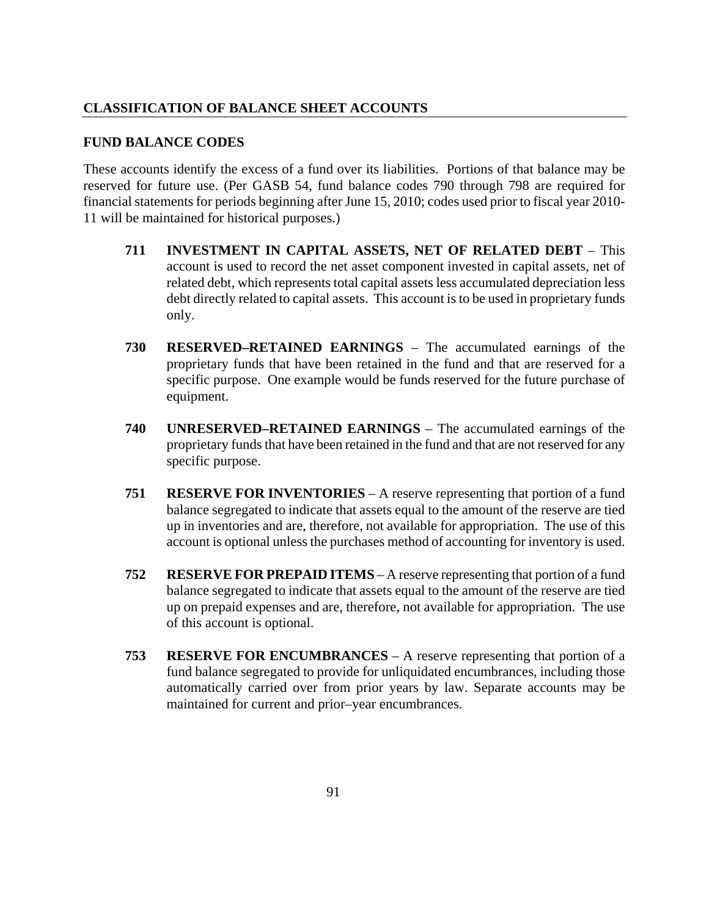## CLASSIFICATION OF BALANCE SHEET ACCOUNTS

### FUND BALANCE CODES

These accounts identify the excess of a fund over its liabilities. Portions of that balance may be reserved for future use. (Per GASB 54, fund balance codes 790 through 798 are required for financial statements for periods beginning after June 15, 2010; codes used prior to fiscal year 2010-11 will be maintained for historical purposes.)

**711 INVESTMENT IN CAPITAL ASSETS, NET OF RELATED DEBT** – This account is used to record the net asset component invested in capital assets, net of related debt, which represents total capital assets less accumulated depreciation less debt directly related to capital assets. This account is to be used in proprietary funds only.

**730 RESERVED–RETAINED EARNINGS** – The accumulated earnings of the proprietary funds that have been retained in the fund and that are reserved for a specific purpose. One example would be funds reserved for the future purchase of equipment.

**740 UNRESERVED–RETAINED EARNINGS** – The accumulated earnings of the proprietary funds that have been retained in the fund and that are not reserved for any specific purpose.

**751 RESERVE FOR INVENTORIES** – A reserve representing that portion of a fund balance segregated to indicate that assets equal to the amount of the reserve are tied up in inventories and are, therefore, not available for appropriation. The use of this account is optional unless the purchases method of accounting for inventory is used.

**752 RESERVE FOR PREPAID ITEMS** – A reserve representing that portion of a fund balance segregated to indicate that assets equal to the amount of the reserve are tied up on prepaid expenses and are, therefore, not available for appropriation. The use of this account is optional.

**753 RESERVE FOR ENCUMBRANCES** – A reserve representing that portion of a fund balance segregated to provide for unliquidated encumbrances, including those automatically carried over from prior years by law. Separate accounts may be maintained for current and prior–year encumbrances.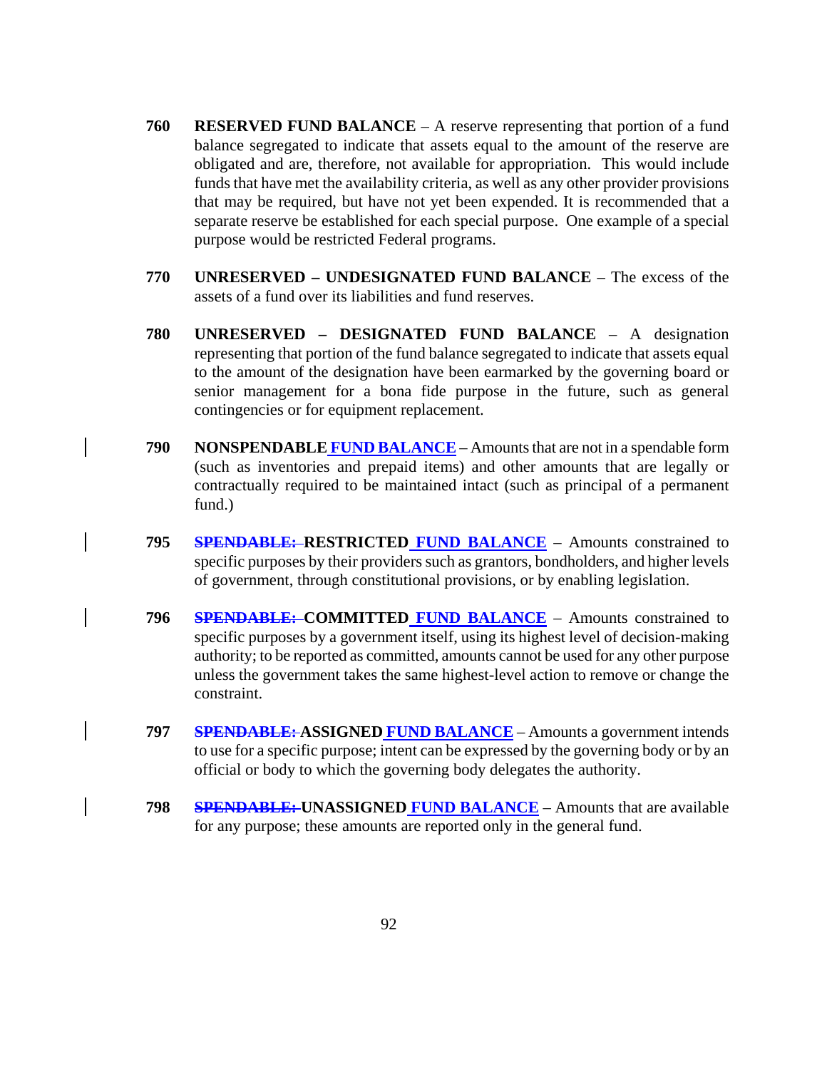**760** **RESERVED FUND BALANCE** – A reserve representing that portion of a fund balance segregated to indicate that assets equal to the amount of the reserve are obligated and are, therefore, not available for appropriation. This would include funds that have met the availability criteria, as well as any other provider provisions that may be required, but have not yet been expended. It is recommended that a separate reserve be established for each special purpose. One example of a special purpose would be restricted Federal programs.

**770** **UNRESERVED – UNDESIGNATED FUND BALANCE** – The excess of the assets of a fund over its liabilities and fund reserves.

**780** **UNRESERVED – DESIGNATED FUND BALANCE** – A designation representing that portion of the fund balance segregated to indicate that assets equal to the amount of the designation have been earmarked by the governing board or senior management for a bona fide purpose in the future, such as general contingencies or for equipment replacement.

**790** **NONSPENDABLE FUND BALANCE** – Amounts that are not in a spendable form (such as inventories and prepaid items) and other amounts that are legally or contractually required to be maintained intact (such as principal of a permanent fund.)

**795** ~~**SPENDABLE:**~~ **RESTRICTED FUND BALANCE** – Amounts constrained to specific purposes by their providers such as grantors, bondholders, and higher levels of government, through constitutional provisions, or by enabling legislation.

**796** ~~**SPENDABLE:**~~ **COMMITTED FUND BALANCE** – Amounts constrained to specific purposes by a government itself, using its highest level of decision-making authority; to be reported as committed, amounts cannot be used for any other purpose unless the government takes the same highest-level action to remove or change the constraint.

**797** ~~**SPENDABLE:**~~ **ASSIGNED FUND BALANCE** – Amounts a government intends to use for a specific purpose; intent can be expressed by the governing body or by an official or body to which the governing body delegates the authority.

**798** ~~**SPENDABLE:**~~ **UNASSIGNED FUND BALANCE** – Amounts that are available for any purpose; these amounts are reported only in the general fund.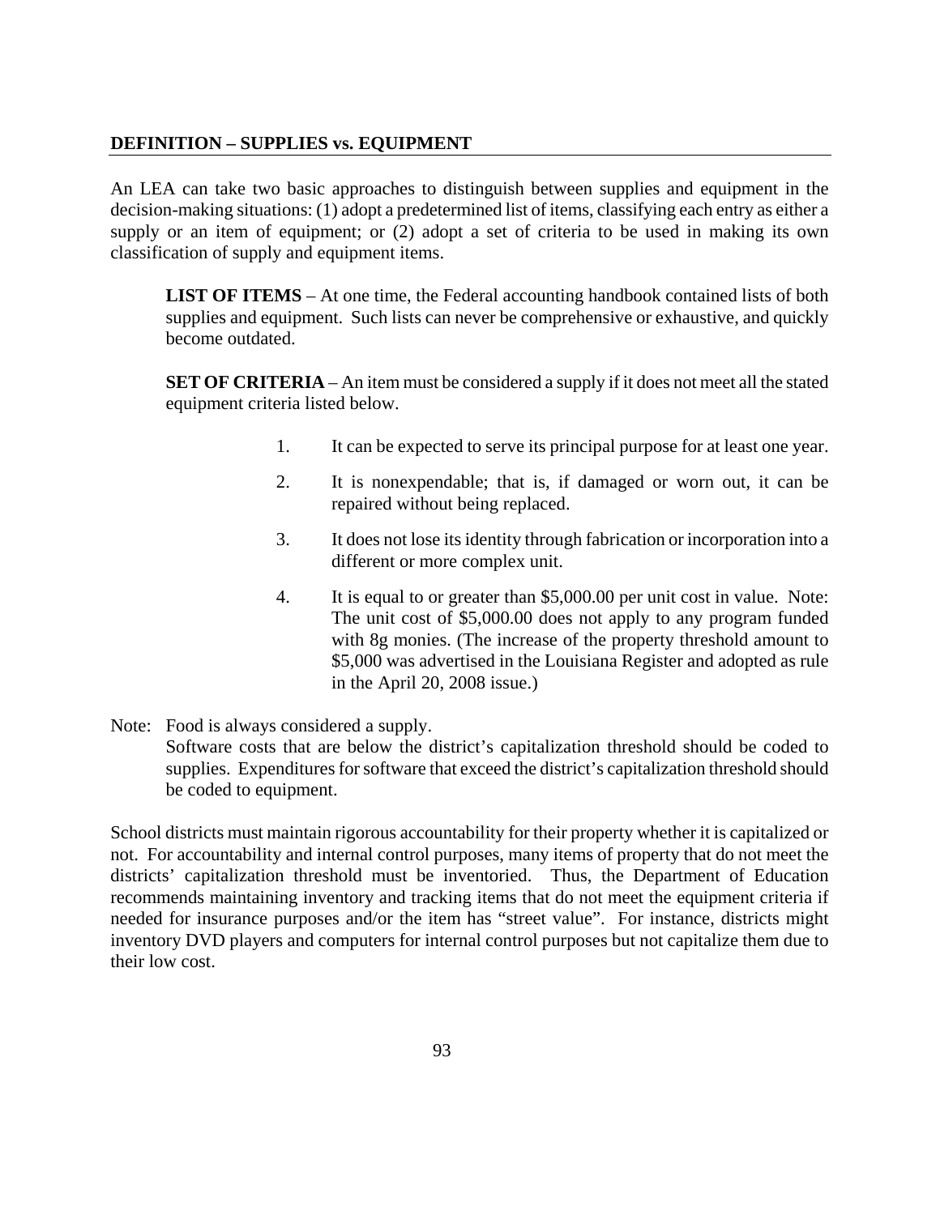## DEFINITION – SUPPLIES vs. EQUIPMENT

An LEA can take two basic approaches to distinguish between supplies and equipment in the decision-making situations: (1) adopt a predetermined list of items, classifying each entry as either a supply or an item of equipment; or (2) adopt a set of criteria to be used in making its own classification of supply and equipment items.

> **LIST OF ITEMS** – At one time, the Federal accounting handbook contained lists of both supplies and equipment. Such lists can never be comprehensive or exhaustive, and quickly become outdated.
>
> **SET OF CRITERIA** – An item must be considered a supply if it does not meet all the stated equipment criteria listed below.

1. It can be expected to serve its principal purpose for at least one year.
2. It is nonexpendable; that is, if damaged or worn out, it can be repaired without being replaced.
3. It does not lose its identity through fabrication or incorporation into a different or more complex unit.
4. It is equal to or greater than $5,000.00 per unit cost in value. Note: The unit cost of $5,000.00 does not apply to any program funded with 8g monies. (The increase of the property threshold amount to $5,000 was advertised in the Louisiana Register and adopted as rule in the April 20, 2008 issue.)

Note: Food is always considered a supply.
Software costs that are below the district's capitalization threshold should be coded to supplies. Expenditures for software that exceed the district's capitalization threshold should be coded to equipment.

School districts must maintain rigorous accountability for their property whether it is capitalized or not. For accountability and internal control purposes, many items of property that do not meet the districts' capitalization threshold must be inventoried. Thus, the Department of Education recommends maintaining inventory and tracking items that do not meet the equipment criteria if needed for insurance purposes and/or the item has "street value". For instance, districts might inventory DVD players and computers for internal control purposes but not capitalize them due to their low cost.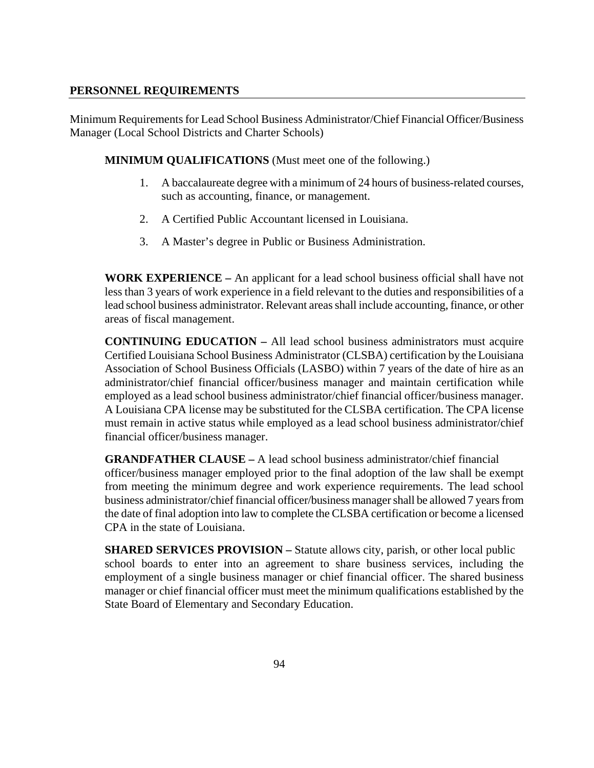## PERSONNEL REQUIREMENTS

Minimum Requirements for Lead School Business Administrator/Chief Financial Officer/Business Manager (Local School Districts and Charter Schools)

**MINIMUM QUALIFICATIONS** (Must meet one of the following.)

1. A baccalaureate degree with a minimum of 24 hours of business-related courses, such as accounting, finance, or management.
2. A Certified Public Accountant licensed in Louisiana.
3. A Master's degree in Public or Business Administration.

**WORK EXPERIENCE –** An applicant for a lead school business official shall have not less than 3 years of work experience in a field relevant to the duties and responsibilities of a lead school business administrator. Relevant areas shall include accounting, finance, or other areas of fiscal management.

**CONTINUING EDUCATION –** All lead school business administrators must acquire Certified Louisiana School Business Administrator (CLSBA) certification by the Louisiana Association of School Business Officials (LASBO) within 7 years of the date of hire as an administrator/chief financial officer/business manager and maintain certification while employed as a lead school business administrator/chief financial officer/business manager. A Louisiana CPA license may be substituted for the CLSBA certification. The CPA license must remain in active status while employed as a lead school business administrator/chief financial officer/business manager.

**GRANDFATHER CLAUSE –** A lead school business administrator/chief financial officer/business manager employed prior to the final adoption of the law shall be exempt from meeting the minimum degree and work experience requirements. The lead school business administrator/chief financial officer/business manager shall be allowed 7 years from the date of final adoption into law to complete the CLSBA certification or become a licensed CPA in the state of Louisiana.

**SHARED SERVICES PROVISION –** Statute allows city, parish, or other local public school boards to enter into an agreement to share business services, including the employment of a single business manager or chief financial officer. The shared business manager or chief financial officer must meet the minimum qualifications established by the State Board of Elementary and Secondary Education.